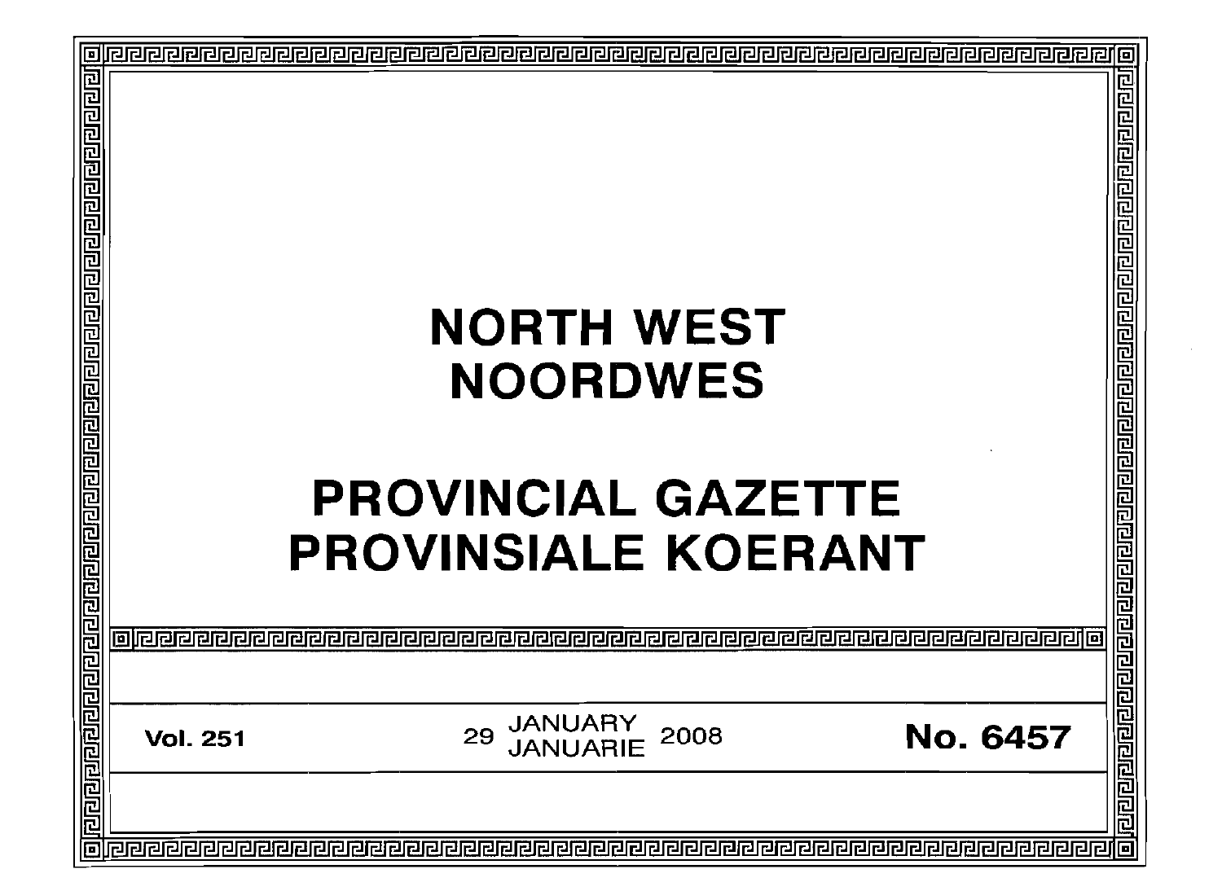# NORTH WEST
# NOORDWES

# PROVINCIAL GAZETTE
# PROVINSIALE KOERANT

**Vol. 251** | 29 JANUARY / JANUARIE 2008 | **No. 6457**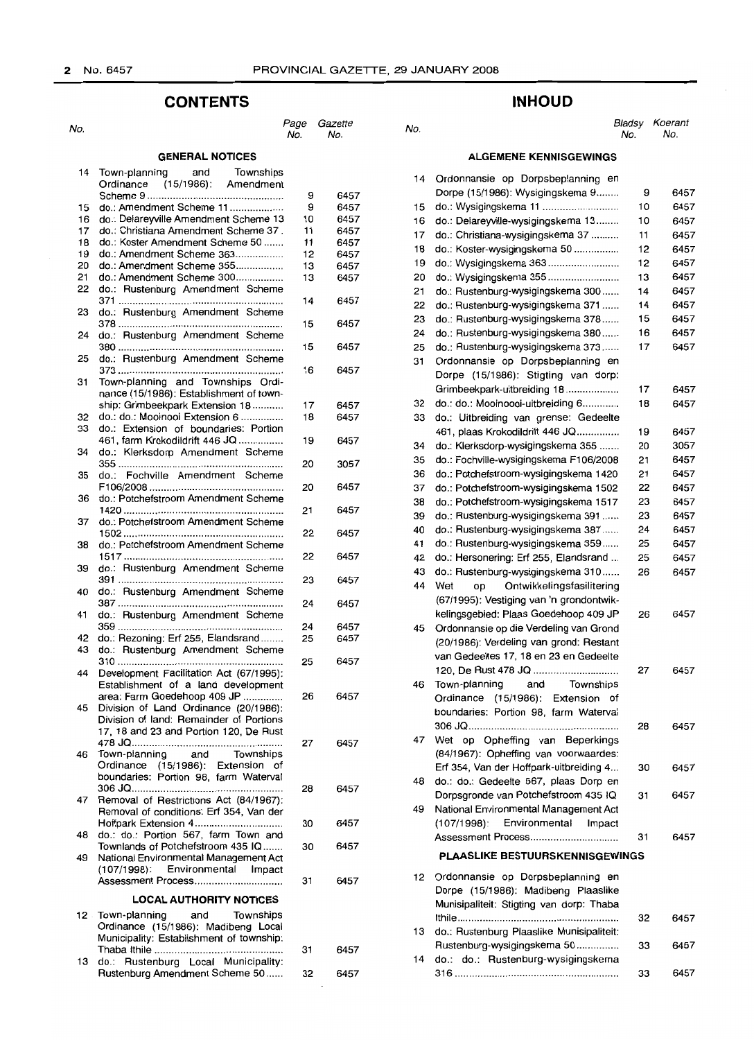## CONTENTS

| No. | | Page No. | Gazette No. |
|---|---|---|---|
| | **GENERAL NOTICES** | | |
| 14 | Town-planning and Townships Ordinance (15/1986): Amendment Scheme 9 | 9 | 6457 |
| 15 | do.: Amendment Scheme 11 | 9 | 6457 |
| 16 | do.: Delareyville Amendment Scheme 13 | 10 | 6457 |
| 17 | do.: Christiana Amendment Scheme 37 | 11 | 6457 |
| 18 | do.: Koster Amendment Scheme 50 | 11 | 6457 |
| 19 | do.: Amendment Scheme 363 | 12 | 6457 |
| 20 | do.: Amendment Scheme 355 | 13 | 6457 |
| 21 | do.: Amendment Scheme 300 | 13 | 6457 |
| 22 | do.: Rustenburg Amendment Scheme 371 | 14 | 6457 |
| 23 | do.: Rustenburg Amendment Scheme 378 | 15 | 6457 |
| 24 | do.: Rustenburg Amendment Scheme 380 | 15 | 6457 |
| 25 | do.: Rustenburg Amendment Scheme 373 | 16 | 6457 |
| 31 | Town-planning and Townships Ordinance (15/1986): Establishment of township: Grimbeekpark Extension 18 | 17 | 6457 |
| 32 | do.: do.: Mooinooi Extension 6 | 18 | 6457 |
| 33 | do.: Extension of boundaries: Portion 461, farm Krokodildrift 446 JQ | 19 | 6457 |
| 34 | do.: Klerksdorp Amendment Scheme 355 | 20 | 3057 |
| 35 | do.: Fochville Amendment Scheme F106/2008 | 20 | 6457 |
| 36 | do.: Potchefstroom Amendment Scheme 1420 | 21 | 6457 |
| 37 | do.: Potchefstroom Amendment Scheme 1502 | 22 | 6457 |
| 38 | do.: Potchefstroom Amendment Scheme 1517 | 22 | 6457 |
| 39 | do.: Rustenburg Amendment Scheme 391 | 23 | 6457 |
| 40 | do.: Rustenburg Amendment Scheme 387 | 24 | 6457 |
| 41 | do.: Rustenburg Amendment Scheme 359 | 24 | 6457 |
| 42 | do.: Rezoning: Erf 255, Elandsrand | 25 | 6457 |
| 43 | do.: Rustenburg Amendment Scheme 310 | 25 | 6457 |
| 44 | Development Facilitation Act (67/1995): Establishment of a land development area: Farm Goedehoop 409 JP | 26 | 6457 |
| 45 | Division of Land Ordinance (20/1986): Division of land: Remainder of Portions 17, 18 and 23 and Portion 120, De Rust 478 JQ | 27 | 6457 |
| 46 | Town-planning and Townships Ordinance (15/1986): Extension of boundaries: Portion 98, farm Waterval 306 JQ | 28 | 6457 |
| 47 | Removal of Restrictions Act (84/1967): Removal of conditions: Erf 354, Van der Hoffpark Extension 4 | 30 | 6457 |
| 48 | do.: do.: Portion 567, farm Town and Townlands of Potchefstroom 435 IQ | 30 | 6457 |
| 49 | National Environmental Management Act (107/1998): Environmental Impact Assessment Process | 31 | 6457 |
| | **LOCAL AUTHORITY NOTICES** | | |
| 12 | Town-planning and Townships Ordinance (15/1986): Madibeng Local Municipality: Establishment of township: Thaba Ithile | 31 | 6457 |
| 13 | do.: Rustenburg Local Municipality: Rustenburg Amendment Scheme 50 | 32 | 6457 |

## INHOUD

| No. | | Bladsy No. | Koerant No. |
|---|---|---|---|
| | **ALGEMENE KENNISGEWINGS** | | |
| 14 | Ordonnansie op Dorpsbeplanning en Dorpe (15/1986): Wysigingskema 9 | 9 | 6457 |
| 15 | do.: Wysigingskema 11 | 10 | 6457 |
| 16 | do.: Delareyville-wysigingskema 13 | 10 | 6457 |
| 17 | do.: Christiana-wysigingskema 37 | 11 | 6457 |
| 18 | do.: Koster-wysigingskema 50 | 12 | 6457 |
| 19 | do.: Wysigingskema 363 | 12 | 6457 |
| 20 | do.: Wysigingskema 355 | 13 | 6457 |
| 21 | do.: Rustenburg-wysigingskema 300 | 14 | 6457 |
| 22 | do.: Rustenburg-wysigingskema 371 | 14 | 6457 |
| 23 | do.: Rustenburg-wysigingskema 378 | 15 | 6457 |
| 24 | do.: Rustenburg-wysigingskema 380 | 16 | 6457 |
| 25 | do.: Rustenburg-wysigingskema 373 | 17 | 6457 |
| 31 | Ordonnansie op Dorpsbeplanning en Dorpe (15/1986): Stigting van dorp: Grimbeekpark-uitbreiding 18 | 17 | 6457 |
| 32 | do.: do.: Mooinooi-uitbreiding 6 | 18 | 6457 |
| 33 | do.: Uitbreiding van grense: Gedeelte 461, plaas Krokodildrift 446 JQ | 19 | 6457 |
| 34 | do.: Klerksdorp-wysigingskema 355 | 20 | 3057 |
| 35 | do.: Fochville-wysigingskema F106/2008 | 21 | 6457 |
| 36 | do.: Potchefstroom-wysigingskema 1420 | 21 | 6457 |
| 37 | do.: Potchefstroom-wysigingskema 1502 | 22 | 6457 |
| 38 | do.: Potchefstroom-wysigingskema 1517 | 23 | 6457 |
| 39 | do.: Rustenburg-wysigingskema 391 | 23 | 6457 |
| 40 | do.: Rustenburg-wysigingskema 387 | 24 | 6457 |
| 41 | do.: Rustenburg-wysigingskema 359 | 25 | 6457 |
| 42 | do.: Hersonering: Erf 255, Elandsrand | 25 | 6457 |
| 43 | do.: Rustenburg-wysigingskema 310 | 26 | 6457 |
| 44 | Wet op Ontwikkelingsfasilitering (67/1995): Vestiging van 'n grondontwikkelingsgebied: Plaas Goedehoop 409 JP | 26 | 6457 |
| 45 | Ordonnansie op die Verdeling van Grond (20/1986): Verdeling van grond: Restant van Gedeeltes 17, 18 en 23 en Gedeelte 120, De Rust 478 JQ | 27 | 6457 |
| 46 | Town-planning and Townships Ordinance (15/1986): Extension of boundaries: Portion 98, farm Waterval 306 JQ | 28 | 6457 |
| 47 | Wet op Opheffing van Beperkings (84/1967): Opheffing van voorwaardes: Erf 354, Van der Hoffpark-uitbreiding 4 | 30 | 6457 |
| 48 | do.: do.: Gedeelte 567, plaas Dorp en Dorpsgronde van Potchefstroom 435 IQ | 31 | 6457 |
| 49 | National Environmental Management Act (107/1998): Environmental Impact Assessment Process | 31 | 6457 |
| | **PLAASLIKE BESTUURSKENNISGEWINGS** | | |
| 12 | Ordonnansie op Dorpsbeplanning en Dorpe (15/1986): Madibeng Plaaslike Munisipaliteit: Stigting van dorp: Thaba Ithile | 32 | 6457 |
| 13 | do.: Rustenburg Plaaslike Munisipaliteit: Rustenburg-wysigingskema 50 | 33 | 6457 |
| 14 | do.: do.: Rustenburg-wysigingskema 316 | 33 | 6457 |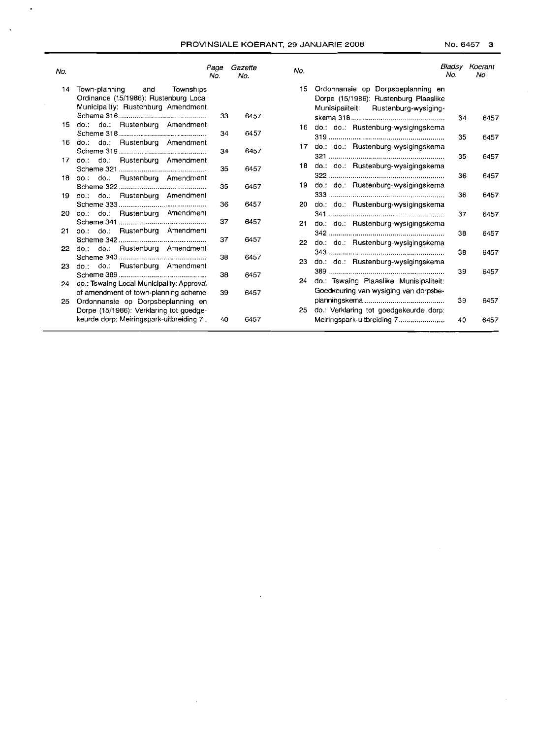| No. | | Page No. | Gazette No. |
|---|---|---|---|
| 14 | Town-planning and Townships Ordinance (15/1986): Rustenburg Local Municipality: Rustenburg Amendment Scheme 316 | 33 | 6457 |
| 15 | do.: do.: Rustenburg Amendment Scheme 318 | 34 | 6457 |
| 16 | do.: do.: Rustenburg Amendment Scheme 319 | 34 | 6457 |
| 17 | do.: do.: Rustenburg Amendment Scheme 321 | 35 | 6457 |
| 18 | do.: do.: Rustenburg Amendment Scheme 322 | 35 | 6457 |
| 19 | do.: do.: Rustenburg Amendment Scheme 333 | 36 | 6457 |
| 20 | do.: do.: Rustenburg Amendment Scheme 341 | 37 | 6457 |
| 21 | do.: do.: Rustenburg Amendment Scheme 342 | 37 | 6457 |
| 22 | do.: do.: Rustenburg Amendment Scheme 343 | 38 | 6457 |
| 23 | do.: do.: Rustenburg Amendment Scheme 389 | 38 | 6457 |
| 24 | do.: Tswaing Local Municipality: Approval of amendment of town-planning scheme | 39 | 6457 |
| 25 | Ordonnansie op Dorpsbeplanning en Dorpe (15/1986): Verklaring tot goedgekeurde dorp: Meiringspark-uitbreiding 7 | 40 | 6457 |

| No. | | Bladsy No. | Koerant No. |
|---|---|---|---|
| 15 | Ordonnansie op Dorpsbeplanning en Dorpe (15/1986): Rustenburg Plaaslike Munisipaliteit: Rustenburg-wysigingskema 318 | 34 | 6457 |
| 16 | do.: do.: Rustenburg-wysigingskema 319 | 35 | 6457 |
| 17 | do.: do.: Rustenburg-wysigingskema 321 | 35 | 6457 |
| 18 | do.: do.: Rustenburg-wysigingskema 322 | 36 | 6457 |
| 19 | do.: do.: Rustenburg-wysigingskema 333 | 36 | 6457 |
| 20 | do.: do.: Rustenburg-wysigingskema 341 | 37 | 6457 |
| 21 | do.: do.: Rustenburg-wysigingskema 342 | 38 | 6457 |
| 22 | do.: do.: Rustenburg-wysigingskema 343 | 38 | 6457 |
| 23 | do.: do.: Rustenburg-wysigingskema 389 | 39 | 6457 |
| 24 | do.: Tswaing Plaaslike Munisipaliteit: Goedkeuring van wysiging van dorpsbeplanningskema | 39 | 6457 |
| 25 | do.: Verklaring tot goedgekeurde dorp: Meiringspark-uitbreiding 7 | 40 | 6457 |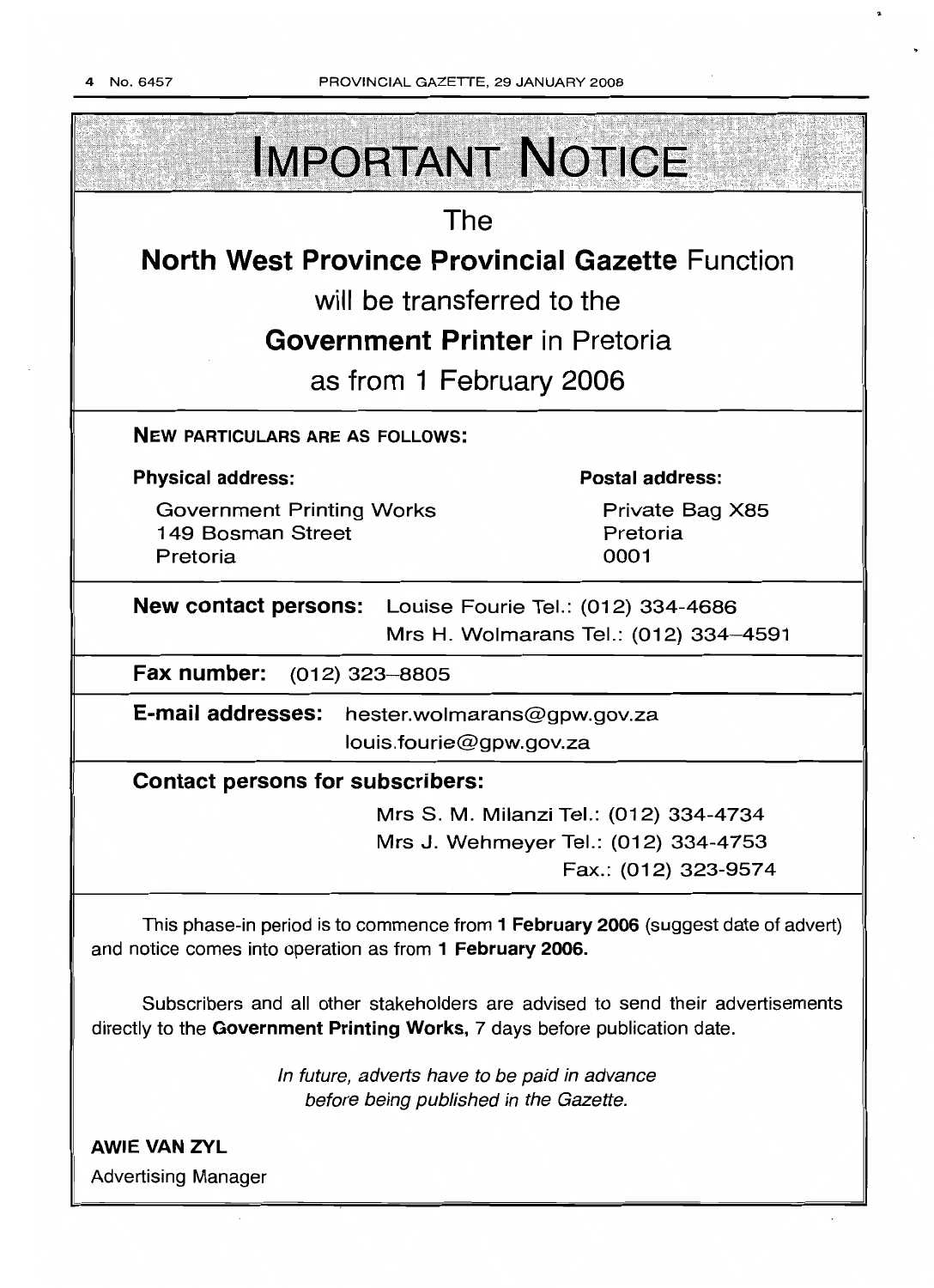# IMPORTANT NOTICE

The

**North West Province Provincial Gazette** Function

will be transferred to the

**Government Printer** in Pretoria

as from 1 February 2006

**NEW PARTICULARS ARE AS FOLLOWS:**

| **Physical address:** | **Postal address:** |
|---|---|
| Government Printing Works<br>149 Bosman Street<br>Pretoria | Private Bag X85<br>Pretoria<br>0001 |

**New contact persons:** Louise Fourie Tel.: (012) 334-4686
Mrs H. Wolmarans Tel.: (012) 334–4591

**Fax number:** (012) 323–8805

**E-mail addresses:** hester.wolmarans@gpw.gov.za
louis.fourie@gpw.gov.za

**Contact persons for subscribers:**

Mrs S. M. Milanzi Tel.: (012) 334-4734
Mrs J. Wehmeyer Tel.: (012) 334-4753
Fax.: (012) 323-9574

This phase-in period is to commence from **1 February 2006** (suggest date of advert) and notice comes into operation as from **1 February 2006.**

Subscribers and all other stakeholders are advised to send their advertisements directly to the **Government Printing Works,** 7 days before publication date.

*In future, adverts have to be paid in advance before being published in the Gazette.*

**AWIE VAN ZYL**
Advertising Manager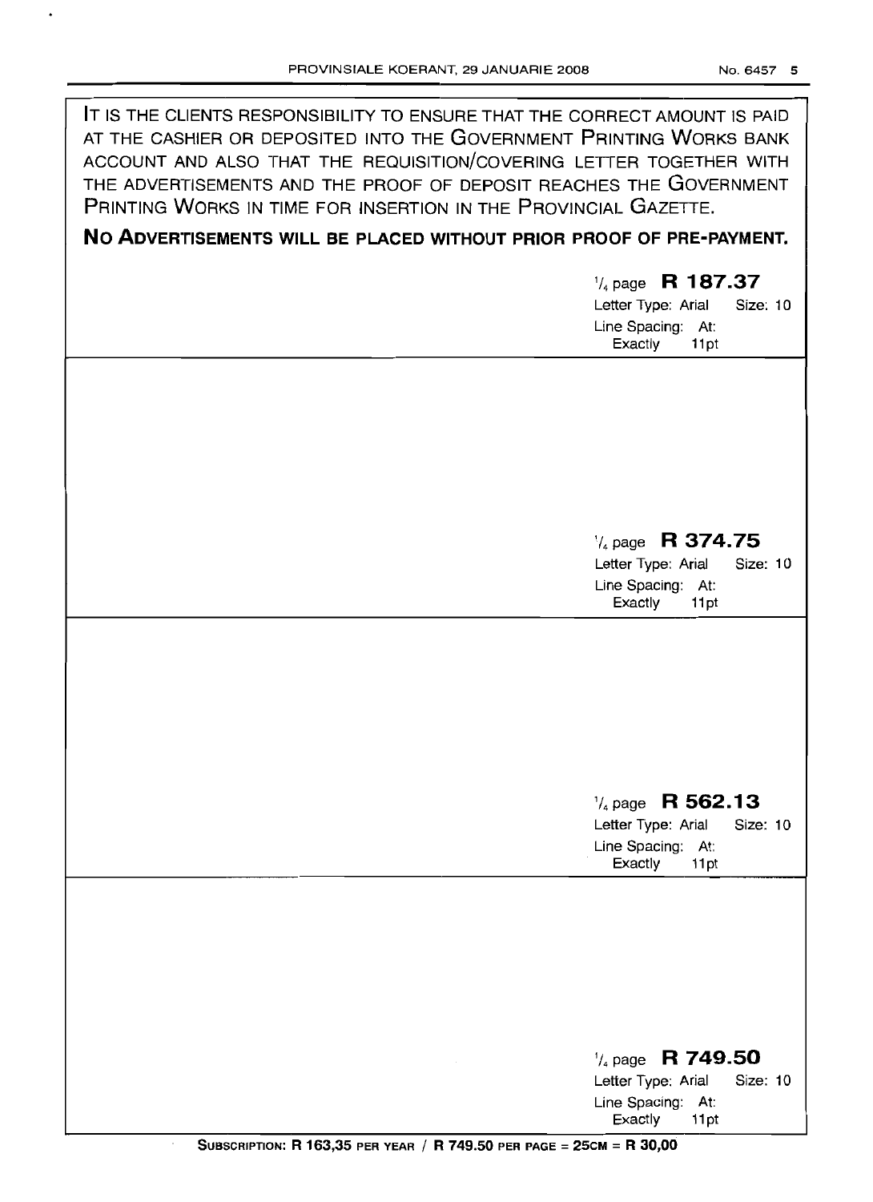IT IS THE CLIENTS RESPONSIBILITY TO ENSURE THAT THE CORRECT AMOUNT IS PAID AT THE CASHIER OR DEPOSITED INTO THE GOVERNMENT PRINTING WORKS BANK ACCOUNT AND ALSO THAT THE REQUISITION/COVERING LETTER TOGETHER WITH THE ADVERTISEMENTS AND THE PROOF OF DEPOSIT REACHES THE GOVERNMENT PRINTING WORKS IN TIME FOR INSERTION IN THE PROVINCIAL GAZETTE.

**NO ADVERTISEMENTS WILL BE PLACED WITHOUT PRIOR PROOF OF PRE-PAYMENT.**

¼ page **R 187.37**
Letter Type: Arial Size: 10
Line Spacing: At: Exactly 11pt

---

¼ page **R 374.75**
Letter Type: Arial Size: 10
Line Spacing: At: Exactly 11pt

---

¼ page **R 562.13**
Letter Type: Arial Size: 10
Line Spacing: At: Exactly 11pt

---

¼ page **R 749.50**
Letter Type: Arial Size: 10
Line Spacing: At: Exactly 11pt

**SUBSCRIPTION: R 163,35 PER YEAR / R 749.50 PER PAGE = 25CM = R 30,00**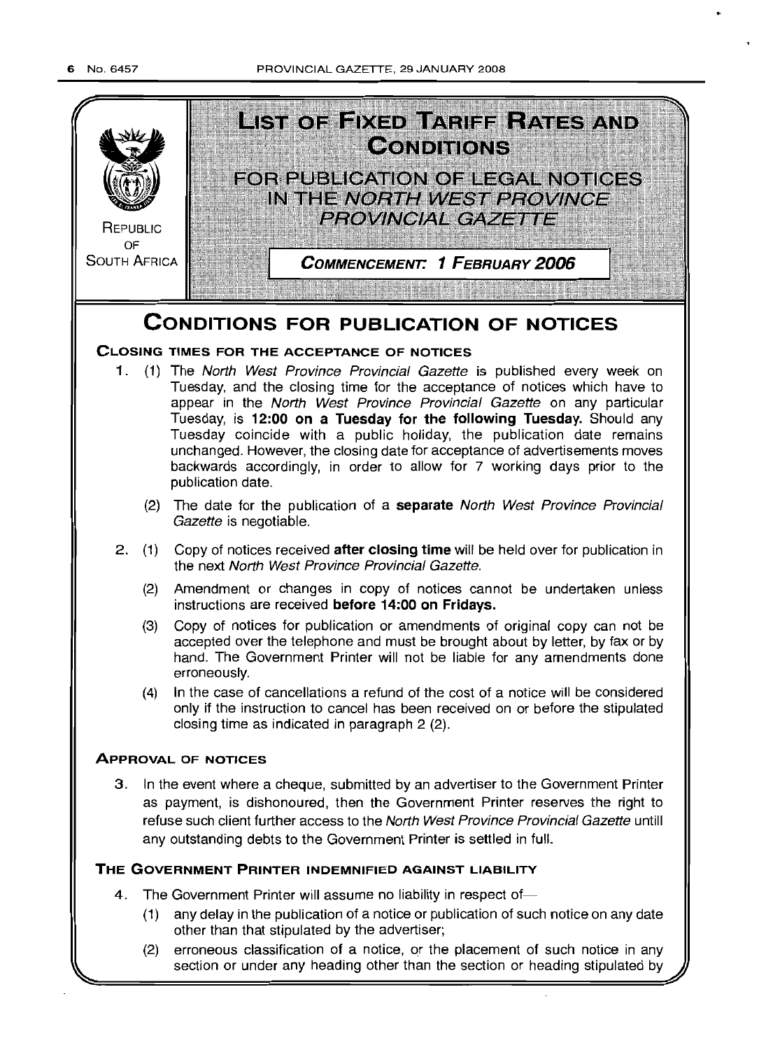# LIST OF FIXED TARIFF RATES AND CONDITIONS

## FOR PUBLICATION OF LEGAL NOTICES IN THE *NORTH WEST PROVINCE PROVINCIAL GAZETTE*

REPUBLIC OF SOUTH AFRICA

**COMMENCEMENT: 1 FEBRUARY 2006**

# CONDITIONS FOR PUBLICATION OF NOTICES

### CLOSING TIMES FOR THE ACCEPTANCE OF NOTICES

1. (1) The *North West Province Provincial Gazette* is published every week on Tuesday, and the closing time for the acceptance of notices which have to appear in the *North West Province Provincial Gazette* on any particular Tuesday, is **12:00 on a Tuesday for the following Tuesday.** Should any Tuesday coincide with a public holiday, the publication date remains unchanged. However, the closing date for acceptance of advertisements moves backwards accordingly, in order to allow for 7 working days prior to the publication date.

   (2) The date for the publication of a **separate** *North West Province Provincial Gazette* is negotiable.

2. (1) Copy of notices received **after closing time** will be held over for publication in the next *North West Province Provincial Gazette.*

   (2) Amendment or changes in copy of notices cannot be undertaken unless instructions are received **before 14:00 on Fridays.**

   (3) Copy of notices for publication or amendments of original copy can not be accepted over the telephone and must be brought about by letter, by fax or by hand. The Government Printer will not be liable for any amendments done erroneously.

   (4) In the case of cancellations a refund of the cost of a notice will be considered only if the instruction to cancel has been received on or before the stipulated closing time as indicated in paragraph 2 (2).

### APPROVAL OF NOTICES

3. In the event where a cheque, submitted by an advertiser to the Government Printer as payment, is dishonoured, then the Government Printer reserves the right to refuse such client further access to the *North West Province Provincial Gazette* untill any outstanding debts to the Government Printer is settled in full.

### THE GOVERNMENT PRINTER INDEMNIFIED AGAINST LIABILITY

4. The Government Printer will assume no liability in respect of—

   (1) any delay in the publication of a notice or publication of such notice on any date other than that stipulated by the advertiser;

   (2) erroneous classification of a notice, or the placement of such notice in any section or under any heading other than the section or heading stipulated by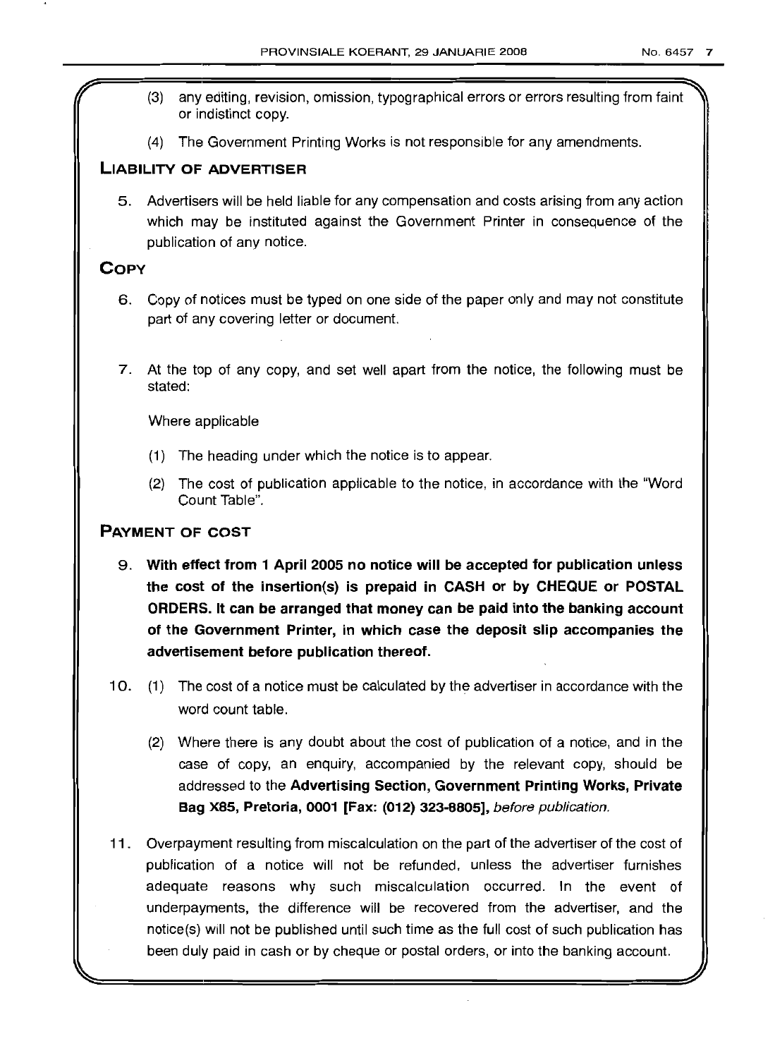(3) any editing, revision, omission, typographical errors or errors resulting from faint or indistinct copy.

(4) The Government Printing Works is not responsible for any amendments.

## LIABILITY OF ADVERTISER

5. Advertisers will be held liable for any compensation and costs arising from any action which may be instituted against the Government Printer in consequence of the publication of any notice.

## COPY

6. Copy of notices must be typed on one side of the paper only and may not constitute part of any covering letter or document.

7. At the top of any copy, and set well apart from the notice, the following must be stated:

   Where applicable

   (1) The heading under which the notice is to appear.

   (2) The cost of publication applicable to the notice, in accordance with the "Word Count Table".

## PAYMENT OF COST

9. **With effect from 1 April 2005 no notice will be accepted for publication unless the cost of the insertion(s) is prepaid in CASH or by CHEQUE or POSTAL ORDERS. It can be arranged that money can be paid into the banking account of the Government Printer, in which case the deposit slip accompanies the advertisement before publication thereof.**

10. (1) The cost of a notice must be calculated by the advertiser in accordance with the word count table.

    (2) Where there is any doubt about the cost of publication of a notice, and in the case of copy, an enquiry, accompanied by the relevant copy, should be addressed to the **Advertising Section, Government Printing Works, Private Bag X85, Pretoria, 0001 [Fax: (012) 323-8805],** *before publication.*

11. Overpayment resulting from miscalculation on the part of the advertiser of the cost of publication of a notice will not be refunded, unless the advertiser furnishes adequate reasons why such miscalculation occurred. In the event of underpayments, the difference will be recovered from the advertiser, and the notice(s) will not be published until such time as the full cost of such publication has been duly paid in cash or by cheque or postal orders, or into the banking account.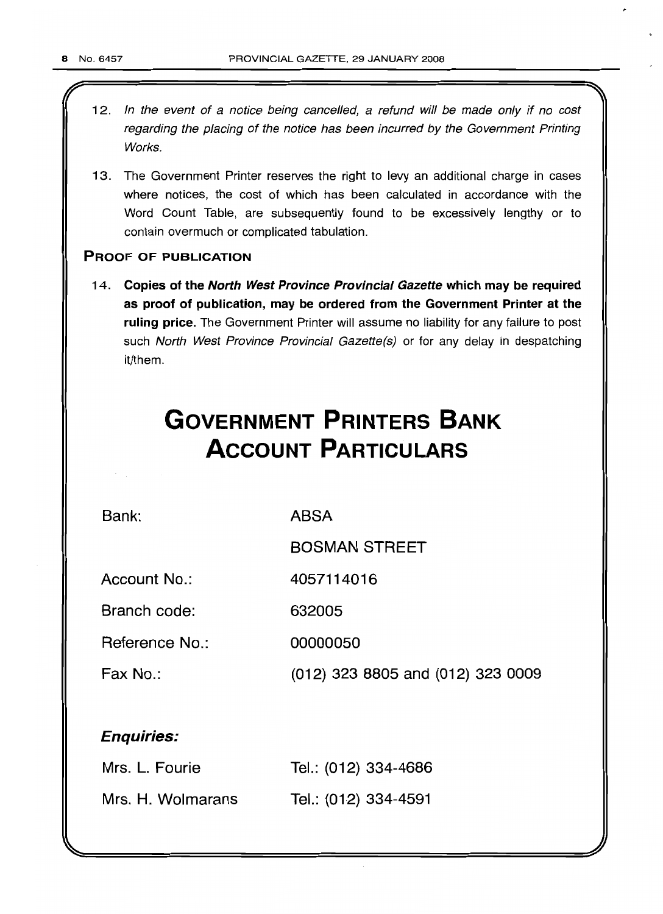12. *In the event of a notice being cancelled, a refund will be made only if no cost regarding the placing of the notice has been incurred by the Government Printing Works.*

13. The Government Printer reserves the right to levy an additional charge in cases where notices, the cost of which has been calculated in accordance with the Word Count Table, are subsequently found to be excessively lengthy or to contain overmuch or complicated tabulation.

**PROOF OF PUBLICATION**

14. **Copies of the *North West Province Provincial Gazette* which may be required as proof of publication, may be ordered from the Government Printer at the ruling price.** The Government Printer will assume no liability for any failure to post such *North West Province Provincial Gazette(s)* or for any delay in despatching it/them.

# GOVERNMENT PRINTERS BANK ACCOUNT PARTICULARS

| | |
|---|---|
| Bank: | ABSA |
| | BOSMAN STREET |
| Account No.: | 4057114016 |
| Branch code: | 632005 |
| Reference No.: | 00000050 |
| Fax No.: | (012) 323 8805 and (012) 323 0009 |

***Enquiries:***

| | |
|---|---|
| Mrs. L. Fourie | Tel.: (012) 334-4686 |
| Mrs. H. Wolmarans | Tel.: (012) 334-4591 |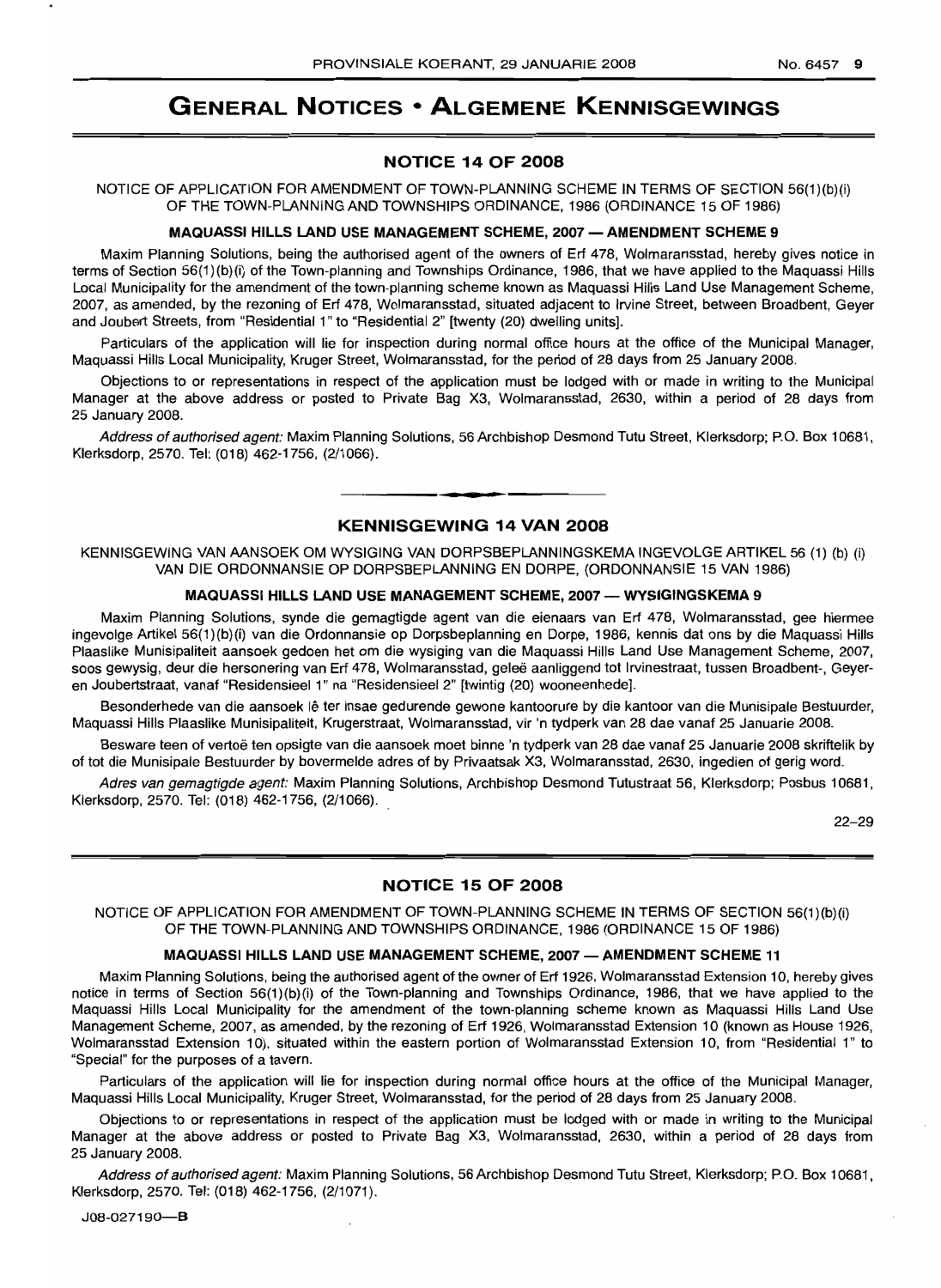# GENERAL NOTICES • ALGEMENE KENNISGEWINGS

## NOTICE 14 OF 2008

NOTICE OF APPLICATION FOR AMENDMENT OF TOWN-PLANNING SCHEME IN TERMS OF SECTION 56(1)(b)(i) OF THE TOWN-PLANNING AND TOWNSHIPS ORDINANCE, 1986 (ORDINANCE 15 OF 1986)

### MAQUASSI HILLS LAND USE MANAGEMENT SCHEME, 2007 — AMENDMENT SCHEME 9

Maxim Planning Solutions, being the authorised agent of the owners of Erf 478, Wolmaransstad, hereby gives notice in terms of Section 56(1)(b)(i) of the Town-planning and Townships Ordinance, 1986, that we have applied to the Maquassi Hills Local Municipality for the amendment of the town-planning scheme known as Maquassi Hills Land Use Management Scheme, 2007, as amended, by the rezoning of Erf 478, Wolmaransstad, situated adjacent to Irvine Street, between Broadbent, Geyer and Joubert Streets, from "Residential 1" to "Residential 2" [twenty (20) dwelling units].

Particulars of the application will lie for inspection during normal office hours at the office of the Municipal Manager, Maquassi Hills Local Municipality, Kruger Street, Wolmaransstad, for the period of 28 days from 25 January 2008.

Objections to or representations in respect of the application must be lodged with or made in writing to the Municipal Manager at the above address or posted to Private Bag X3, Wolmaransstad, 2630, within a period of 28 days from 25 January 2008.

*Address of authorised agent:* Maxim Planning Solutions, 56 Archbishop Desmond Tutu Street, Klerksdorp; P.O. Box 10681, Klerksdorp, 2570. Tel: (018) 462-1756, (2/1066).

---

## KENNISGEWING 14 VAN 2008

KENNISGEWING VAN AANSOEK OM WYSIGING VAN DORPSBEPLANNINGSKEMA INGEVOLGE ARTIKEL 56 (1) (b) (i) VAN DIE ORDONNANSIE OP DORPSBEPLANNING EN DORPE, (ORDONNANSIE 15 VAN 1986)

### MAQUASSI HILLS LAND USE MANAGEMENT SCHEME, 2007 — WYSIGINGSKEMA 9

Maxim Planning Solutions, synde die gemagtigde agent van die eienaars van Erf 478, Wolmaransstad, gee hiermee ingevolge Artikel 56(1)(b)(i) van die Ordonnansie op Dorpsbeplanning en Dorpe, 1986, kennis dat ons by die Maquassi Hills Plaaslike Munisipaliteit aansoek gedoen het om die wysiging van die Maquassi Hills Land Use Management Scheme, 2007, soos gewysig, deur die hersonering van Erf 478, Wolmaransstad, geleë aanliggend tot Irvinestraat, tussen Broadbent-, Geyer- en Joubertstraat, vanaf "Residensieel 1" na "Residensieel 2" [twintig (20) wooneenhede].

Besonderhede van die aansoek lê ter insae gedurende gewone kantoorure by die kantoor van die Munisipale Bestuurder, Maquassi Hills Plaaslike Munisipaliteit, Krugerstraat, Wolmaransstad, vir 'n tydperk van 28 dae vanaf 25 Januarie 2008.

Besware teen of vertoë ten opsigte van die aansoek moet binne 'n tydperk van 28 dae vanaf 25 Januarie 2008 skriftelik by of tot die Munisipale Bestuurder by bovermelde adres of by Privaatsak X3, Wolmaransstad, 2630, ingedien of gerig word.

*Adres van gemagtigde agent:* Maxim Planning Solutions, Archbishop Desmond Tutustraat 56, Klerksdorp; Posbus 10681, Klerksdorp, 2570. Tel: (018) 462-1756, (2/1066).

22–29

---

## NOTICE 15 OF 2008

NOTICE OF APPLICATION FOR AMENDMENT OF TOWN-PLANNING SCHEME IN TERMS OF SECTION 56(1)(b)(i) OF THE TOWN-PLANNING AND TOWNSHIPS ORDINANCE, 1986 (ORDINANCE 15 OF 1986)

### MAQUASSI HILLS LAND USE MANAGEMENT SCHEME, 2007 — AMENDMENT SCHEME 11

Maxim Planning Solutions, being the authorised agent of the owner of Erf 1926, Wolmaransstad Extension 10, hereby gives notice in terms of Section 56(1)(b)(i) of the Town-planning and Townships Ordinance, 1986, that we have applied to the Maquassi Hills Local Municipality for the amendment of the town-planning scheme known as Maquassi Hills Land Use Management Scheme, 2007, as amended, by the rezoning of Erf 1926, Wolmaransstad Extension 10 (known as House 1926, Wolmaransstad Extension 10), situated within the eastern portion of Wolmaransstad Extension 10, from "Residential 1" to "Special" for the purposes of a tavern.

Particulars of the application will lie for inspection during normal office hours at the office of the Municipal Manager, Maquassi Hills Local Municipality, Kruger Street, Wolmaransstad, for the period of 28 days from 25 January 2008.

Objections to or representations in respect of the application must be lodged with or made in writing to the Municipal Manager at the above address or posted to Private Bag X3, Wolmaransstad, 2630, within a period of 28 days from 25 January 2008.

*Address of authorised agent:* Maxim Planning Solutions, 56 Archbishop Desmond Tutu Street, Klerksdorp; P.O. Box 10681, Klerksdorp, 2570. Tel: (018) 462-1756, (2/1071).

J08-027190—B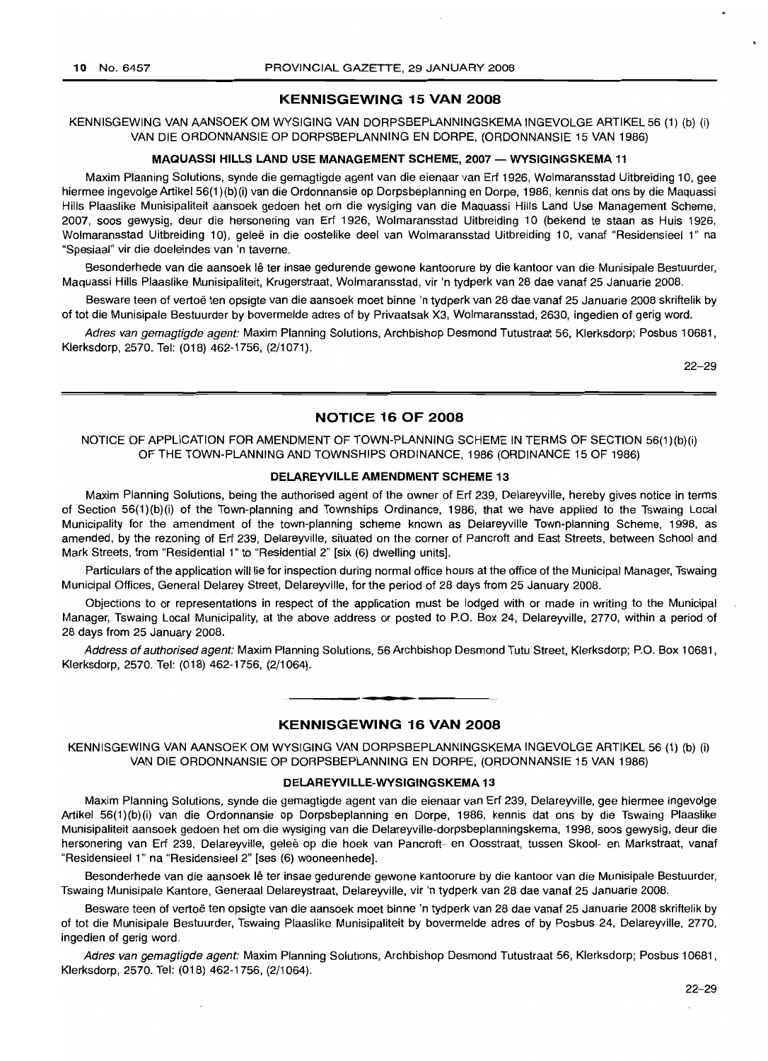## KENNISGEWING 15 VAN 2008

KENNISGEWING VAN AANSOEK OM WYSIGING VAN DORPSBEPLANNINGSKEMA INGEVOLGE ARTIKEL 56 (1) (b) (i) VAN DIE ORDONNANSIE OP DORPSBEPLANNING EN DORPE, (ORDONNANSIE 15 VAN 1986)

### MAQUASSI HILLS LAND USE MANAGEMENT SCHEME, 2007 — WYSIGINGSKEMA 11

Maxim Planning Solutions, synde die gemagtigde agent van die eienaar van Erf 1926, Wolmaransstad Uitbreiding 10, gee hiermee ingevolge Artikel 56(1)(b)(i) van die Ordonnansie op Dorpsbeplanning en Dorpe, 1986, kennis dat ons by die Maquassi Hills Plaaslike Munisipaliteit aansoek gedoen het om die wysiging van die Maquassi Hills Land Use Management Scheme, 2007, soos gewysig, deur die hersonering van Erf 1926, Wolmaransstad Uitbreiding 10 (bekend te staan as Huis 1926, Wolmaransstad Uitbreiding 10), geleë in die oostelike deel van Wolmaransstad Uitbreiding 10, vanaf "Residensieel 1" na "Spesiaal" vir die doeleindes van 'n taverne.

Besonderhede van die aansoek lê ter insae gedurende gewone kantoorure by die kantoor van die Munisipale Bestuurder, Maquassi Hills Plaaslike Munisipaliteit, Krugerstraat, Wolmaransstad, vir 'n tydperk van 28 dae vanaf 25 Januarie 2008.

Besware teen of vertoë ten opsigte van die aansoek moet binne 'n tydperk van 28 dae vanaf 25 Januarie 2008 skriftelik by of tot die Munisipale Bestuurder by bovermelde adres of by Privaatsak X3, Wolmaransstad, 2630, ingedien of gerig word.

*Adres van gemagtigde agent:* Maxim Planning Solutions, Archbishop Desmond Tutustraat 56, Klerksdorp; Posbus 10681, Klerksdorp, 2570. Tel: (018) 462-1756, (2/1071).

22–29

## NOTICE 16 OF 2008

NOTICE OF APPLICATION FOR AMENDMENT OF TOWN-PLANNING SCHEME IN TERMS OF SECTION 56(1)(b)(i) OF THE TOWN-PLANNING AND TOWNSHIPS ORDINANCE, 1986 (ORDINANCE 15 OF 1986)

### DELAREYVILLE AMENDMENT SCHEME 13

Maxim Planning Solutions, being the authorised agent of the owner of Erf 239, Delareyville, hereby gives notice in terms of Section 56(1)(b)(i) of the Town-planning and Townships Ordinance, 1986, that we have applied to the Tswaing Local Municipality for the amendment of the town-planning scheme known as Delareyville Town-planning Scheme, 1998, as amended, by the rezoning of Erf 239, Delareyville, situated on the corner of Pancroft and East Streets, between School and Mark Streets, from "Residential 1" to "Residential 2" [six (6) dwelling units].

Particulars of the application will lie for inspection during normal office hours at the office of the Municipal Manager, Tswaing Municipal Offices, General Delarey Street, Delareyville, for the period of 28 days from 25 January 2008.

Objections to or representations in respect of the application must be lodged with or made in writing to the Municipal Manager, Tswaing Local Municipality, at the above address or posted to P.O. Box 24, Delareyville, 2770, within a period of 28 days from 25 January 2008.

*Address of authorised agent:* Maxim Planning Solutions, 56 Archbishop Desmond Tutu Street, Klerksdorp; P.O. Box 10681, Klerksdorp, 2570. Tel: (018) 462-1756, (2/1064).

## KENNISGEWING 16 VAN 2008

KENNISGEWING VAN AANSOEK OM WYSIGING VAN DORPSBEPLANNINGSKEMA INGEVOLGE ARTIKEL 56 (1) (b) (i) VAN DIE ORDONNANSIE OP DORPSBEPLANNING EN DORPE, (ORDONNANSIE 15 VAN 1986)

### DELAREYVILLE-WYSIGINGSKEMA 13

Maxim Planning Solutions, synde die gemagtigde agent van die eienaar van Erf 239, Delareyville, gee hiermee ingevolge Artikel 56(1)(b)(i) van die Ordonnansie op Dorpsbeplanning en Dorpe, 1986, kennis dat ons by die Tswaing Plaaslike Munisipaliteit aansoek gedoen het om die wysiging van die Delareyville-dorpsbeplanningskema, 1998, soos gewysig, deur die hersonering van Erf 239, Delareyville, geleë op die hoek van Pancroft- en Oosstraat, tussen Skool- en Markstraat, vanaf "Residensieel 1" na "Residensieel 2" [ses (6) wooneenhede].

Besonderhede van die aansoek lê ter insae gedurende gewone kantoorure by die kantoor van die Munisipale Bestuurder, Tswaing Munisipale Kantore, Generaal Delareystraat, Delareyville, vir 'n tydperk van 28 dae vanaf 25 Januarie 2008.

Besware teen of vertoë ten opsigte van die aansoek moet binne 'n tydperk van 28 dae vanaf 25 Januarie 2008 skriftelik by of tot die Munisipale Bestuurder, Tswaing Plaaslike Munisipaliteit by bovermelde adres of by Posbus 24, Delareyville, 2770, ingedien of gerig word.

*Adres van gemagtigde agent:* Maxim Planning Solutions, Archbishop Desmond Tutustraat 56, Klerksdorp; Posbus 10681, Klerksdorp, 2570. Tel: (018) 462-1756, (2/1064).

22–29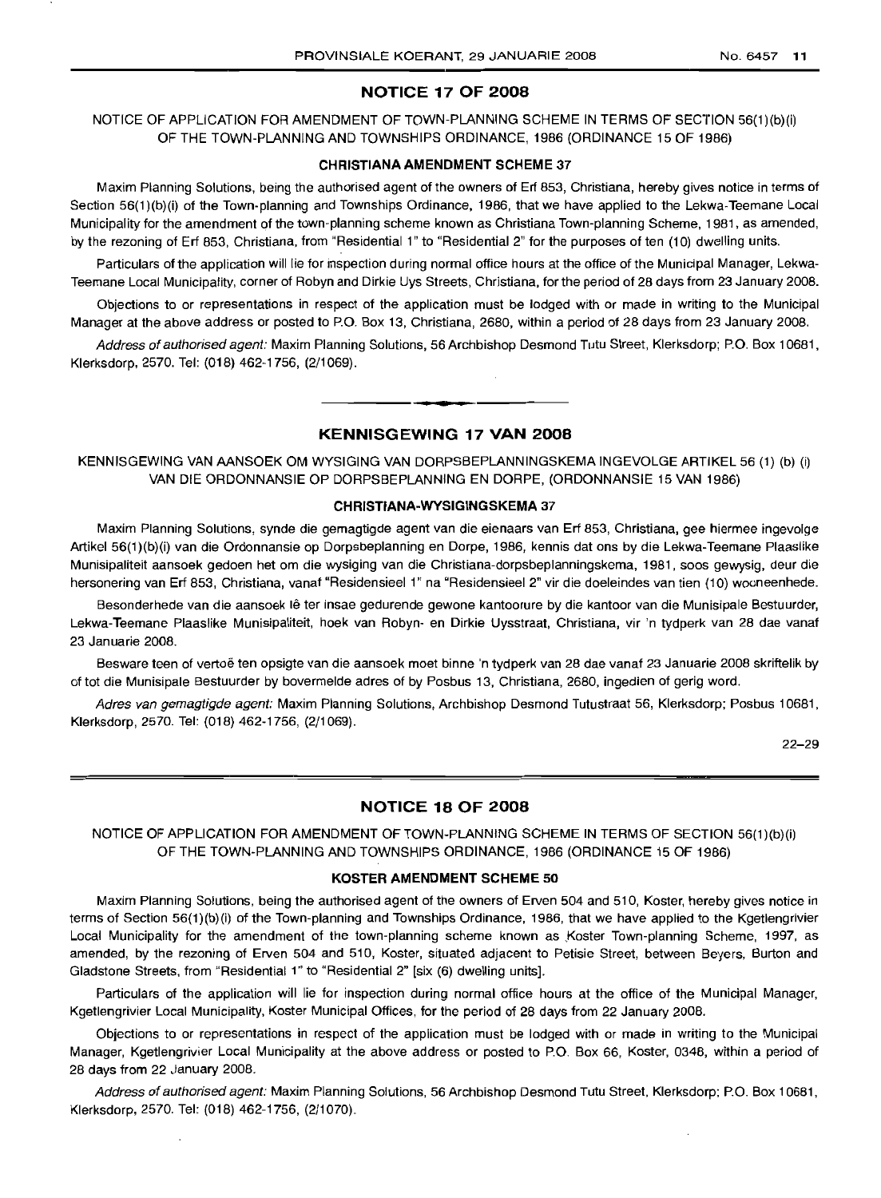## NOTICE 17 OF 2008

NOTICE OF APPLICATION FOR AMENDMENT OF TOWN-PLANNING SCHEME IN TERMS OF SECTION 56(1)(b)(i) OF THE TOWN-PLANNING AND TOWNSHIPS ORDINANCE, 1986 (ORDINANCE 15 OF 1986)

### CHRISTIANA AMENDMENT SCHEME 37

Maxim Planning Solutions, being the authorised agent of the owners of Erf 853, Christiana, hereby gives notice in terms of Section 56(1)(b)(i) of the Town-planning and Townships Ordinance, 1986, that we have applied to the Lekwa-Teemane Local Municipality for the amendment of the town-planning scheme known as Christiana Town-planning Scheme, 1981, as amended, by the rezoning of Erf 853, Christiana, from "Residential 1" to "Residential 2" for the purposes of ten (10) dwelling units.

Particulars of the application will lie for inspection during normal office hours at the office of the Municipal Manager, Lekwa-Teemane Local Municipality, corner of Robyn and Dirkie Uys Streets, Christiana, for the period of 28 days from 23 January 2008.

Objections to or representations in respect of the application must be lodged with or made in writing to the Municipal Manager at the above address or posted to P.O. Box 13, Christiana, 2680, within a period of 28 days from 23 January 2008.

*Address of authorised agent:* Maxim Planning Solutions, 56 Archbishop Desmond Tutu Street, Klerksdorp; P.O. Box 10681, Klerksdorp, 2570. Tel: (018) 462-1756, (2/1069).

---

## KENNISGEWING 17 VAN 2008

KENNISGEWING VAN AANSOEK OM WYSIGING VAN DORPSBEPLANNINGSKEMA INGEVOLGE ARTIKEL 56 (1) (b) (i) VAN DIE ORDONNANSIE OP DORPSBEPLANNING EN DORPE, (ORDONNANSIE 15 VAN 1986)

### CHRISTIANA-WYSIGINGSKEMA 37

Maxim Planning Solutions, synde die gemagtigde agent van die eienaars van Erf 853, Christiana, gee hiermee ingevolge Artikel 56(1)(b)(i) van die Ordonnansie op Dorpsbeplanning en Dorpe, 1986, kennis dat ons by die Lekwa-Teemane Plaaslike Munisipaliteit aansoek gedoen het om die wysiging van die Christiana-dorpsbeplanningskema, 1981, soos gewysig, deur die hersonering van Erf 853, Christiana, vanaf "Residensieel 1" na "Residensieel 2" vir die doeleindes van tien (10) wooneenhede.

Besonderhede van die aansoek lê ter insae gedurende gewone kantoorure by die kantoor van die Munisipale Bestuurder, Lekwa-Teemane Plaaslike Munisipaliteit, hoek van Robyn- en Dirkie Uysstraat, Christiana, vir 'n tydperk van 28 dae vanaf 23 Januarie 2008.

Besware teen of vertoë ten opsigte van die aansoek moet binne 'n tydperk van 28 dae vanaf 23 Januarie 2008 skriftelik by of tot die Munisipale Bestuurder by bovermelde adres of by Posbus 13, Christiana, 2680, ingedien of gerig word.

*Adres van gemagtigde agent:* Maxim Planning Solutions, Archbishop Desmond Tutustraat 56, Klerksdorp; Posbus 10681, Klerksdorp, 2570. Tel: (018) 462-1756, (2/1069).

22–29

---

## NOTICE 18 OF 2008

NOTICE OF APPLICATION FOR AMENDMENT OF TOWN-PLANNING SCHEME IN TERMS OF SECTION 56(1)(b)(i) OF THE TOWN-PLANNING AND TOWNSHIPS ORDINANCE, 1986 (ORDINANCE 15 OF 1986)

### KOSTER AMENDMENT SCHEME 50

Maxim Planning Solutions, being the authorised agent of the owners of Erven 504 and 510, Koster, hereby gives notice in terms of Section 56(1)(b)(i) of the Town-planning and Townships Ordinance, 1986, that we have applied to the Kgetlengrivier Local Municipality for the amendment of the town-planning scheme known as Koster Town-planning Scheme, 1997, as amended, by the rezoning of Erven 504 and 510, Koster, situated adjacent to Petisie Street, between Beyers, Burton and Gladstone Streets, from "Residential 1" to "Residential 2" [six (6) dwelling units].

Particulars of the application will lie for inspection during normal office hours at the office of the Municipal Manager, Kgetlengrivier Local Municipality, Koster Municipal Offices, for the period of 28 days from 22 January 2008.

Objections to or representations in respect of the application must be lodged with or made in writing to the Municipal Manager, Kgetlengrivier Local Municipality at the above address or posted to P.O. Box 66, Koster, 0348, within a period of 28 days from 22 January 2008.

*Address of authorised agent:* Maxim Planning Solutions, 56 Archbishop Desmond Tutu Street, Klerksdorp; P.O. Box 10681, Klerksdorp, 2570. Tel: (018) 462-1756, (2/1070).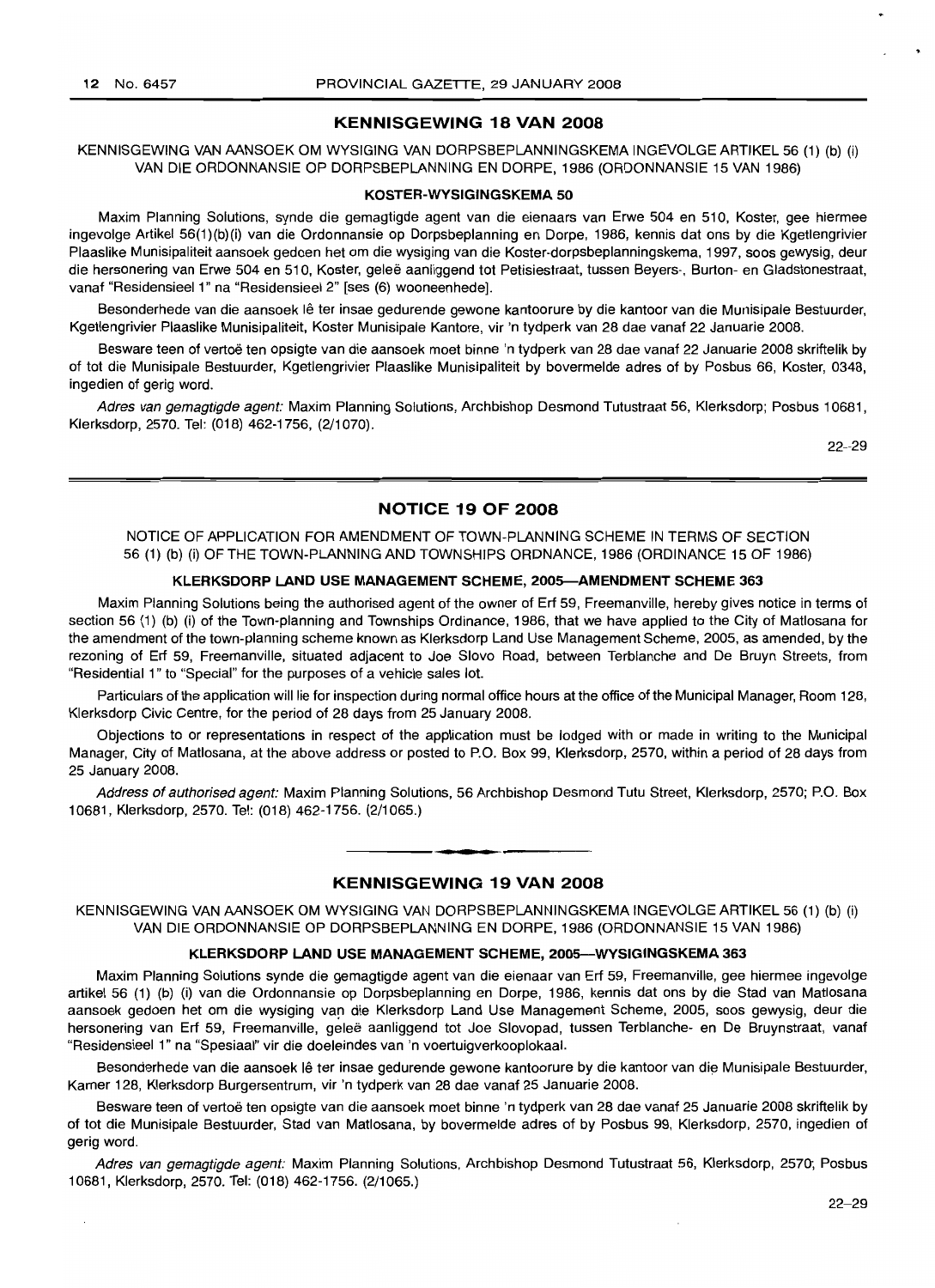## KENNISGEWING 18 VAN 2008

KENNISGEWING VAN AANSOEK OM WYSIGING VAN DORPSBEPLANNINGSKEMA INGEVOLGE ARTIKEL 56 (1) (b) (i) VAN DIE ORDONNANSIE OP DORPSBEPLANNING EN DORPE, 1986 (ORDONNANSIE 15 VAN 1986)

### KOSTER-WYSIGINGSKEMA 50

Maxim Planning Solutions, synde die gemagtigde agent van die eienaars van Erwe 504 en 510, Koster, gee hiermee ingevolge Artikel 56(1)(b)(i) van die Ordonnansie op Dorpsbeplanning en Dorpe, 1986, kennis dat ons by die Kgetlengrivier Plaaslike Munisipaliteit aansoek gedoen het om die wysiging van die Koster-dorpsbeplanningskema, 1997, soos gewysig, deur die hersonering van Erwe 504 en 510, Koster, geleë aanliggend tot Petisiestraat, tussen Beyers-, Burton- en Gladstonestraat, vanaf "Residensieel 1" na "Residensieel 2" [ses (6) wooneenhede].

Besonderhede van die aansoek lê ter insae gedurende gewone kantoorure by die kantoor van die Munisipale Bestuurder, Kgetlengrivier Plaaslike Munisipaliteit, Koster Munisipale Kantore, vir 'n tydperk van 28 dae vanaf 22 Januarie 2008.

Besware teen of vertoë ten opsigte van die aansoek moet binne 'n tydperk van 28 dae vanaf 22 Januarie 2008 skriftelik by of tot die Munisipale Bestuurder, Kgetlengrivier Plaaslike Munisipaliteit by bovermelde adres of by Posbus 66, Koster, 0348, ingedien of gerig word.

*Adres van gemagtigde agent:* Maxim Planning Solutions, Archbishop Desmond Tutustraat 56, Klerksdorp; Posbus 10681, Klerksdorp, 2570. Tel: (018) 462-1756, (2/1070).

22–29

---

## NOTICE 19 OF 2008

NOTICE OF APPLICATION FOR AMENDMENT OF TOWN-PLANNING SCHEME IN TERMS OF SECTION 56 (1) (b) (i) OF THE TOWN-PLANNING AND TOWNSHIPS ORDNANCE, 1986 (ORDINANCE 15 OF 1986)

### KLERKSDORP LAND USE MANAGEMENT SCHEME, 2005—AMENDMENT SCHEME 363

Maxim Planning Solutions being the authorised agent of the owner of Erf 59, Freemanville, hereby gives notice in terms of section 56 (1) (b) (i) of the Town-planning and Townships Ordinance, 1986, that we have applied to the City of Matlosana for the amendment of the town-planning scheme known as Klerksdorp Land Use Management Scheme, 2005, as amended, by the rezoning of Erf 59, Freemanville, situated adjacent to Joe Slovo Road, between Terblanche and De Bruyn Streets, from "Residential 1" to "Special" for the purposes of a vehicle sales lot.

Particulars of the application will lie for inspection during normal office hours at the office of the Municipal Manager, Room 128, Klerksdorp Civic Centre, for the period of 28 days from 25 January 2008.

Objections to or representations in respect of the application must be lodged with or made in writing to the Municipal Manager, City of Matlosana, at the above address or posted to P.O. Box 99, Klerksdorp, 2570, within a period of 28 days from 25 January 2008.

*Address of authorised agent:* Maxim Planning Solutions, 56 Archbishop Desmond Tutu Street, Klerksdorp, 2570; P.O. Box 10681, Klerksdorp, 2570. Tel: (018) 462-1756. (2/1065.)

---

## KENNISGEWING 19 VAN 2008

KENNISGEWING VAN AANSOEK OM WYSIGING VAN DORPSBEPLANNINGSKEMA INGEVOLGE ARTIKEL 56 (1) (b) (i) VAN DIE ORDONNANSIE OP DORPSBEPLANNING EN DORPE, 1986 (ORDONNANSIE 15 VAN 1986)

### KLERKSDORP LAND USE MANAGEMENT SCHEME, 2005—WYSIGINGSKEMA 363

Maxim Planning Solutions synde die gemagtigde agent van die eienaar van Erf 59, Freemanville, gee hiermee ingevolge artikel 56 (1) (b) (i) van die Ordonnansie op Dorpsbeplanning en Dorpe, 1986, kennis dat ons by die Stad van Matlosana aansoek gedoen het om die wysiging van die Klerksdorp Land Use Management Scheme, 2005, soos gewysig, deur die hersonering van Erf 59, Freemanville, geleë aanliggend tot Joe Slovopad, tussen Terblanche- en De Bruynstraat, vanaf "Residensieel 1" na "Spesiaal" vir die doeleindes van 'n voertuigverkooplokaal.

Besonderhede van die aansoek lê ter insae gedurende gewone kantoorure by die kantoor van die Munisipale Bestuurder, Kamer 128, Klerksdorp Burgersentrum, vir 'n tydperk van 28 dae vanaf 25 Januarie 2008.

Besware teen of vertoë ten opsigte van die aansoek moet binne 'n tydperk van 28 dae vanaf 25 Januarie 2008 skriftelik by of tot die Munisipale Bestuurder, Stad van Matlosana, by bovermelde adres of by Posbus 99, Klerksdorp, 2570, ingedien of gerig word.

*Adres van gemagtigde agent:* Maxim Planning Solutions, Archbishop Desmond Tutustraat 56, Klerksdorp, 2570; Posbus 10681, Klerksdorp, 2570. Tel: (018) 462-1756. (2/1065.)

22–29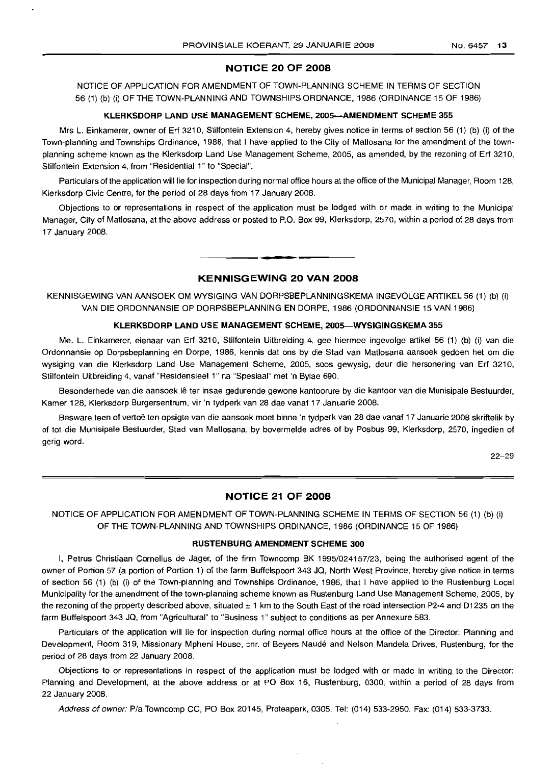## NOTICE 20 OF 2008

NOTICE OF APPLICATION FOR AMENDMENT OF TOWN-PLANNING SCHEME IN TERMS OF SECTION 56 (1) (b) (i) OF THE TOWN-PLANNING AND TOWNSHIPS ORDINANCE, 1986 (ORDINANCE 15 OF 1986)

### KLERKSDORP LAND USE MANAGEMENT SCHEME, 2005—AMENDMENT SCHEME 355

Mrs L. Einkamerer, owner of Erf 3210, Stilfontein Extension 4, hereby gives notice in terms of section 56 (1) (b) (i) of the Town-planning and Townships Ordinance, 1986, that I have applied to the City of Matlosana for the amendment of the town-planning scheme known as the Klerksdorp Land Use Management Scheme, 2005, as amended, by the rezoning of Erf 3210, Stilfontein Extension 4, from "Residential 1" to "Special".

Particulars of the application will lie for inspection during normal office hours at the office of the Municipal Manager, Room 128, Klerksdorp Civic Centre, for the period of 28 days from 17 January 2008.

Objections to or representations in respect of the application must be lodged with or made in writing to the Municipal Manager, City of Matlosana, at the above address or posted to P.O. Box 99, Klerksdorp, 2570, within a period of 28 days from 17 January 2008.

---

## KENNISGEWING 20 VAN 2008

KENNISGEWING VAN AANSOEK OM WYSIGING VAN DORPSBEPLANNINGSKEMA INGEVOLGE ARTIKEL 56 (1) (b) (i) VAN DIE ORDONNANSIE OP DORPSBEPLANNING EN DORPE, 1986 (ORDONNANSIE 15 VAN 1986)

### KLERKSDORP LAND USE MANAGEMENT SCHEME, 2005—WYSIGINGSKEMA 355

Me. L. Einkamerer, eienaar van Erf 3210, Stilfontein Uitbreiding 4, gee hiermee ingevolge artikel 56 (1) (b) (i) van die Ordonnansie op Dorpsbeplanning en Dorpe, 1986, kennis dat ons by die Stad van Matlosana aansoek gedoen het om die wysiging van die Klerksdorp Land Use Management Scheme, 2005, soos gewysig, deur die hersonering van Erf 3210, Stilfontein Uitbreiding 4, vanaf "Residensieel 1" na "Spesiaal" met 'n Bylae 690.

Besonderhede van die aansoek lê ter insae gedurende gewone kantoorure by die kantoor van die Munisipale Bestuurder, Kamer 128, Klerksdorp Burgersentrum, vir 'n tydperk van 28 dae vanaf 17 Januarie 2008.

Besware teen of vertoë ten opsigte van die aansoek moet binne 'n tydperk van 28 dae vanaf 17 Januarie 2008 skriftelik by of tot die Munisipale Bestuurder, Stad van Matlosana, by bovermelde adres of by Posbus 99, Klerksdorp, 2570, ingedien of gerig word.

22–29

---

## NOTICE 21 OF 2008

NOTICE OF APPLICATION FOR AMENDMENT OF TOWN-PLANNING SCHEME IN TERMS OF SECTION 56 (1) (b) (i) OF THE TOWN-PLANNING AND TOWNSHIPS ORDINANCE, 1986 (ORDINANCE 15 OF 1986)

### RUSTENBURG AMENDMENT SCHEME 300

I, Petrus Christiaan Cornelius de Jager, of the firm Towncomp BK 1995/024157/23, being the authorised agent of the owner of Portion 57 (a portion of Portion 1) of the farm Buffelspoort 343 JQ, North West Province, hereby give notice in terms of section 56 (1) (b) (i) of the Town-planning and Townships Ordinance, 1986, that I have applied to the Rustenburg Local Municipality for the amendment of the town-planning scheme known as Rustenburg Land Use Management Scheme, 2005, by the rezoning of the property described above, situated ± 1 km to the South East of the road intersection P2-4 and D1235 on the farm Buffelspoort 343 JQ, from "Agricultural" to "Business 1" subject to conditions as per Annexure 583.

Particulars of the application will lie for inspection during normal office hours at the office of the Director: Planning and Development, Room 319, Missionary Mpheni House, cnr. of Beyers Naudé and Nelson Mandela Drives, Rustenburg, for the period of 28 days from 22 January 2008.

Objections to or representations in respect of the application must be lodged with or made in writing to the Director: Planning and Development, at the above address or at PO Box 16, Rustenburg, 0300, within a period of 28 days from 22 January 2008.

*Address of owner:* P/a Towncomp CC, PO Box 20145, Proteapark, 0305. Tel: (014) 533-2950. Fax: (014) 533-3733.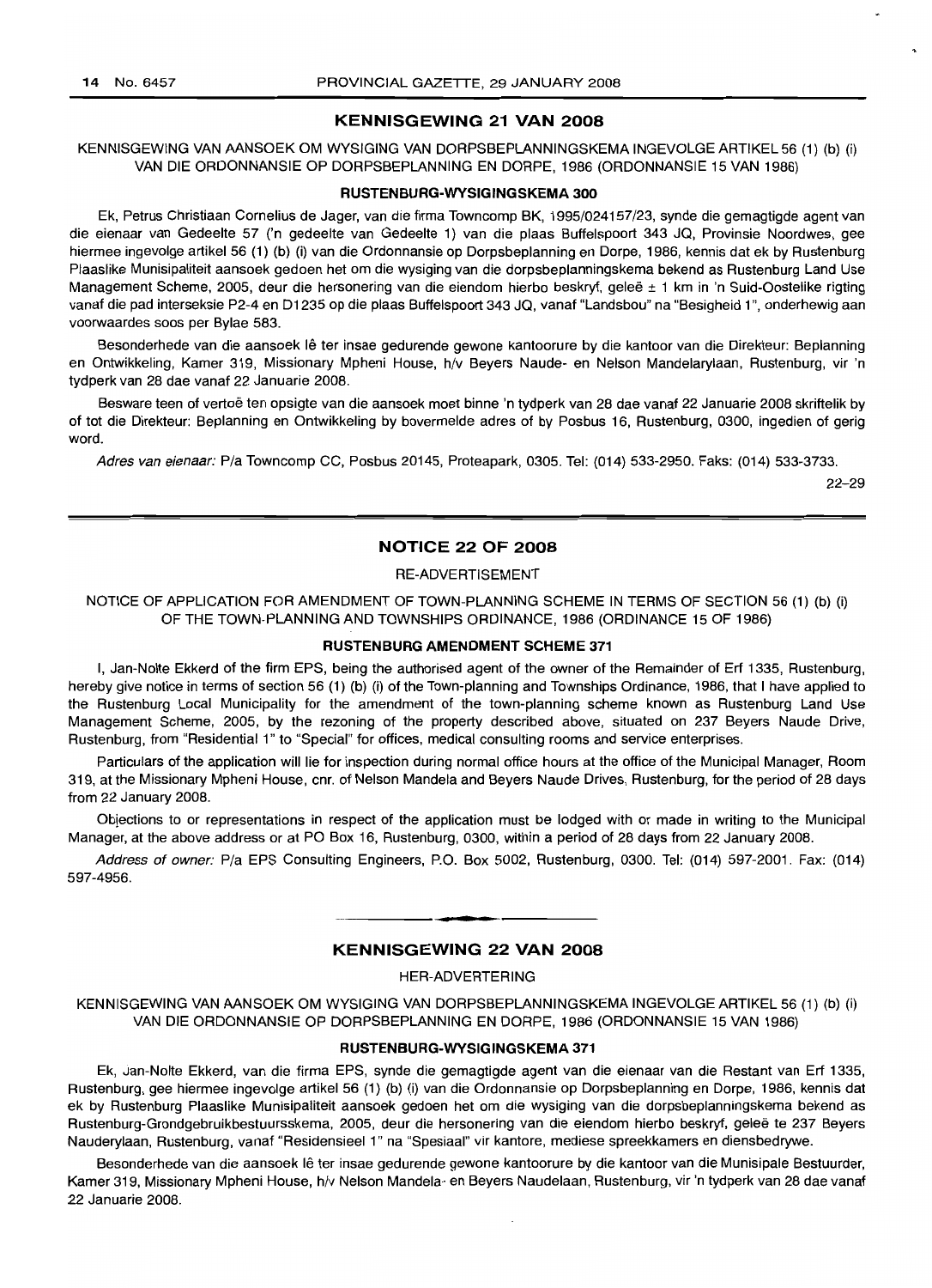## KENNISGEWING 21 VAN 2008

KENNISGEWING VAN AANSOEK OM WYSIGING VAN DORPSBEPLANNINGSKEMA INGEVOLGE ARTIKEL 56 (1) (b) (i) VAN DIE ORDONNANSIE OP DORPSBEPLANNING EN DORPE, 1986 (ORDONNANSIE 15 VAN 1986)

### RUSTENBURG-WYSIGINGSKEMA 300

Ek, Petrus Christiaan Cornelius de Jager, van die firma Towncomp BK, 1995/024157/23, synde die gemagtigde agent van die eienaar van Gedeelte 57 ('n gedeelte van Gedeelte 1) van die plaas Buffelspoort 343 JQ, Provinsie Noordwes, gee hiermee ingevolge artikel 56 (1) (b) (i) van die Ordonnansie op Dorpsbeplanning en Dorpe, 1986, kennis dat ek by Rustenburg Plaaslike Munisipaliteit aansoek gedoen het om die wysiging van die dorpsbeplanningskema bekend as Rustenburg Land Use Management Scheme, 2005, deur die hersonering van die eiendom hierbo beskryf, geleë ± 1 km in 'n Suid-Oostelike rigting vanaf die pad interseksie P2-4 en D1235 op die plaas Buffelspoort 343 JQ, vanaf "Landsbou" na "Besigheid 1", onderhewig aan voorwaardes soos per Bylae 583.

Besonderhede van die aansoek lê ter insae gedurende gewone kantoorure by die kantoor van die Direkteur: Beplanning en Ontwikkeling, Kamer 319, Missionary Mpheni House, h/v Beyers Naude- en Nelson Mandelarylaan, Rustenburg, vir 'n tydperk van 28 dae vanaf 22 Januarie 2008.

Besware teen of vertoë ten opsigte van die aansoek moet binne 'n tydperk van 28 dae vanaf 22 Januarie 2008 skriftelik by of tot die Direkteur: Beplanning en Ontwikkeling by bovermelde adres of by Posbus 16, Rustenburg, 0300, ingedien of gerig word.

*Adres van eienaar:* P/a Towncomp CC, Posbus 20145, Proteapark, 0305. Tel: (014) 533-2950. Faks: (014) 533-3733.

22–29

## NOTICE 22 OF 2008

RE-ADVERTISEMENT

NOTICE OF APPLICATION FOR AMENDMENT OF TOWN-PLANNING SCHEME IN TERMS OF SECTION 56 (1) (b) (i) OF THE TOWN-PLANNING AND TOWNSHIPS ORDINANCE, 1986 (ORDINANCE 15 OF 1986)

### RUSTENBURG AMENDMENT SCHEME 371

I, Jan-Nolte Ekkerd of the firm EPS, being the authorised agent of the owner of the Remainder of Erf 1335, Rustenburg, hereby give notice in terms of section 56 (1) (b) (i) of the Town-planning and Townships Ordinance, 1986, that I have applied to the Rustenburg Local Municipality for the amendment of the town-planning scheme known as Rustenburg Land Use Management Scheme, 2005, by the rezoning of the property described above, situated on 237 Beyers Naude Drive, Rustenburg, from "Residential 1" to "Special" for offices, medical consulting rooms and service enterprises.

Particulars of the application will lie for inspection during normal office hours at the office of the Municipal Manager, Room 319, at the Missionary Mpheni House, cnr. of Nelson Mandela and Beyers Naude Drives, Rustenburg, for the period of 28 days from 22 January 2008.

Objections to or representations in respect of the application must be lodged with or made in writing to the Municipal Manager, at the above address or at PO Box 16, Rustenburg, 0300, within a period of 28 days from 22 January 2008.

*Address of owner:* P/a EPS Consulting Engineers, P.O. Box 5002, Rustenburg, 0300. Tel: (014) 597-2001. Fax: (014) 597-4956.

## KENNISGEWING 22 VAN 2008

HER-ADVERTERING

KENNISGEWING VAN AANSOEK OM WYSIGING VAN DORPSBEPLANNINGSKEMA INGEVOLGE ARTIKEL 56 (1) (b) (i) VAN DIE ORDONNANSIE OP DORPSBEPLANNING EN DORPE, 1986 (ORDONNANSIE 15 VAN 1986)

### RUSTENBURG-WYSIGINGSKEMA 371

Ek, Jan-Nolte Ekkerd, van die firma EPS, synde die gemagtigde agent van die eienaar van die Restant van Erf 1335, Rustenburg, gee hiermee ingevolge artikel 56 (1) (b) (i) van die Ordonnansie op Dorpsbeplanning en Dorpe, 1986, kennis dat ek by Rustenburg Plaaslike Munisipaliteit aansoek gedoen het om die wysiging van die dorpsbeplanningskema bekend as Rustenburg-Grondgebruikbestuursskema, 2005, deur die hersonering van die eiendom hierbo beskryf, geleë te 237 Beyers Nauderylaan, Rustenburg, vanaf "Residensieel 1" na "Spesiaal" vir kantore, mediese spreekkamers en diensbedrywe.

Besonderhede van die aansoek lê ter insae gedurende gewone kantoorure by die kantoor van die Munisipale Bestuurder, Kamer 319, Missionary Mpheni House, h/v Nelson Mandela- en Beyers Naudelaan, Rustenburg, vir 'n tydperk van 28 dae vanaf 22 Januarie 2008.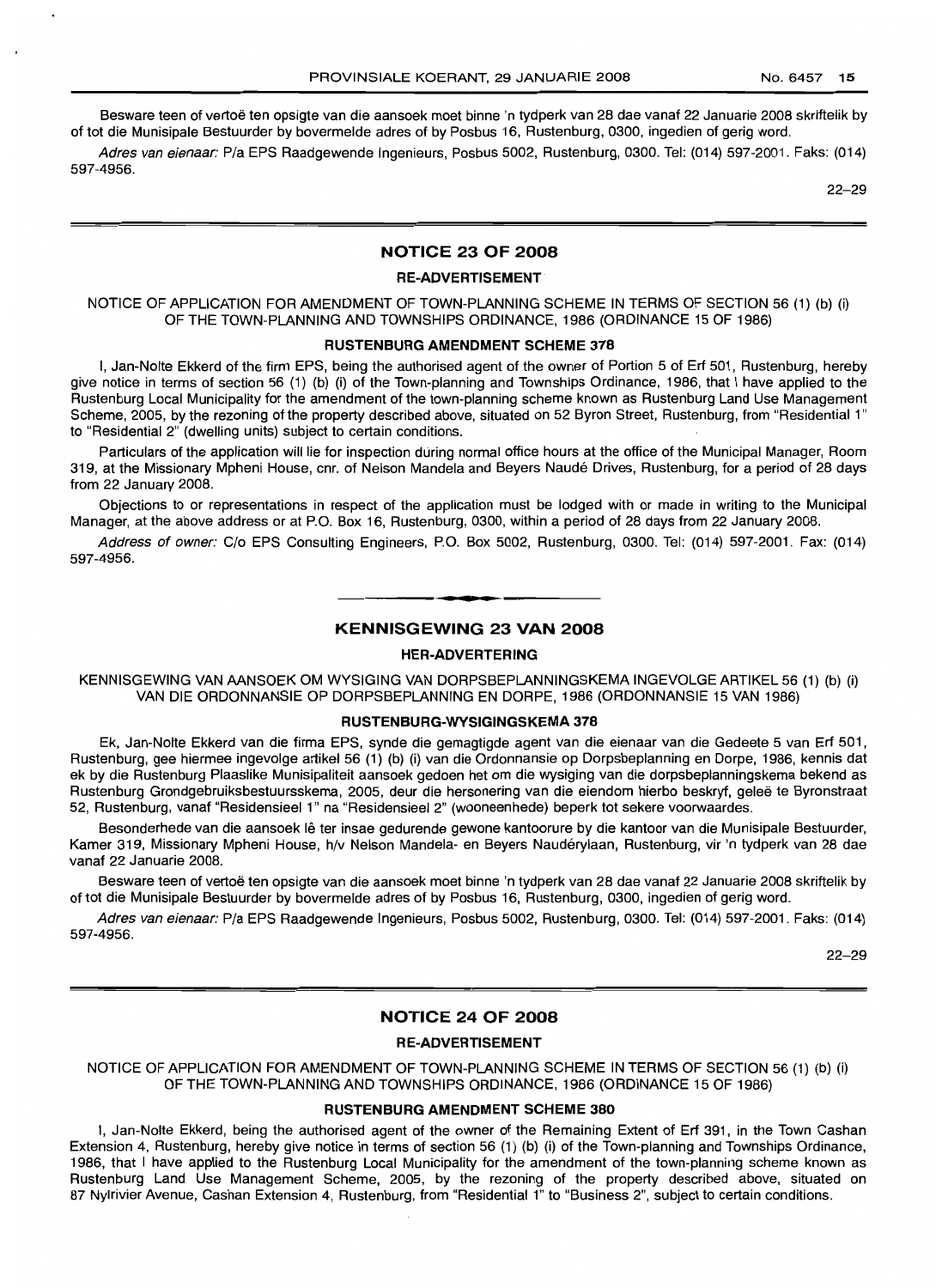Besware teen of vertoë ten opsigte van die aansoek moet binne 'n tydperk van 28 dae vanaf 22 Januarie 2008 skriftelik by of tot die Munisipale Bestuurder by bovermelde adres of by Posbus 16, Rustenburg, 0300, ingedien of gerig word.

*Adres van eienaar:* P/a EPS Raadgewende Ingenieurs, Posbus 5002, Rustenburg, 0300. Tel: (014) 597-2001. Faks: (014) 597-4956.

22–29

## NOTICE 23 OF 2008

### RE-ADVERTISEMENT

NOTICE OF APPLICATION FOR AMENDMENT OF TOWN-PLANNING SCHEME IN TERMS OF SECTION 56 (1) (b) (i) OF THE TOWN-PLANNING AND TOWNSHIPS ORDINANCE, 1986 (ORDINANCE 15 OF 1986)

### RUSTENBURG AMENDMENT SCHEME 378

I, Jan-Nolte Ekkerd of the firm EPS, being the authorised agent of the owner of Portion 5 of Erf 501, Rustenburg, hereby give notice in terms of section 56 (1) (b) (i) of the Town-planning and Townships Ordinance, 1986, that I have applied to the Rustenburg Local Municipality for the amendment of the town-planning scheme known as Rustenburg Land Use Management Scheme, 2005, by the rezoning of the property described above, situated on 52 Byron Street, Rustenburg, from "Residential 1" to "Residential 2" (dwelling units) subject to certain conditions.

Particulars of the application will lie for inspection during normal office hours at the office of the Municipal Manager, Room 319, at the Missionary Mpheni House, cnr. of Nelson Mandela and Beyers Naudé Drives, Rustenburg, for a period of 28 days from 22 January 2008.

Objections to or representations in respect of the application must be lodged with or made in writing to the Municipal Manager, at the above address or at P.O. Box 16, Rustenburg, 0300, within a period of 28 days from 22 January 2008.

*Address of owner:* C/o EPS Consulting Engineers, P.O. Box 5002, Rustenburg, 0300. Tel: (014) 597-2001. Fax: (014) 597-4956.

## KENNISGEWING 23 VAN 2008

### HER-ADVERTERING

KENNISGEWING VAN AANSOEK OM WYSIGING VAN DORPSBEPLANNINGSKEMA INGEVOLGE ARTIKEL 56 (1) (b) (i) VAN DIE ORDONNANSIE OP DORPSBEPLANNING EN DORPE, 1986 (ORDONNANSIE 15 VAN 1986)

### RUSTENBURG-WYSIGINGSKEMA 378

Ek, Jan-Nolte Ekkerd van die firma EPS, synde die gemagtigde agent van die eienaar van die Gedeete 5 van Erf 501, Rustenburg, gee hiermee ingevolge artikel 56 (1) (b) (i) van die Ordonnansie op Dorpsbeplanning en Dorpe, 1986, kennis dat ek by die Rustenburg Plaaslike Munisipaliteit aansoek gedoen het om die wysiging van die dorpsbeplanningskema bekend as Rustenburg Grondgebruiksbestuursskema, 2005, deur die hersonering van die eiendom hierbo beskryf, geleë te Byronstraat 52, Rustenburg, vanaf "Residensieel 1" na "Residensieel 2" (wooneenhede) beperk tot sekere voorwaardes.

Besonderhede van die aansoek lê ter insae gedurende gewone kantoorure by die kantoor van die Munisipale Bestuurder, Kamer 319, Missionary Mpheni House, h/v Nelson Mandela- en Beyers Nauderylaan, Rustenburg, vir 'n tydperk van 28 dae vanaf 22 Januarie 2008.

Besware teen of vertoë ten opsigte van die aansoek moet binne 'n tydperk van 28 dae vanaf 22 Januarie 2008 skriftelik by of tot die Munisipale Bestuurder by bovermelde adres of by Posbus 16, Rustenburg, 0300, ingedien of gerig word.

*Adres van eienaar:* P/a EPS Raadgewende Ingenieurs, Posbus 5002, Rustenburg, 0300. Tel: (014) 597-2001. Faks: (014) 597-4956.

22–29

## NOTICE 24 OF 2008

### RE-ADVERTISEMENT

NOTICE OF APPLICATION FOR AMENDMENT OF TOWN-PLANNING SCHEME IN TERMS OF SECTION 56 (1) (b) (i) OF THE TOWN-PLANNING AND TOWNSHIPS ORDINANCE, 1986 (ORDINANCE 15 OF 1986)

### RUSTENBURG AMENDMENT SCHEME 380

I, Jan-Nolte Ekkerd, being the authorised agent of the owner of the Remaining Extent of Erf 391, in the Town Cashan Extension 4, Rustenburg, hereby give notice in terms of section 56 (1) (b) (i) of the Town-planning and Townships Ordinance, 1986, that I have applied to the Rustenburg Local Municipality for the amendment of the town-planning scheme known as Rustenburg Land Use Management Scheme, 2005, by the rezoning of the property described above, situated on 87 Nylrivier Avenue, Cashan Extension 4, Rustenburg, from "Residential 1" to "Business 2", subject to certain conditions.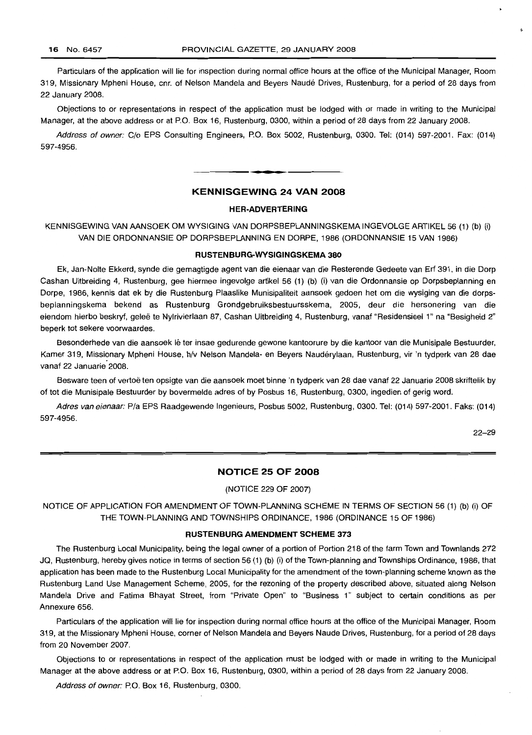Particulars of the application will lie for inspection during normal office hours at the office of the Municipal Manager, Room 319, Missionary Mpheni House, cnr. of Nelson Mandela and Beyers Naudé Drives, Rustenburg, for a period of 28 days from 22 January 2008.

Objections to or representations in respect of the application must be lodged with or made in writing to the Municipal Manager, at the above address or at P.O. Box 16, Rustenburg, 0300, within a period of 28 days from 22 January 2008.

*Address of owner:* C/o EPS Consulting Engineers, P.O. Box 5002, Rustenburg, 0300. Tel: (014) 597-2001. Fax: (014) 597-4956.

---

## KENNISGEWING 24 VAN 2008

### HER-ADVERTERING

KENNISGEWING VAN AANSOEK OM WYSIGING VAN DORPSBEPLANNINGSKEMA INGEVOLGE ARTIKEL 56 (1) (b) (i) VAN DIE ORDONNANSIE OP DORPSBEPLANNING EN DORPE, 1986 (ORDONNANSIE 15 VAN 1986)

### RUSTENBURG-WYSIGINGSKEMA 380

Ek, Jan-Nolte Ekkerd, synde die gemagtigde agent van die eienaar van die Resterende Gedeete van Erf 391, in die Dorp Cashan Uitbreiding 4, Rustenburg, gee hiermee ingevolge artikel 56 (1) (b) (i) van die Ordonnansie op Dorpsbeplanning en Dorpe, 1986, kennis dat ek by die Rustenburg Plaaslike Munisipaliteit aansoek gedoen het om die wysiging van die dorpsbeplanningskema bekend as Rustenburg Grondgebruiksbestuursskema, 2005, deur die hersonering van die eiendom hierbo beskryf, geleë te Nylrivierlaan 87, Cashan Uitbreiding 4, Rustenburg, vanaf "Residensieel 1" na "Besigheid 2" beperk tot sekere voorwaardes.

Besonderhede van die aansoek lê ter insae gedurende gewone kantoorure by die kantoor van die Munisipale Bestuurder, Kamer 319, Missionary Mpheni House, h/v Nelson Mandela- en Beyers Naudérylaan, Rustenburg, vir 'n tydperk van 28 dae vanaf 22 Januarie 2008.

Besware teen of vertoë ten opsigte van die aansoek moet binne 'n tydperk van 28 dae vanaf 22 Januarie 2008 skriftelik by of tot die Munisipale Bestuurder by bovermelde adres of by Posbus 16, Rustenburg, 0300, ingedien of gerig word.

*Adres van eienaar:* P/a EPS Raadgewende Ingenieurs, Posbus 5002, Rustenburg, 0300. Tel: (014) 597-2001. Faks: (014) 597-4956.

22–29

---

## NOTICE 25 OF 2008

(NOTICE 229 OF 2007)

NOTICE OF APPLICATION FOR AMENDMENT OF TOWN-PLANNING SCHEME IN TERMS OF SECTION 56 (1) (b) (i) OF THE TOWN-PLANNING AND TOWNSHIPS ORDINANCE, 1986 (ORDINANCE 15 OF 1986)

### RUSTENBURG AMENDMENT SCHEME 373

The Rustenburg Local Municipality, being the legal owner of a portion of Portion 218 of the farm Town and Townlands 272 JQ, Rustenburg, hereby gives notice in terms of section 56 (1) (b) (i) of the Town-planning and Townships Ordinance, 1986, that application has been made to the Rustenburg Local Municipality for the amendment of the town-planning scheme known as the Rustenburg Land Use Management Scheme, 2005, for the rezoning of the property described above, situated along Nelson Mandela Drive and Fatima Bhayat Street, from "Private Open" to "Business 1" subject to certain conditions as per Annexure 656.

Particulars of the application will lie for inspection during normal office hours at the office of the Municipal Manager, Room 319, at the Missionary Mpheni House, corner of Nelson Mandela and Beyers Naude Drives, Rustenburg, for a period of 28 days from 20 November 2007.

Objections to or representations in respect of the application must be lodged with or made in writing to the Municipal Manager at the above address or at P.O. Box 16, Rustenburg, 0300, within a period of 28 days from 22 January 2008.

*Address of owner:* P.O. Box 16, Rustenburg, 0300.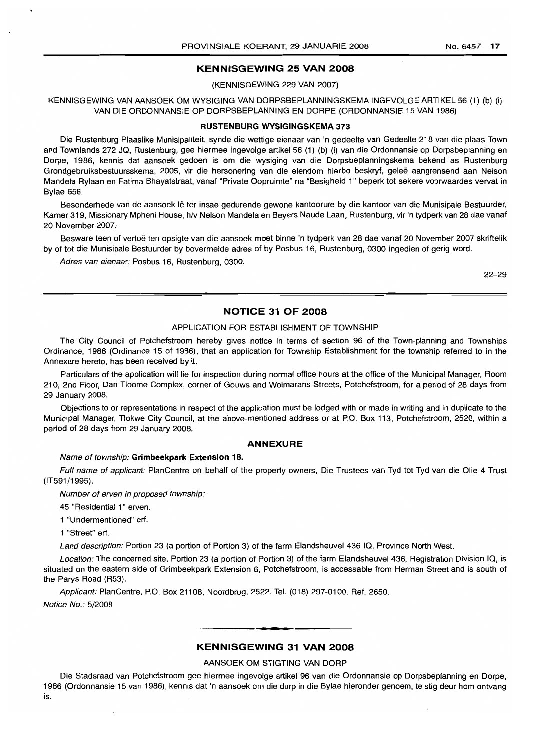## KENNISGEWING 25 VAN 2008

(KENNISGEWING 229 VAN 2007)

KENNISGEWING VAN AANSOEK OM WYSIGING VAN DORPSBEPLANNINGSKEMA INGEVOLGE ARTIKEL 56 (1) (b) (i) VAN DIE ORDONNANSIE OP DORPSBEPLANNING EN DORPE (ORDONNANSIE 15 VAN 1986)

### RUSTENBURG WYSIGINGSKEMA 373

Die Rustenburg Plaaslike Munisipaliteit, synde die wettige eienaar van 'n gedeelte van Gedeelte 218 van die plaas Town and Townlands 272 JQ, Rustenburg, gee hiermee ingevolge artikel 56 (1) (b) (i) van die Ordonnansie op Dorpsbeplanning en Dorpe, 1986, kennis dat aansoek gedoen is om die wysiging van die Dorpsbeplanningskema bekend as Rustenburg Grondgebruiksbestuursskema, 2005, vir die hersonering van die eiendom hierbo beskryf, geleë aangrensend aan Nelson Mandela Rylaan en Fatima Bhayatstraat, vanaf "Private Oopruimte" na "Besigheid 1" beperk tot sekere voorwaardes vervat in Bylae 656.

Besonderhede van de aansoek lê ter insae gedurende gewone kantoorure by die kantoor van die Munisipale Bestuurder, Kamer 319, Missionary Mpheni House, h/v Nelson Mandela en Beyers Naude Laan, Rustenburg, vir 'n tydperk van 28 dae vanaf 20 November 2007.

Besware teen of vertoë ten opsigte van die aansoek moet binne 'n tydperk van 28 dae vanaf 20 November 2007 skriftelik by of tot die Munisipale Bestuurder by bovermelde adres of by Posbus 16, Rustenburg, 0300 ingedien of gerig word.

*Adres van eienaar:* Posbus 16, Rustenburg, 0300.

22–29

## NOTICE 31 OF 2008

APPLICATION FOR ESTABLISHMENT OF TOWNSHIP

The City Council of Potchefstroom hereby gives notice in terms of section 96 of the Town-planning and Townships Ordinance, 1986 (Ordinance 15 of 1986), that an application for Township Establishment for the township referred to in the Annexure hereto, has been received by it.

Particulars of the application will lie for inspection during normal office hours at the office of the Municipal Manager, Room 210, 2nd Floor, Dan Tloome Complex, corner of Gouws and Wolmarans Streets, Potchefstroom, for a period of 28 days from 29 January 2008.

Objections to or representations in respect of the application must be lodged with or made in writing and in duplicate to the Municipal Manager, Tlokwe City Council, at the above-mentioned address or at P.O. Box 113, Potchefstroom, 2520, within a period of 28 days from 29 January 2008.

### ANNEXURE

*Name of township:* **Grimbeekpark Extension 18.**

*Full name of applicant:* PlanCentre on behalf of the property owners, Die Trustees van Tyd tot Tyd van die Olie 4 Trust (IT591/1995).

*Number of erven in proposed township:*

45 "Residential 1" erven.

1 "Undermentioned" erf.

1 "Street" erf.

*Land description:* Portion 23 (a portion of Portion 3) of the farm Elandsheuvel 436 IQ, Province North West.

*Location:* The concerned site, Portion 23 (a portion of Portion 3) of the farm Elandsheuvel 436, Registration Division IQ, is situated on the eastern side of Grimbeekpark Extension 6, Potchefstroom, is accessable from Herman Street and is south of the Parys Road (R53).

*Applicant:* PlanCentre, P.O. Box 21108, Noordbrug, 2522. Tel. (018) 297-0100. Ref. 2650.

*Notice No.:* 5/2008

## KENNISGEWING 31 VAN 2008

AANSOEK OM STIGTING VAN DORP

Die Stadsraad van Potchefstroom gee hiermee ingevolge artikel 96 van die Ordonnansie op Dorpsbeplanning en Dorpe, 1986 (Ordonnansie 15 van 1986), kennis dat 'n aansoek om die dorp in die Bylae hieronder genoem, te stig deur hom ontvang is.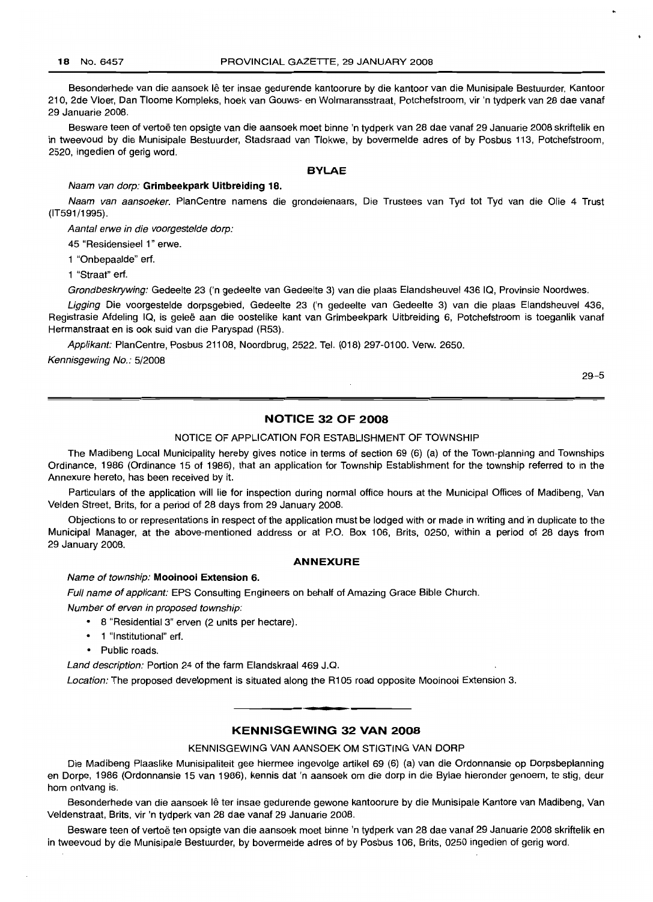Besonderhede van die aansoek lê ter insae gedurende kantoorure by die kantoor van die Munisipale Bestuurder, Kantoor 210, 2de Vloer, Dan Tloome Kompleks, hoek van Gouws- en Wolmaransstraat, Potchefstroom, vir 'n tydperk van 28 dae vanaf 29 Januarie 2008.

Besware teen of vertoë ten opsigte van die aansoek moet binne 'n tydperk van 28 dae vanaf 29 Januarie 2008 skriftelik en in tweevoud by die Munisipale Bestuurder, Stadsraad van Tlokwe, by bovermelde adres of by Posbus 113, Potchefstroom, 2520, ingedien of gerig word.

### BYLAE

*Naam van dorp:* **Grimbeekpark Uitbreiding 18.**

*Naam van aansoeker.* PlanCentre namens die grondeienaars, Die Trustees van Tyd tot Tyd van die Olie 4 Trust (IT591/1995).

*Aantal erwe in die voorgestelde dorp:*

45 "Residensieel 1" erwe.

1 "Onbepaalde" erf.

1 "Straat" erf.

*Grondbeskrywing:* Gedeelte 23 ('n gedeelte van Gedeelte 3) van die plaas Elandsheuvel 436 IQ, Provinsie Noordwes.

*Ligging* Die voorgestelde dorpsgebied, Gedeelte 23 ('n gedeelte van Gedeelte 3) van die plaas Elandsheuvel 436, Registrasie Afdeling IQ, is geleë aan die oostelike kant van Grimbeekpark Uitbreiding 6, Potchefstroom is toeganlik vanaf Hermanstraat en is ook suid van die Paryspad (R53).

*Applikant:* PlanCentre, Posbus 21108, Noordbrug, 2522. Tel. (018) 297-0100. Verw. 2650.

*Kennisgewing No.:* 5/2008

29-5

## NOTICE 32 OF 2008

NOTICE OF APPLICATION FOR ESTABLISHMENT OF TOWNSHIP

The Madibeng Local Municipality hereby gives notice in terms of section 69 (6) (a) of the Town-planning and Townships Ordinance, 1986 (Ordinance 15 of 1986), that an application for Township Establishment for the township referred to in the Annexure hereto, has been received by it.

Particulars of the application will lie for inspection during normal office hours at the Municipal Offices of Madibeng, Van Velden Street, Brits, for a period of 28 days from 29 January 2008.

Objections to or representations in respect of the application must be lodged with or made in writing and in duplicate to the Municipal Manager, at the above-mentioned address or at P.O. Box 106, Brits, 0250, within a period of 28 days from 29 January 2008.

### ANNEXURE

*Name of township:* **Mooinooi Extension 6.**

*Full name of applicant:* EPS Consulting Engineers on behalf of Amazing Grace Bible Church.

*Number of erven in proposed township:*

- 8 "Residential 3" erven (2 units per hectare).
- 1 "Institutional" erf.
- Public roads.

*Land description:* Portion 24 of the farm Elandskraal 469 J.Q.

*Location:* The proposed development is situated along the R105 road opposite Mooinooi Extension 3.

## KENNISGEWING 32 VAN 2008

KENNISGEWING VAN AANSOEK OM STIGTING VAN DORP

Die Madibeng Plaaslike Munisipaliteit gee hiermee ingevolge artikel 69 (6) (a) van die Ordonnansie op Dorpsbeplanning en Dorpe, 1986 (Ordonnansie 15 van 1986), kennis dat 'n aansoek om die dorp in die Bylae hieronder genoem, te stig, deur hom ontvang is.

Besonderhede van die aansoek lê ter insae gedurende gewone kantoorure by die Munisipale Kantore van Madibeng, Van Veldenstraat, Brits, vir 'n tydperk van 28 dae vanaf 29 Januarie 2008.

Besware teen of vertoë ten opsigte van die aansoek moet binne 'n tydperk van 28 dae vanaf 29 Januarie 2008 skriftelik en in tweevoud by die Munisipale Bestuurder, by bovermelde adres of by Posbus 106, Brits, 0250 ingedien of gerig word.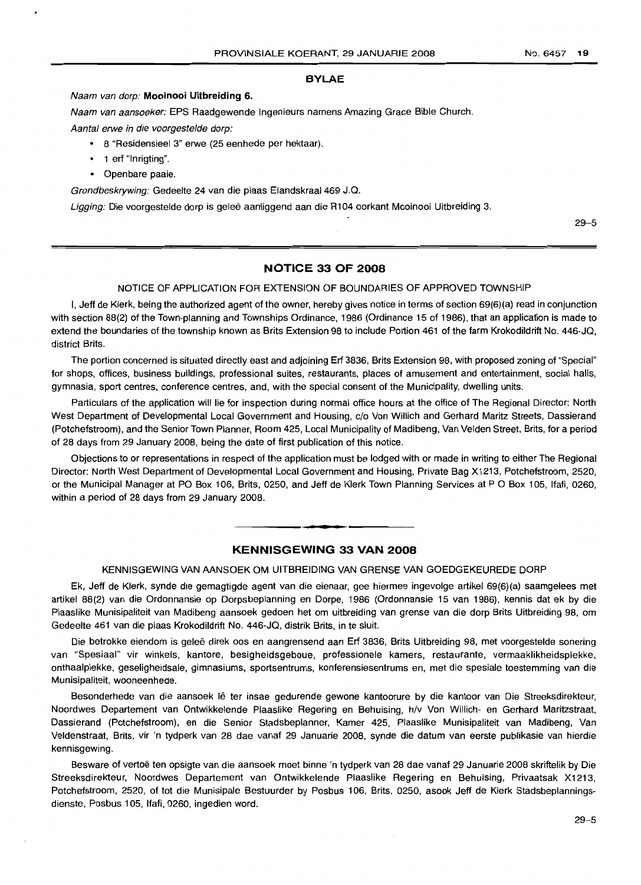## BYLAE

*Naam van dorp:* **Mooinooi Uitbreiding 6.**

*Naam van aansoeker:* EPS Raadgewende Ingenieurs namens Amazing Grace Bible Church.

*Aantal erwe in die voorgestelde dorp:*

- 8 "Residensieel 3" erwe (25 eenhede per hektaar).
- 1 erf "Inrigting".
- Openbare paaie.

*Grondbeskrywing:* Gedeelte 24 van die plaas Elandskraal 469 J.Q.

*Ligging:* Die voorgestelde dorp is geleë aanliggend aan die R104 oorkant Mooinooi Uitbreiding 3.

29–5

## NOTICE 33 OF 2008

NOTICE OF APPLICATION FOR EXTENSION OF BOUNDARIES OF APPROVED TOWNSHIP

I, Jeff de Klerk, being the authorized agent of the owner, hereby gives notice in terms of section 69(6)(a) read in conjunction with section 88(2) of the Town-planning and Townships Ordinance, 1986 (Ordinance 15 of 1986), that an application is made to extend the boundaries of the township known as Brits Extension 98 to include Portion 461 of the farm Krokodildrift No. 446-JQ, district Brits.

The portion concerned is situated directly east and adjoining Erf 3836, Brits Extension 98, with proposed zoning of "Special" for shops, offices, business buildings, professional suites, restaurants, places of amusement and entertainment, social halls, gymnasia, sport centres, conference centres, and, with the special consent of the Municipality, dwelling units.

Particulars of the application will lie for inspection during normal office hours at the office of The Regional Director: North West Department of Developmental Local Government and Housing, c/o Von Willich and Gerhard Maritz Streets, Dassierand (Potchefstroom), and the Senior Town Planner, Room 425, Local Municipality of Madibeng, Van Velden Street, Brits, for a period of 28 days from 29 January 2008, being the date of first publication of this notice.

Objections to or representations in respect of the application must be lodged with or made in writing to either The Regional Director: North West Department of Developmental Local Government and Housing, Private Bag X1213, Potchefstroom, 2520, or the Municipal Manager at PO Box 106, Brits, 0250, and Jeff de Klerk Town Planning Services at P O Box 105, Ifafi, 0260, within a period of 28 days from 29 January 2008.

## KENNISGEWING 33 VAN 2008

KENNISGEWING VAN AANSOEK OM UITBREIDING VAN GRENSE VAN GOEDGEKEURDE DORP

Ek, Jeff de Klerk, synde die gemagtigde agent van die eienaar, gee hiermee ingevolge artikel 69(6)(a) saamgelees met artikel 88(2) van die Ordonnansie op Dorpsbeplanning en Dorpe, 1986 (Ordonnansie 15 van 1986), kennis dat ek by die Plaaslike Munisipaliteit van Madibeng aansoek gedoen het om uitbreiding van grense van die dorp Brits Uitbreiding 98, om Gedeelte 461 van die plaas Krokodildrift No. 446-JQ, distrik Brits, in te sluit.

Die betrokke eiendom is geleë direk oos en aangrensend aan Erf 3836, Brits Uitbreiding 98, met voorgestelde sonering van "Spesiaal" vir winkels, kantore, besigheidsgeboue, professionele kamers, restaurante, vermaaklikheidsplekke, onthaalplekke, geselligheidsale, gimnasiums, sportsentrums, konferensiesentrums en, met die spesiale toestemming van die Munisipaliteit, wooneenhede.

Besonderhede van die aansoek lê ter insae gedurende gewone kantoorure by die kantoor van Die Streeksdirekteur, Noordwes Departement van Ontwikkelende Plaaslike Regering en Behuising, h/v Von Willich- en Gerhard Maritzstraat, Dassierand (Potchefstroom), en die Senior Stadsbeplanner, Kamer 425, Plaaslike Munisipaliteit van Madibeng, Van Veldenstraat, Brits, vir 'n tydperk van 28 dae vanaf 29 Januarie 2008, synde die datum van eerste publikasie van hierdie kennisgewing.

Besware of vertoë ten opsigte van die aansoek moet binne 'n tydperk van 28 dae vanaf 29 Januarie 2008 skriftelik by Die Streeksdirekteur, Noordwes Departement van Ontwikkelende Plaaslike Regering en Behuising, Privaatsak X1213, Potchefstroom, 2520, of tot die Munisipale Bestuurder by Posbus 106, Brits, 0250, asook Jeff de Klerk Stadsbeplanningsdienste, Posbus 105, Ifafi, 0260, ingedien word.

29–5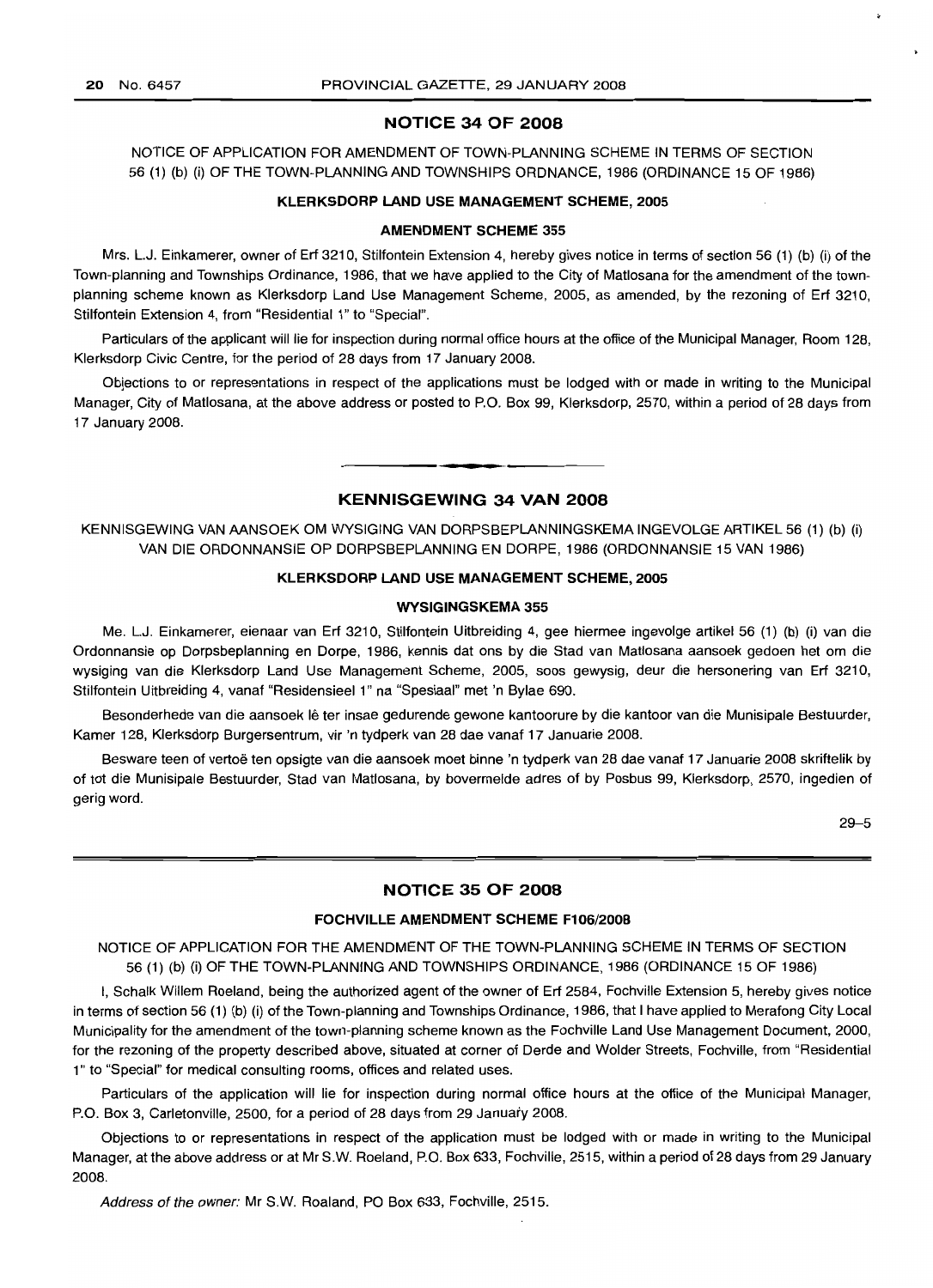## NOTICE 34 OF 2008

NOTICE OF APPLICATION FOR AMENDMENT OF TOWN-PLANNING SCHEME IN TERMS OF SECTION 56 (1) (b) (i) OF THE TOWN-PLANNING AND TOWNSHIPS ORDNANCE, 1986 (ORDINANCE 15 OF 1986)

### KLERKSDORP LAND USE MANAGEMENT SCHEME, 2005

### AMENDMENT SCHEME 355

Mrs. L.J. Einkamerer, owner of Erf 3210, Stilfontein Extension 4, hereby gives notice in terms of section 56 (1) (b) (i) of the Town-planning and Townships Ordinance, 1986, that we have applied to the City of Matlosana for the amendment of the town-planning scheme known as Klerksdorp Land Use Management Scheme, 2005, as amended, by the rezoning of Erf 3210, Stilfontein Extension 4, from "Residential 1" to "Special".

Particulars of the applicant will lie for inspection during normal office hours at the office of the Municipal Manager, Room 128, Klerksdorp Civic Centre, for the period of 28 days from 17 January 2008.

Objections to or representations in respect of the applications must be lodged with or made in writing to the Municipal Manager, City of Matlosana, at the above address or posted to P.O. Box 99, Klerksdorp, 2570, within a period of 28 days from 17 January 2008.

---

## KENNISGEWING 34 VAN 2008

KENNISGEWING VAN AANSOEK OM WYSIGING VAN DORPSBEPLANNINGSKEMA INGEVOLGE ARTIKEL 56 (1) (b) (i) VAN DIE ORDONNANSIE OP DORPSBEPLANNING EN DORPE, 1986 (ORDONNANSIE 15 VAN 1986)

### KLERKSDORP LAND USE MANAGEMENT SCHEME, 2005

### WYSIGINGSKEMA 355

Me. L.J. Einkamerer, eienaar van Erf 3210, Stilfontein Uitbreiding 4, gee hiermee ingevolge artikel 56 (1) (b) (i) van die Ordonnansie op Dorpsbeplanning en Dorpe, 1986, kennis dat ons by die Stad van Matlosana aansoek gedoen het om die wysiging van die Klerksdorp Land Use Management Scheme, 2005, soos gewysig, deur die hersonering van Erf 3210, Stilfontein Uitbreiding 4, vanaf "Residensieel 1" na "Spesiaal" met 'n Bylae 690.

Besonderhede van die aansoek lê ter insae gedurende gewone kantoorure by die kantoor van die Munisipale Bestuurder, Kamer 128, Klerksdorp Burgersentrum, vir 'n tydperk van 28 dae vanaf 17 Januarie 2008.

Besware teen of vertoë ten opsigte van die aansoek moet binne 'n tydperk van 28 dae vanaf 17 Januarie 2008 skriftelik by of tot die Munisipale Bestuurder, Stad van Matlosana, by bovermelde adres of by Posbus 99, Klerksdorp, 2570, ingedien of gerig word.

29–5

---

## NOTICE 35 OF 2008

### FOCHVILLE AMENDMENT SCHEME F106/2008

NOTICE OF APPLICATION FOR THE AMENDMENT OF THE TOWN-PLANNING SCHEME IN TERMS OF SECTION 56 (1) (b) (i) OF THE TOWN-PLANNING AND TOWNSHIPS ORDINANCE, 1986 (ORDINANCE 15 OF 1986)

I, Schalk Willem Roeland, being the authorized agent of the owner of Erf 2584, Fochville Extension 5, hereby gives notice in terms of section 56 (1) (b) (i) of the Town-planning and Townships Ordinance, 1986, that I have applied to Merafong City Local Municipality for the amendment of the town-planning scheme known as the Fochville Land Use Management Document, 2000, for the rezoning of the property described above, situated at corner of Derde and Wolder Streets, Fochville, from "Residential 1" to "Special" for medical consulting rooms, offices and related uses.

Particulars of the application will lie for inspection during normal office hours at the office of the Municipal Manager, P.O. Box 3, Carletonville, 2500, for a period of 28 days from 29 January 2008.

Objections to or representations in respect of the application must be lodged with or made in writing to the Municipal Manager, at the above address or at Mr S.W. Roeland, P.O. Box 633, Fochville, 2515, within a period of 28 days from 29 January 2008.

*Address of the owner:* Mr S.W. Roaland, PO Box 633, Fochville, 2515.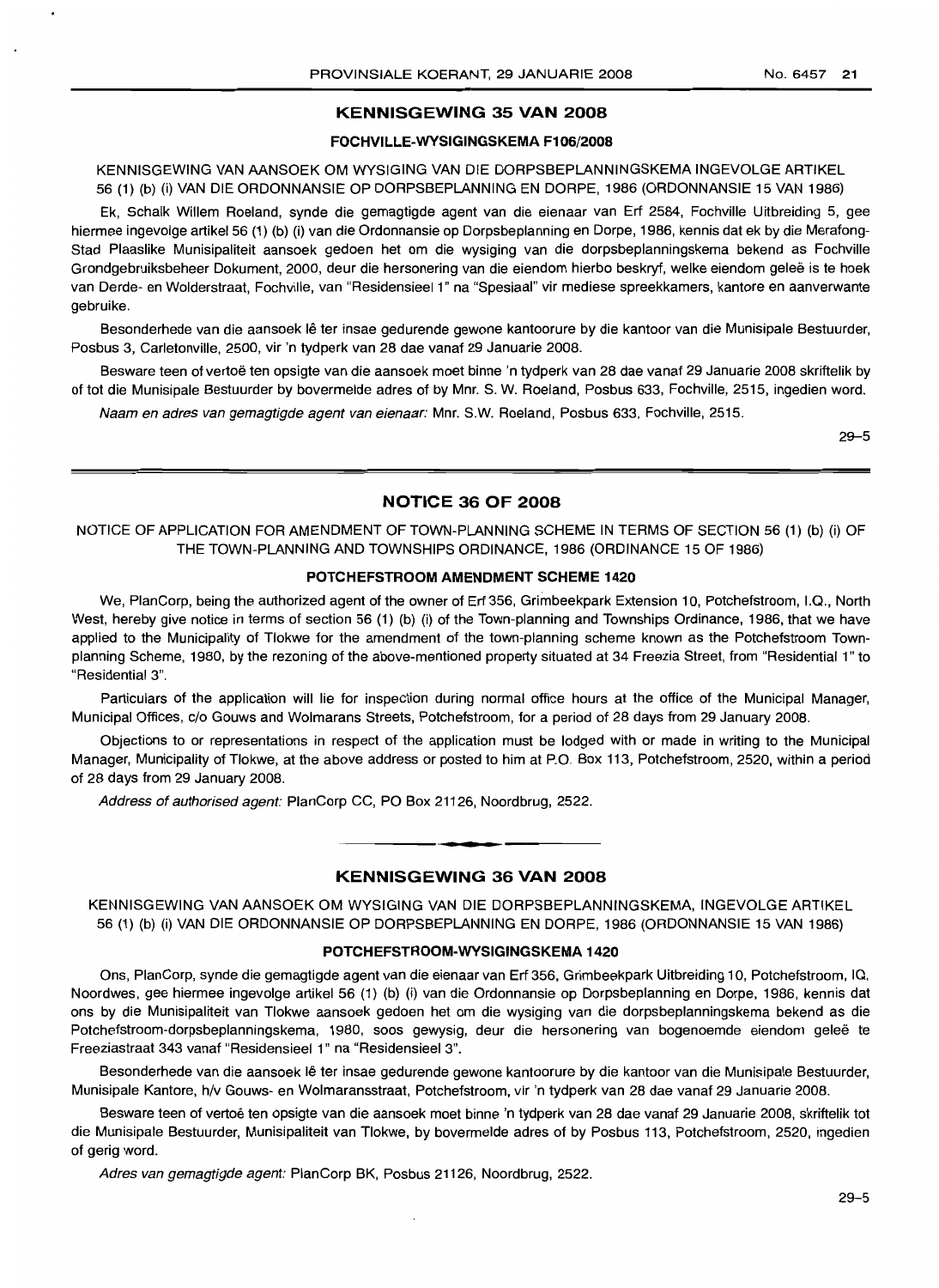## KENNISGEWING 35 VAN 2008

### FOCHVILLE-WYSIGINGSKEMA F106/2008

KENNISGEWING VAN AANSOEK OM WYSIGING VAN DIE DORPSBEPLANNINGSKEMA INGEVOLGE ARTIKEL 56 (1) (b) (i) VAN DIE ORDONNANSIE OP DORPSBEPLANNING EN DORPE, 1986 (ORDONNANSIE 15 VAN 1986)

Ek, Schalk Willem Roeland, synde die gemagtigde agent van die eienaar van Erf 2584, Fochville Uitbreiding 5, gee hiermee ingevolge artikel 56 (1) (b) (i) van die Ordonnansie op Dorpsbeplanning en Dorpe, 1986, kennis dat ek by die Merafong-Stad Plaaslike Munisipaliteit aansoek gedoen het om die wysiging van die dorpsbeplanningskema bekend as Fochville Grondgebruiksbeheer Dokument, 2000, deur die hersonering van die eiendom hierbo beskryf, welke eiendom geleë is te hoek van Derde- en Wolderstraat, Fochville, van "Residensieel 1" na "Spesiaal" vir mediese spreekkamers, kantore en aanverwante gebruike.

Besonderhede van die aansoek lê ter insae gedurende gewone kantoorure by die kantoor van die Munisipale Bestuurder, Posbus 3, Carletonville, 2500, vir 'n tydperk van 28 dae vanaf 29 Januarie 2008.

Besware teen of vertoë ten opsigte van die aansoek moet binne 'n tydperk van 28 dae vanaf 29 Januarie 2008 skriftelik by of tot die Munisipale Bestuurder by bovermelde adres of by Mnr. S. W. Roeland, Posbus 633, Fochville, 2515, ingedien word.

*Naam en adres van gemagtigde agent van eienaar:* Mnr. S.W. Roeland, Posbus 633, Fochville, 2515.

29–5

---

## NOTICE 36 OF 2008

NOTICE OF APPLICATION FOR AMENDMENT OF TOWN-PLANNING SCHEME IN TERMS OF SECTION 56 (1) (b) (i) OF THE TOWN-PLANNING AND TOWNSHIPS ORDINANCE, 1986 (ORDINANCE 15 OF 1986)

### POTCHEFSTROOM AMENDMENT SCHEME 1420

We, PlanCorp, being the authorized agent of the owner of Erf 356, Grimbeekpark Extension 10, Potchefstroom, I.Q., North West, hereby give notice in terms of section 56 (1) (b) (i) of the Town-planning and Townships Ordinance, 1986, that we have applied to the Municipality of Tlokwe for the amendment of the town-planning scheme known as the Potchefstroom Town-planning Scheme, 1980, by the rezoning of the above-mentioned property situated at 34 Freezia Street, from "Residential 1" to "Residential 3".

Particulars of the application will lie for inspection during normal office hours at the office of the Municipal Manager, Municipal Offices, c/o Gouws and Wolmarans Streets, Potchefstroom, for a period of 28 days from 29 January 2008.

Objections to or representations in respect of the application must be lodged with or made in writing to the Municipal Manager, Municipality of Tlokwe, at the above address or posted to him at P.O. Box 113, Potchefstroom, 2520, within a period of 28 days from 29 January 2008.

*Address of authorised agent:* PlanCorp CC, PO Box 21126, Noordbrug, 2522.

---

## KENNISGEWING 36 VAN 2008

KENNISGEWING VAN AANSOEK OM WYSIGING VAN DIE DORPSBEPLANNINGSKEMA, INGEVOLGE ARTIKEL 56 (1) (b) (i) VAN DIE ORDONNANSIE OP DORPSBEPLANNING EN DORPE, 1986 (ORDONNANSIE 15 VAN 1986)

### POTCHEFSTROOM-WYSIGINGSKEMA 1420

Ons, PlanCorp, synde die gemagtigde agent van die eienaar van Erf 356, Grimbeekpark Uitbreiding 10, Potchefstroom, IQ, Noordwes, gee hiermee ingevolge artikel 56 (1) (b) (i) van die Ordonnansie op Dorpsbeplanning en Dorpe, 1986, kennis dat ons by die Munisipaliteit van Tlokwe aansoek gedoen het om die wysiging van die dorpsbeplanningskema bekend as die Potchefstroom-dorpsbeplanningskema, 1980, soos gewysig, deur die hersonering van bogenoemde eiendom geleë te Freeziastraat 343 vanaf "Residensieel 1" na "Residensieel 3".

Besonderhede van die aansoek lê ter insae gedurende gewone kantoorure by die kantoor van die Munisipale Bestuurder, Munisipale Kantore, h/v Gouws- en Wolmaransstraat, Potchefstroom, vir 'n tydperk van 28 dae vanaf 29 Januarie 2008.

Besware teen of vertoë ten opsigte van die aansoek moet binne 'n tydperk van 28 dae vanaf 29 Januarie 2008, skriftelik tot die Munisipale Bestuurder, Munisipaliteit van Tlokwe, by bovermelde adres of by Posbus 113, Potchefstroom, 2520, ingedien of gerig word.

*Adres van gemagtigde agent:* PlanCorp BK, Posbus 21126, Noordbrug, 2522.

29–5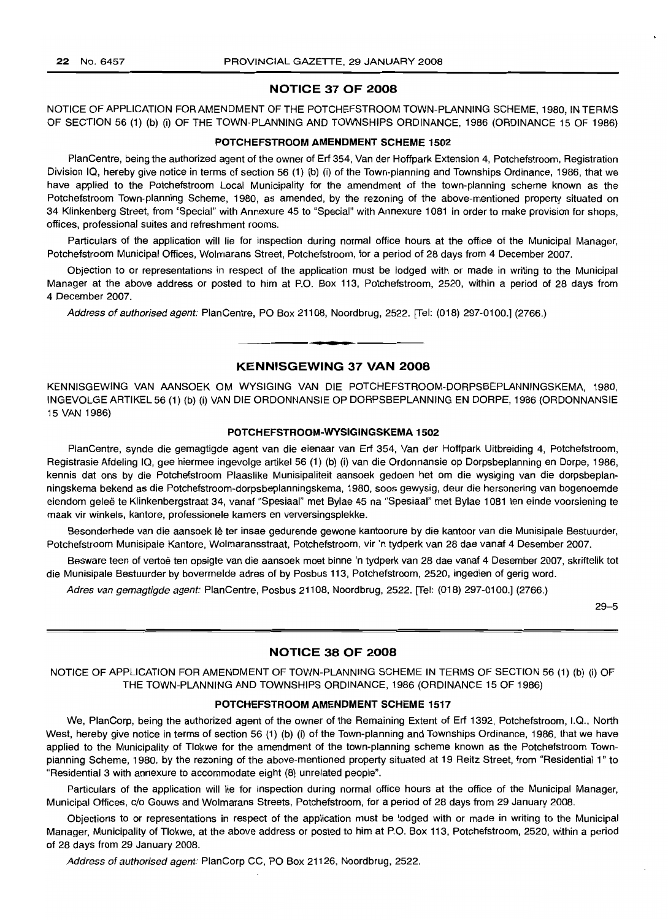## NOTICE 37 OF 2008

NOTICE OF APPLICATION FOR AMENDMENT OF THE POTCHEFSTROOM TOWN-PLANNING SCHEME, 1980, IN TERMS OF SECTION 56 (1) (b) (i) OF THE TOWN-PLANNING AND TOWNSHIPS ORDINANCE, 1986 (ORDINANCE 15 OF 1986)

### POTCHEFSTROOM AMENDMENT SCHEME 1502

PlanCentre, being the authorized agent of the owner of Erf 354, Van der Hoffpark Extension 4, Potchefstroom, Registration Division IQ, hereby give notice in terms of section 56 (1) (b) (i) of the Town-planning and Townships Ordinance, 1986, that we have applied to the Potchefstroom Local Municipality for the amendment of the town-planning scheme known as the Potchefstroom Town-planning Scheme, 1980, as amended, by the rezoning of the above-mentioned property situated on 34 Klinkenberg Street, from "Special" with Annexure 45 to "Special" with Annexure 1081 in order to make provision for shops, offices, professional suites and refreshment rooms.

Particulars of the application will lie for inspection during normal office hours at the office of the Municipal Manager, Potchefstroom Municipal Offices, Wolmarans Street, Potchefstroom, for a period of 28 days from 4 December 2007.

Objection to or representations in respect of the application must be lodged with or made in writing to the Municipal Manager at the above address or posted to him at P.O. Box 113, Potchefstroom, 2520, within a period of 28 days from 4 December 2007.

*Address of authorised agent:* PlanCentre, PO Box 21108, Noordbrug, 2522. [Tel: (018) 297-0100.] (2766.)

---

## KENNISGEWING 37 VAN 2008

KENNISGEWING VAN AANSOEK OM WYSIGING VAN DIE POTCHEFSTROOM-DORPSBEPLANNINGSKEMA, 1980, INGEVOLGE ARTIKEL 56 (1) (b) (i) VAN DIE ORDONNANSIE OP DORPSBEPLANNING EN DORPE, 1986 (ORDONNANSIE 15 VAN 1986)

### POTCHEFSTROOM-WYSIGINGSKEMA 1502

PlanCentre, synde die gemagtigde agent van die eienaar van Erf 354, Van der Hoffpark Uitbreiding 4, Potchefstroom, Registrasie Afdeling IQ, gee hiermee ingevolge artikel 56 (1) (b) (i) van die Ordonnansie op Dorpsbeplanning en Dorpe, 1986, kennis dat ons by die Potchefstroom Plaaslike Munisipaliteit aansoek gedoen het om die wysiging van die dorpsbeplanningskema bekend as die Potchefstroom-dorpsbeplanningskema, 1980, soos gewysig, deur die hersonering van bogenoemde eiendom geleë te Klinkenbergstraat 34, vanaf "Spesiaal" met Bylae 45 na "Spesiaal" met Bylae 1081 ten einde voorsiening te maak vir winkels, kantore, professionele kamers en verversingsplekke.

Besonderhede van die aansoek lê ter insae gedurende gewone kantoorure by die kantoor van die Munisipale Bestuurder, Potchefstroom Munisipale Kantore, Wolmaransstraat, Potchefstroom, vir 'n tydperk van 28 dae vanaf 4 Desember 2007.

Besware teen of vertoë ten opsigte van die aansoek moet binne 'n tydperk van 28 dae vanaf 4 Desember 2007, skriftelik tot die Munisipale Bestuurder by bovermelde adres of by Posbus 113, Potchefstroom, 2520, ingedien of gerig word.

*Adres van gemagtigde agent:* PlanCentre, Posbus 21108, Noordbrug, 2522. [Tel: (018) 297-0100.] (2766.)

29–5

---

## NOTICE 38 OF 2008

NOTICE OF APPLICATION FOR AMENDMENT OF TOWN-PLANNING SCHEME IN TERMS OF SECTION 56 (1) (b) (i) OF THE TOWN-PLANNING AND TOWNSHIPS ORDINANCE, 1986 (ORDINANCE 15 OF 1986)

### POTCHEFSTROOM AMENDMENT SCHEME 1517

We, PlanCorp, being the authorized agent of the owner of the Remaining Extent of Erf 1392, Potchefstroom, I.Q., North West, hereby give notice in terms of section 56 (1) (b) (i) of the Town-planning and Townships Ordinance, 1986, that we have applied to the Municipality of Tlokwe for the amendment of the town-planning scheme known as the Potchefstroom Town-planning Scheme, 1980, by the rezoning of the above-mentioned property situated at 19 Reitz Street, from "Residential 1" to "Residential 3 with annexure to accommodate eight (8) unrelated people".

Particulars of the application will lie for inspection during normal office hours at the office of the Municipal Manager, Municipal Offices, c/o Gouws and Wolmarans Streets, Potchefstroom, for a period of 28 days from 29 January 2008.

Objections to or representations in respect of the application must be lodged with or made in writing to the Municipal Manager, Municipality of Tlokwe, at the above address or posted to him at P.O. Box 113, Potchefstroom, 2520, within a period of 28 days from 29 January 2008.

*Address of authorised agent:* PlanCorp CC, PO Box 21126, Noordbrug, 2522.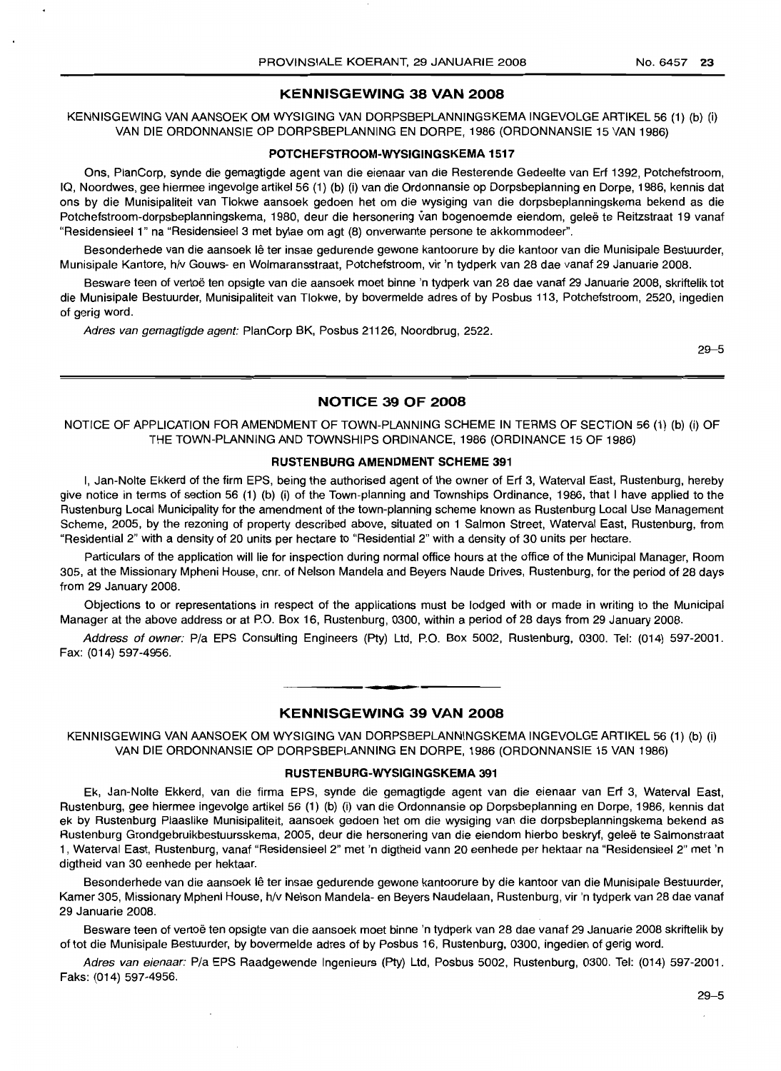## KENNISGEWING 38 VAN 2008

KENNISGEWING VAN AANSOEK OM WYSIGING VAN DORPSBEPLANNINGSKEMA INGEVOLGE ARTIKEL 56 (1) (b) (i) VAN DIE ORDONNANSIE OP DORPSBEPLANNING EN DORPE, 1986 (ORDONNANSIE 15 VAN 1986)

### POTCHEFSTROOM-WYSIGINGSKEMA 1517

Ons, PlanCorp, synde die gemagtigde agent van die eienaar van die Resterende Gedeelte van Erf 1392, Potchefstroom, IQ, Noordwes, gee hiermee ingevolge artikel 56 (1) (b) (i) van die Ordonnansie op Dorpsbeplanning en Dorpe, 1986, kennis dat ons by die Munisipaliteit van Tlokwe aansoek gedoen het om die wysiging van die dorpsbeplanningskema bekend as die Potchefstroom-dorpsbeplanningskema, 1980, deur die hersonering van bogenoemde eiendom, geleë te Reitzstraat 19 vanaf "Residensieel 1" na "Residensieel 3 met bylae om agt (8) onverwante persone te akkommodeer".

Besonderhede van die aansoek lê ter insae gedurende gewone kantoorure by die kantoor van die Munisipale Bestuurder, Munisipale Kantore, h/v Gouws- en Wolmaransstraat, Potchefstroom, vir 'n tydperk van 28 dae vanaf 29 Januarie 2008.

Besware teen of vertoë ten opsigte van die aansoek moet binne 'n tydperk van 28 dae vanaf 29 Januarie 2008, skriftelik tot die Munisipale Bestuurder, Munisipaliteit van Tlokwe, by bovermelde adres of by Posbus 113, Potchefstroom, 2520, ingedien of gerig word.

*Adres van gemagtigde agent:* PlanCorp BK, Posbus 21126, Noordbrug, 2522.

29–5

## NOTICE 39 OF 2008

NOTICE OF APPLICATION FOR AMENDMENT OF TOWN-PLANNING SCHEME IN TERMS OF SECTION 56 (1) (b) (i) OF THE TOWN-PLANNING AND TOWNSHIPS ORDINANCE, 1986 (ORDINANCE 15 OF 1986)

### RUSTENBURG AMENDMENT SCHEME 391

I, Jan-Nolte Ekkerd of the firm EPS, being the authorised agent of the owner of Erf 3, Waterval East, Rustenburg, hereby give notice in terms of section 56 (1) (b) (i) of the Town-planning and Townships Ordinance, 1986, that I have applied to the Rustenburg Local Municipality for the amendment of the town-planning scheme known as Rustenburg Local Use Management Scheme, 2005, by the rezoning of property described above, situated on 1 Salmon Street, Waterval East, Rustenburg, from "Residential 2" with a density of 20 units per hectare to "Residential 2" with a density of 30 units per hectare.

Particulars of the application will lie for inspection during normal office hours at the office of the Municipal Manager, Room 305, at the Missionary Mpheni House, cnr. of Nelson Mandela and Beyers Naude Drives, Rustenburg, for the period of 28 days from 29 January 2008.

Objections to or representations in respect of the applications must be lodged with or made in writing to the Municipal Manager at the above address or at P.O. Box 16, Rustenburg, 0300, within a period of 28 days from 29 January 2008.

*Address of owner:* P/a EPS Consulting Engineers (Pty) Ltd, P.O. Box 5002, Rustenburg, 0300. Tel: (014) 597-2001. Fax: (014) 597-4956.

## KENNISGEWING 39 VAN 2008

KENNISGEWING VAN AANSOEK OM WYSIGING VAN DORPSBEPLANNINGSKEMA INGEVOLGE ARTIKEL 56 (1) (b) (i) VAN DIE ORDONNANSIE OP DORPSBEPLANNING EN DORPE, 1986 (ORDONNANSIE 15 VAN 1986)

### RUSTENBURG-WYSIGINGSKEMA 391

Ek, Jan-Nolte Ekkerd, van die firma EPS, synde die gemagtigde agent van die eienaar van Erf 3, Waterval East, Rustenburg, gee hiermee ingevolge artikel 56 (1) (b) (i) van die Ordonnansie op Dorpsbeplanning en Dorpe, 1986, kennis dat ek by Rustenburg Plaaslike Munisipaliteit, aansoek gedoen het om die wysiging van die dorpsbeplanningskema bekend as Rustenburg Grondgebruikbestuursskema, 2005, deur die hersonering van die eiendom hierbo beskryf, geleë te Salmonstraat 1, Waterval East, Rustenburg, vanaf "Residensieel 2" met 'n digtheid vann 20 eenhede per hektaar na "Residensieel 2" met 'n digtheid van 30 eenhede per hektaar.

Besonderhede van die aansoek lê ter insae gedurende gewone kantoorure by die kantoor van die Munisipale Bestuurder, Kamer 305, Missionary Mpheni House, h/v Nelson Mandela- en Beyers Naudelaan, Rustenburg, vir 'n tydperk van 28 dae vanaf 29 Januarie 2008.

Besware teen of vertoë ten opsigte van die aansoek moet binne 'n tydperk van 28 dae vanaf 29 Januarie 2008 skriftelik by of tot die Munisipale Bestuurder, by bovermelde adres of by Posbus 16, Rustenburg, 0300, ingedien of gerig word.

*Adres van eienaar:* P/a EPS Raadgewende Ingenieurs (Pty) Ltd, Posbus 5002, Rustenburg, 0300. Tel: (014) 597-2001. Faks: (014) 597-4956.

29–5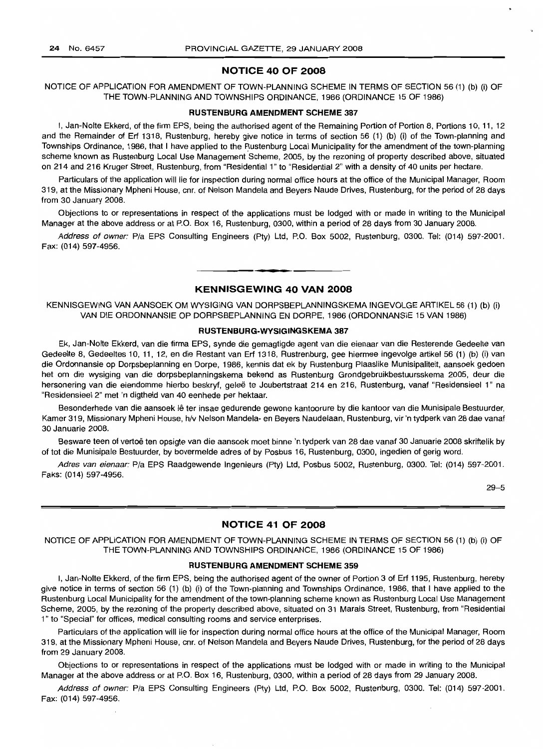## NOTICE 40 OF 2008

NOTICE OF APPLICATION FOR AMENDMENT OF TOWN-PLANNING SCHEME IN TERMS OF SECTION 56 (1) (b) (i) OF THE TOWN-PLANNING AND TOWNSHIPS ORDINANCE, 1986 (ORDINANCE 15 OF 1986)

### RUSTENBURG AMENDMENT SCHEME 387

I, Jan-Nolte Ekkerd, of the firm EPS, being the authorised agent of the Remaining Portion of Portion 8, Portions 10, 11, 12 and the Remainder of Erf 1318, Rustenburg, hereby give notice in terms of section 56 (1) (b) (i) of the Town-planning and Townships Ordinance, 1986, that I have applied to the Rustenburg Local Municipality for the amendment of the town-planning scheme known as Rustenburg Local Use Management Scheme, 2005, by the rezoning of property described above, situated on 214 and 216 Kruger Street, Rustenburg, from "Residential 1" to "Residential 2" with a density of 40 units per hectare.

Particulars of the application will lie for inspection during normal office hours at the office of the Municipal Manager, Room 319, at the Missionary Mpheni House, cnr. of Nelson Mandela and Beyers Naude Drives, Rustenburg, for the period of 28 days from 30 January 2008.

Objections to or representations in respect of the applications must be lodged with or made in writing to the Municipal Manager at the above address or at P.O. Box 16, Rustenburg, 0300, within a period of 28 days from 30 January 2008.

*Address of owner:* P/a EPS Consulting Engineers (Pty) Ltd, P.O. Box 5002, Rustenburg, 0300. Tel: (014) 597-2001. Fax: (014) 597-4956.

---

## KENNISGEWING 40 VAN 2008

KENNISGEWING VAN AANSOEK OM WYSIGING VAN DORPSBEPLANNINGSKEMA INGEVOLGE ARTIKEL 56 (1) (b) (i) VAN DIE ORDONNANSIE OP DORPSBEPLANNING EN DORPE, 1986 (ORDONNANSIE 15 VAN 1986)

### RUSTENBURG-WYSIGINGSKEMA 387

Ek, Jan-Nolte Ekkerd, van die firma EPS, synde die gemagtigde agent van die eienaar van die Resterende Gedeelte van Gedeelte 8, Gedeeltes 10, 11, 12, en die Restant van Erf 1318, Rustrenburg, gee hiermee ingevolge artikel 56 (1) (b) (i) van die Ordonnansie op Dorpsbeplanning en Dorpe, 1986, kennis dat ek by Rustenburg Plaaslike Munisipaliteit, aansoek gedoen het om die wysiging van die dorpsbeplanningskema bekend as Rustenburg Grondgebruikbestuursskema 2005, deur die hersonering van die eiendomme hierbo beskryf, geleë te Joubertstraat 214 en 216, Rustenburg, vanaf "Residensieel 1" na "Residensieel 2" met 'n digtheid van 40 eenhede per hektaar.

Besonderhede van die aansoek lê ter insae gedurende gewone kantoorure by die kantoor van die Munisipale Bestuurder, Kamer 319, Missionary Mpheni House, h/v Nelson Mandela- en Beyers Naudelaan, Rustenburg, vir 'n tydperk van 28 dae vanaf 30 Januarie 2008.

Besware teen of vertoë ten opsigte van die aansoek moet binne 'n tydperk van 28 dae vanaf 30 Januarie 2008 skriftelik by of tot die Munisipale Bestuurder, by bovermelde adres of by Posbus 16, Rustenburg, 0300, ingedien of gerig word.

*Adres van eienaar:* P/a EPS Raadgewende Ingenieurs (Pty) Ltd, Posbus 5002, Rustenburg, 0300. Tel: (014) 597-2001. Faks: (014) 597-4956.

29–5

---

## NOTICE 41 OF 2008

NOTICE OF APPLICATION FOR AMENDMENT OF TOWN-PLANNING SCHEME IN TERMS OF SECTION 56 (1) (b) (i) OF THE TOWN-PLANNING AND TOWNSHIPS ORDINANCE, 1986 (ORDINANCE 15 OF 1986)

### RUSTENBURG AMENDMENT SCHEME 359

I, Jan-Nolte Ekkerd, of the firm EPS, being the authorised agent of the owner of Portion 3 of Erf 1195, Rustenburg, hereby give notice in terms of section 56 (1) (b) (i) of the Town-planning and Townships Ordinance, 1986, that I have applied to the Rustenburg Local Municipality for the amendment of the town-planning scheme known as Rustenburg Local Use Management Scheme, 2005, by the rezoning of the property described above, situated on 31 Marais Street, Rustenburg, from "Residential 1" to "Special" for offices, medical consulting rooms and service enterprises.

Particulars of the application will lie for inspection during normal office hours at the office of the Municipal Manager, Room 319, at the Missionary Mpheni House, cnr. of Nelson Mandela and Beyers Naude Drives, Rustenburg, for the period of 28 days from 29 January 2008.

Objections to or representations in respect of the applications must be lodged with or made in writing to the Municipal Manager at the above address or at P.O. Box 16, Rustenburg, 0300, within a period of 28 days from 29 January 2008.

*Address of owner:* P/a EPS Consulting Engineers (Pty) Ltd, P.O. Box 5002, Rustenburg, 0300. Tel: (014) 597-2001. Fax: (014) 597-4956.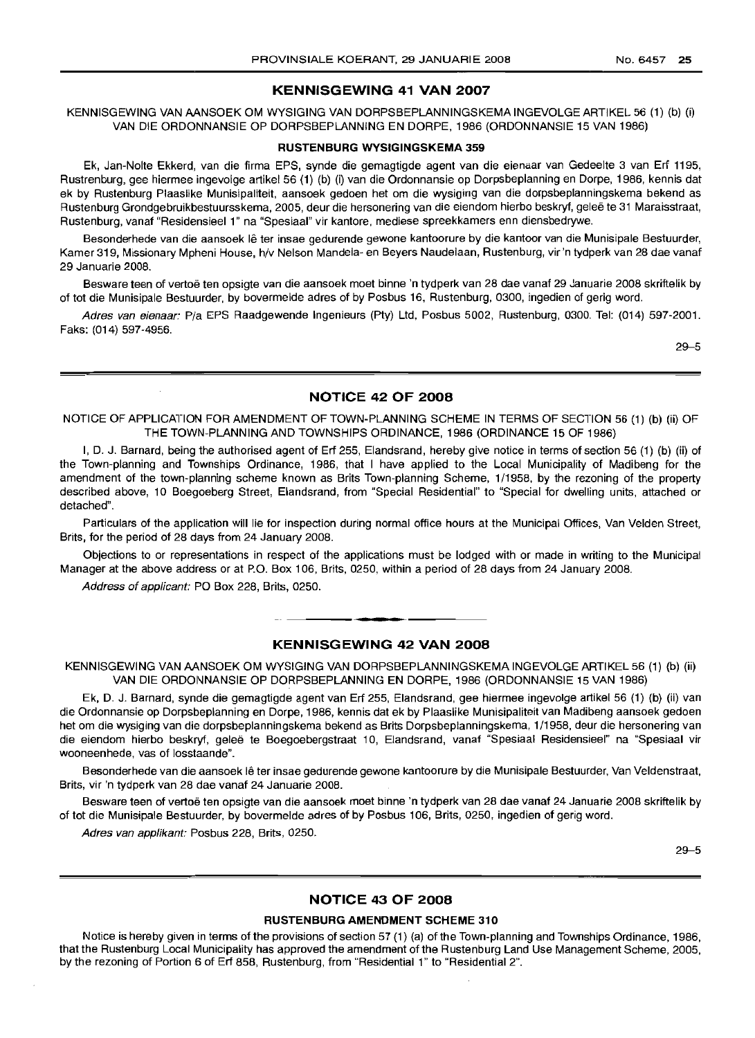## KENNISGEWING 41 VAN 2007

KENNISGEWING VAN AANSOEK OM WYSIGING VAN DORPSBEPLANNINGSKEMA INGEVOLGE ARTIKEL 56 (1) (b) (i) VAN DIE ORDONNANSIE OP DORPSBEPLANNING EN DORPE, 1986 (ORDONNANSIE 15 VAN 1986)

### RUSTENBURG WYSIGINGSKEMA 359

Ek, Jan-Nolte Ekkerd, van die firma EPS, synde die gemagtigde agent van die eienaar van Gedeelte 3 van Erf 1195, Rustrenburg, gee hiermee ingevolge artikel 56 (1) (b) (i) van die Ordonnansie op Dorpsbeplanning en Dorpe, 1986, kennis dat ek by Rustenburg Plaaslike Munisipaliteit, aansoek gedoen het om die wysiging van die dorpsbeplanningskema bekend as Rustenburg Grondgebruikbestuursskema, 2005, deur die hersonering van die eiendom hierbo beskryf, geleë te 31 Maraisstraat, Rustenburg, vanaf "Residensieel 1" na "Spesiaal" vir kantore, mediese spreekkamers enn diensbedrywe.

Besonderhede van die aansoek lê ter insae gedurende gewone kantoorure by die kantoor van die Munisipale Bestuurder, Kamer 319, Missionary Mpheni House, h/v Nelson Mandela- en Beyers Naudelaan, Rustenburg, vir 'n tydperk van 28 dae vanaf 29 Januarie 2008.

Besware teen of vertoë ten opsigte van die aansoek moet binne 'n tydperk van 28 dae vanaf 29 Januarie 2008 skriftelik by of tot die Munisipale Bestuurder, by bovermelde adres of by Posbus 16, Rustenburg, 0300, ingedien of gerig word.

*Adres van eienaar:* P/a EPS Raadgewende Ingenieurs (Pty) Ltd, Posbus 5002, Rustenburg, 0300. Tel: (014) 597-2001. Faks: (014) 597-4956.

29–5

---

## NOTICE 42 OF 2008

NOTICE OF APPLICATION FOR AMENDMENT OF TOWN-PLANNING SCHEME IN TERMS OF SECTION 56 (1) (b) (ii) OF THE TOWN-PLANNING AND TOWNSHIPS ORDINANCE, 1986 (ORDINANCE 15 OF 1986)

I, D. J. Barnard, being the authorised agent of Erf 255, Elandsrand, hereby give notice in terms of section 56 (1) (b) (ii) of the Town-planning and Townships Ordinance, 1986, that I have applied to the Local Municipality of Madibeng for the amendment of the town-planning scheme known as Brits Town-planning Scheme, 1/1958, by the rezoning of the property described above, 10 Boegoeberg Street, Elandsrand, from "Special Residential" to "Special for dwelling units, attached or detached".

Particulars of the application will lie for inspection during normal office hours at the Municipal Offices, Van Velden Street, Brits, for the period of 28 days from 24 January 2008.

Objections to or representations in respect of the applications must be lodged with or made in writing to the Municipal Manager at the above address or at P.O. Box 106, Brits, 0250, within a period of 28 days from 24 January 2008.

*Address of applicant:* PO Box 228, Brits, 0250.

---

## KENNISGEWING 42 VAN 2008

KENNISGEWING VAN AANSOEK OM WYSIGING VAN DORPSBEPLANNINGSKEMA INGEVOLGE ARTIKEL 56 (1) (b) (ii) VAN DIE ORDONNANSIE OP DORPSBEPLANNING EN DORPE, 1986 (ORDONNANSIE 15 VAN 1986)

Ek, D. J. Barnard, synde die gemagtigde agent van Erf 255, Elandsrand, gee hiermee ingevolge artikel 56 (1) (b) (ii) van die Ordonnansie op Dorpsbeplanning en Dorpe, 1986, kennis dat ek by Plaaslike Munisipaliteit van Madibeng aansoek gedoen het om die wysiging van die dorpsbeplanningskema bekend as Brits Dorpsbeplanningskema, 1/1958, deur die hersonering van die eiendom hierbo beskryf, geleë te Boegoebergstraat 10, Elandsrand, vanaf "Spesiaal Residensieel" na "Spesiaal vir wooneenhede, vas of losstaande".

Besonderhede van die aansoek lê ter insae gedurende gewone kantoorure by die Munisipale Bestuurder, Van Veldenstraat, Brits, vir 'n tydperk van 28 dae vanaf 24 Januarie 2008.

Besware teen of vertoë ten opsigte van die aansoek moet binne 'n tydperk van 28 dae vanaf 24 Januarie 2008 skriftelik by of tot die Munisipale Bestuurder, by bovermelde adres of by Posbus 106, Brits, 0250, ingedien of gerig word.

*Adres van applikant:* Posbus 228, Brits, 0250.

29–5

---

## NOTICE 43 OF 2008

### RUSTENBURG AMENDMENT SCHEME 310

Notice is hereby given in terms of the provisions of section 57 (1) (a) of the Town-planning and Townships Ordinance, 1986, that the Rustenburg Local Municipality has approved the amendment of the Rustenburg Land Use Management Scheme, 2005, by the rezoning of Portion 6 of Erf 858, Rustenburg, from "Residential 1" to "Residential 2".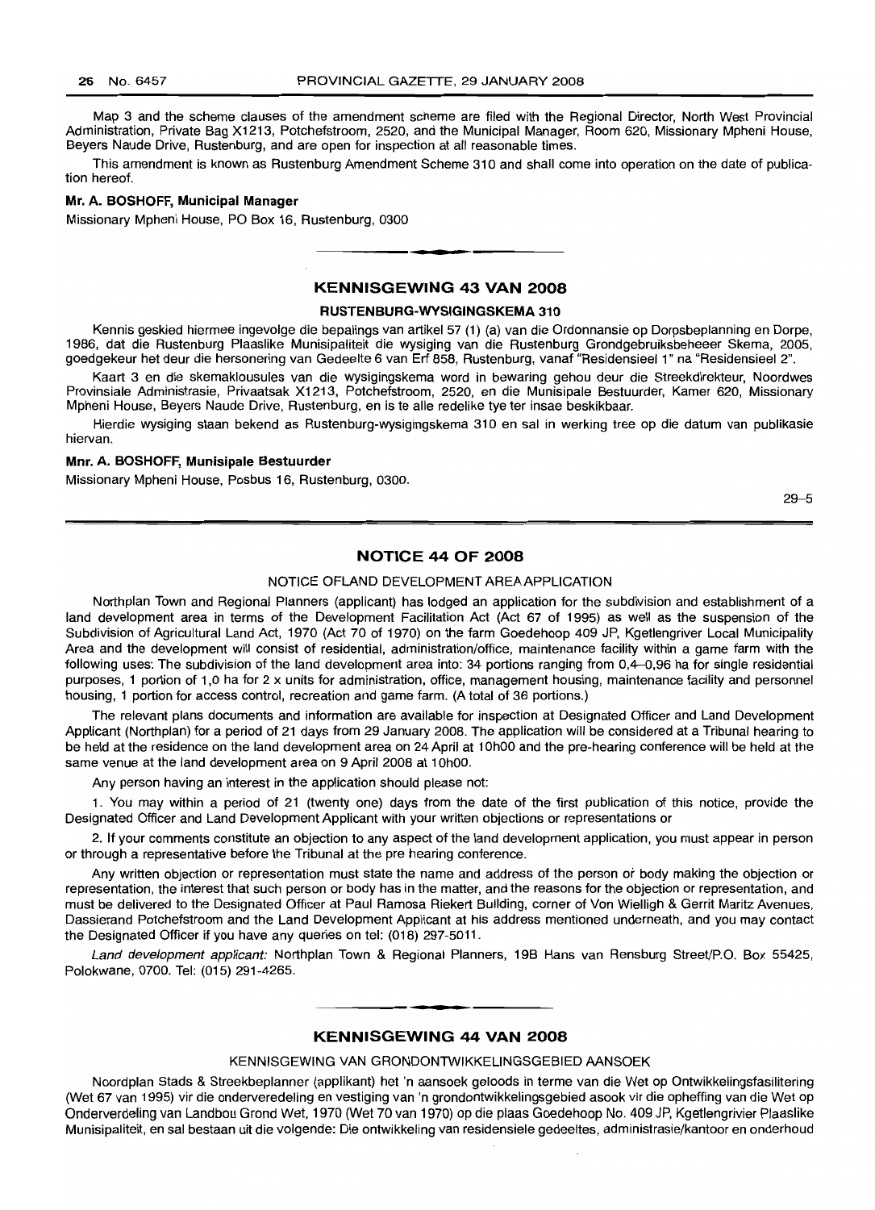Map 3 and the scheme clauses of the amendment scheme are filed with the Regional Director, North West Provincial Administration, Private Bag X1213, Potchefstroom, 2520, and the Municipal Manager, Room 620, Missionary Mpheni House, Beyers Naude Drive, Rustenburg, and are open for inspection at all reasonable times.

This amendment is known as Rustenburg Amendment Scheme 310 and shall come into operation on the date of publication hereof.

**Mr. A. BOSHOFF, Municipal Manager**

Missionary Mpheni House, PO Box 16, Rustenburg, 0300

## KENNISGEWING 43 VAN 2008

### RUSTENBURG-WYSIGINGSKEMA 310

Kennis geskied hiermee ingevolge die bepalings van artikel 57 (1) (a) van die Ordonnansie op Dorpsbeplanning en Dorpe, 1986, dat die Rustenburg Plaaslike Munisipaliteit die wysiging van die Rustenburg Grondgebruiksbeheeer Skema, 2005, goedgekeur het deur die hersonering van Gedeelte 6 van Erf 858, Rustenburg, vanaf "Residensieel 1" na "Residensieel 2".

Kaart 3 en die skemaklousules van die wysigingskema word in bewaring gehou deur die Streekdirekteur, Noordwes Provinsiale Administrasie, Privaatsak X1213, Potchefstroom, 2520, en die Munisipale Bestuurder, Kamer 620, Missionary Mpheni House, Beyers Naude Drive, Rustenburg, en is te alle redelike tye ter insae beskikbaar.

Hierdie wysiging staan bekend as Rustenburg-wysigingskema 310 en sal in werking tree op die datum van publikasie hiervan.

**Mnr. A. BOSHOFF, Munisipale Bestuurder**

Missionary Mpheni House, Posbus 16, Rustenburg, 0300.

29–5

## NOTICE 44 OF 2008

NOTICE OFLAND DEVELOPMENT AREA APPLICATION

Northplan Town and Regional Planners (applicant) has lodged an application for the subdivision and establishment of a land development area in terms of the Development Facilitation Act (Act 67 of 1995) as well as the suspension of the Subdivision of Agricultural Land Act, 1970 (Act 70 of 1970) on the farm Goedehoop 409 JP, Kgetlengriver Local Municipality Area and the development will consist of residential, administration/office, maintenance facility within a game farm with the following uses: The subdivision of the land development area into: 34 portions ranging from 0,4–0,96 ha for single residential purposes, 1 portion of 1,0 ha for 2 x units for administration, office, management housing, maintenance facility and personnel housing, 1 portion for access control, recreation and game farm. (A total of 36 portions.)

The relevant plans documents and information are available for inspection at Designated Officer and Land Development Applicant (Northplan) for a period of 21 days from 29 January 2008. The application will be considered at a Tribunal hearing to be held at the residence on the land development area on 24 April at 10h00 and the pre-hearing conference will be held at the same venue at the land development area on 9 April 2008 at 10h00.

Any person having an interest in the application should please not:

1. You may within a period of 21 (twenty one) days from the date of the first publication of this notice, provide the Designated Officer and Land Development Applicant with your written objections or representations or

2. If your comments constitute an objection to any aspect of the land development application, you must appear in person or through a representative before the Tribunal at the pre hearing conference.

Any written objection or representation must state the name and address of the person or body making the objection or representation, the interest that such person or body has in the matter, and the reasons for the objection or representation, and must be delivered to the Designated Officer at Paul Ramosa Riekert Building, corner of Von Wielligh & Gerrit Maritz Avenues, Dassierand Potchefstroom and the Land Development Applicant at his address mentioned underneath, and you may contact the Designated Officer if you have any queries on tel: (018) 297-5011.

*Land development applicant:* Northplan Town & Regional Planners, 19B Hans van Rensburg Street/P.O. Box 55425, Polokwane, 0700. Tel: (015) 291-4265.

## KENNISGEWING 44 VAN 2008

KENNISGEWING VAN GRONDONTWIKKELINGSGEBIED AANSOEK

Noordplan Stads & Streekbeplanner (applikant) het 'n aansoek geloods in terme van die Wet op Ontwikkelingsfasilitering (Wet 67 van 1995) vir die onderveredeling en vestiging van 'n grondontwikkelingsgebied asook vir die opheffing van die Wet op Onderverdeling van Landbou Grond Wet, 1970 (Wet 70 van 1970) op die plaas Goedehoop No. 409 JP, Kgetlengrivier Plaaslike Munisipaliteit, en sal bestaan uit die volgende: Die ontwikkeling van residensiele gedeeltes, administrasie/kantoor en onderhoud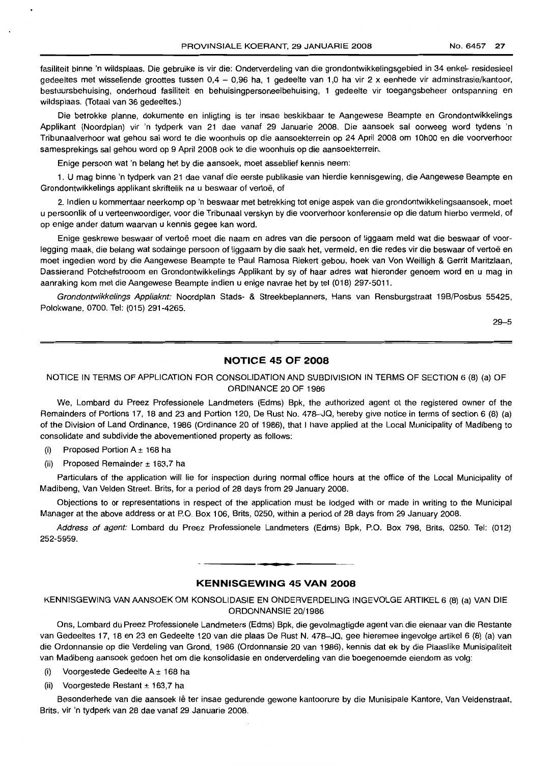fasiliteit binne 'n wildsplaas. Die gebruike is vir die: Onderverdeling van die grondontwikkelingsgebied in 34 enkel- residesieel gedeeltes met wisselende groottes tussen 0,4 – 0,96 ha, 1 gedeelte van 1,0 ha vir 2 x eenhede vir adminstrasie/kantoor, bestuursbehuising, onderhoud fasiliteit en behuisingpersoneelbehuising, 1 gedeelte vir toegangsbeheer ontspanning en wildsplaas. (Totaal van 36 gedeeltes.)

Die betrokke planne, dokumente en inligting is ter insae beskikbaar te Aangewese Beampte en Grondontwikkelings Applikant (Noordplan) vir 'n tydperk van 21 dae vanaf 29 Januarie 2008. Die aansoek sal oorweeg word tydens 'n Tribunaalverhoor wat gehou sal word te die woonhuis op die aansoekterrein op 24 April 2008 om 10h00 en die voorverhoor samesprekings sal gehou word op 9 April 2008 ook te die woonhuis op die aansoekterrein.

Enige persoon wat 'n belang het by die aansoek, moet asseblief kennis neem:

1. U mag binne 'n tydperk van 21 dae vanaf die eerste publikasie van hierdie kennisgewing, die Aangewese Beampte en Grondontwikkelings applikant skriftelik na u beswaar of vertoë, of

2. Indien u kommentaar neerkomp op 'n beswaar met betrekking tot enige aspek van die grondontwikkelingsaansoek, moet u persoonlik of u verteenwoordiger, voor die Tribunaal verskyn by die voorverhoor konferensie op die datum hierbo vermeld, of op enige ander datum waarvan u kennis gegee kan word.

Enige geskrewe beswaar of vertoë moet die naam en adres van die persoon of liggaam meld wat die beswaar of voorlegging maak, die belang wat sodainge persoon of liggaam by die saak het, vermeld, en die redes vir die beswaar of vertoë en moet ingedien word by die Aangewese Beampte te Paul Ramosa Riekert gebou, hoek van Von Weilligh & Gerrit Maritzlaan, Dassierand Potchefstrooom en Grondontwikkelings Applikant by sy of haar adres wat hieronder genoem word en u mag in aanraking kom met die Aangewese Beampte indien u enige navrae het by tel (018) 297-5011.

*Grondontwikkelings Appliaknt:* Noordplan Stads- & Streekbeplanners, Hans van Rensburgstraat 19B/Posbus 55425, Polokwane, 0700. Tel: (015) 291-4265.

29–5

## NOTICE 45 OF 2008

NOTICE IN TERMS OF APPLICATION FOR CONSOLIDATION AND SUBDIVISION IN TERMS OF SECTION 6 (8) (a) OF ORDINANCE 20 OF 1986

We, Lombard du Preez Professionele Landmeters (Edms) Bpk, the authorized agent ot the registered owner of the Remainders of Portions 17, 18 and 23 and Portion 120, De Rust No. 478–JQ, hereby give notice in terms of section 6 (8) (a) of the Division of Land Ordinance, 1986 (Ordinance 20 of 1986), that I have applied at the Local Municipality of Madibeng to consolidate and subdivide the abovementioned property as follows:

(i) Proposed Portion A ± 168 ha

(ii) Proposed Remainder ± 163,7 ha

Particulars of the application will lie for inspection during normal office hours at the office of the Local Municipality of Madibeng, Van Velden Street. Brits, for a period of 28 days from 29 January 2008.

Objections to or representations in respect of the application must be lodged with or made in writing to the Municipal Manager at the above address or at P.O. Box 106, Brits, 0250, within a period of 28 days from 29 January 2008.

*Address of agent:* Lombard du Preez Professionele Landmeters (Edms) Bpk, P.O. Box 798, Brits, 0250. Tel: (012) 252-5959.

## KENNISGEWING 45 VAN 2008

KENNISGEWING VAN AANSOEK OM KONSOLIDASIE EN ONDERVERDELING INGEVOLGE ARTIKEL 6 (8) (a) VAN DIE ORDONNANSIE 20/1986

Ons, Lombard du Preez Professionele Landmeters (Edms) Bpk, die gevolmagtigde agent van die eienaar van die Restante van Gedeeltes 17, 18 en 23 en Gedeelte 120 van die plaas De Rust N. 478–JQ, gee hieremee ingevolge artikel 6 (8) (a) van die Ordonnansie op die Verdeling van Grond, 1986 (Ordonnansie 20 van 1986), kennis dat ek by die Plaaslike Munisipaliteit van Madibeng aansoek gedoen het om die konsolidasie en onderverdeling van die boegenoemde eiendom as volg:

(i) Voorgestede Gedeelte A ± 168 ha

(ii) Voorgestede Restant ± 163,7 ha

Besonderhede van die aansoek lê ter insae gedurende gewone kantoorure by die Munisipale Kantore, Van Veldenstraat, Brits, vir 'n tydperk van 28 dae vanaf 29 Januarie 2008.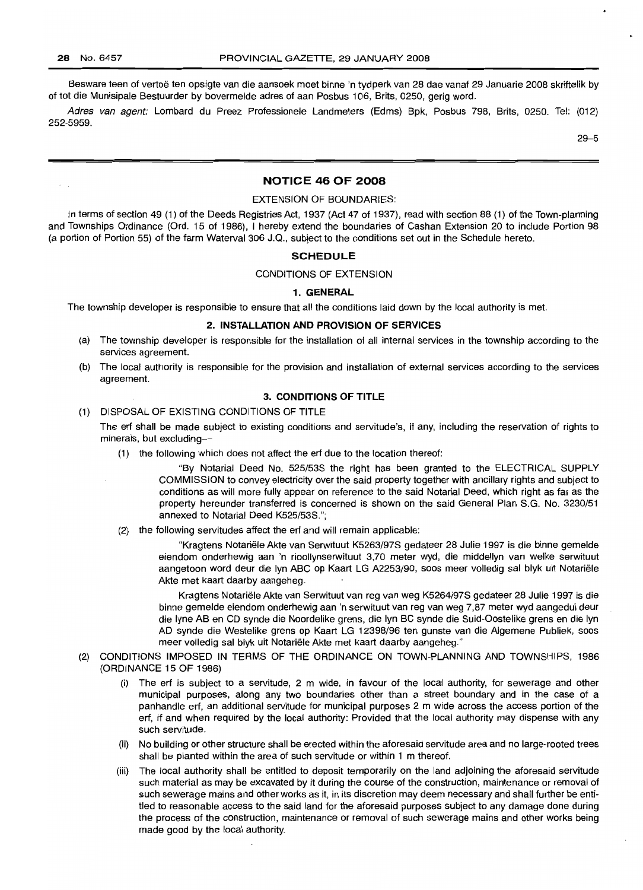Besware teen of vertoë ten opsigte van die aansoek moet binne 'n tydperk van 28 dae vanaf 29 Januarie 2008 skriftelik by of tot die Munisipale Bestuurder by bovermelde adres of aan Posbus 106, Brits, 0250, gerig word.

*Adres van agent:* Lombard du Preez Professionele Landmeters (Edms) Bpk, Posbus 798, Brits, 0250. Tel: (012) 252-5959.

29–5

## NOTICE 46 OF 2008

EXTENSION OF BOUNDARIES:

In terms of section 49 (1) of the Deeds Registries Act, 1937 (Act 47 of 1937), read with section 88 (1) of the Town-planning and Townships Ordinance (Ord. 15 of 1986), I hereby extend the boundaries of Cashan Extension 20 to include Portion 98 (a portion of Portion 55) of the farm Waterval 306 J.Q., subject to the conditions set out in the Schedule hereto.

### SCHEDULE

CONDITIONS OF EXTENSION

#### 1. GENERAL

The township developer is responsible to ensure that all the conditions laid down by the local authority is met.

#### 2. INSTALLATION AND PROVISION OF SERVICES

(a) The township developer is responsible for the installation of all internal services in the township according to the services agreement.

(b) The local authority is responsible for the provision and installation of external services according to the services agreement.

#### 3. CONDITIONS OF TITLE

(1) DISPOSAL OF EXISTING CONDITIONS OF TITLE

The erf shall be made subject to existing conditions and servitude's, if any, including the reservation of rights to minerals, but excluding—

(1) the following which does not affect the erf due to the location thereof:

"By Notarial Deed No. 525/53S the right has been granted to the ELECTRICAL SUPPLY COMMISSION to convey electricity over the said property together with ancillary rights and subject to conditions as will more fully appear on reference to the said Notarial Deed, which right as far as the property hereunder transferred is concerned is shown on the said General Plan S.G. No. 3230/51 annexed to Notarial Deed K525/53S.";

(2) the following servitudes affect the erf and will remain applicable:

"Kragtens Notariële Akte van Serwituut K5263/97S gedateer 28 Julie 1997 is die binne gemelde eiendom onderhewig aan 'n rioollynserwituut 3,70 meter wyd, die middellyn van welke serwituut aangetoon word deur die lyn ABC op Kaart LG A2253/90, soos meer volledig sal blyk uit Notariële Akte met kaart daarby aangeheg.

Kragtens Notariële Akte van Serwituut van reg van weg K5264/97S gedateer 28 Julie 1997 is die binne gemelde eiendom onderhewig aan 'n serwituut van reg van weg 7,87 meter wyd aangedui deur die lyne AB en CD synde die Noordelike grens, die lyn BC synde die Suid-Oostelike grens en die lyn AD synde die Westelike grens op Kaart LG 12398/96 ten gunste van die Algemene Publiek, soos meer volledig sal blyk uit Notariële Akte met kaart daarby aangeheg."

(2) CONDITIONS IMPOSED IN TERMS OF THE ORDINANCE ON TOWN-PLANNING AND TOWNSHIPS, 1986 (ORDINANCE 15 OF 1986)

(i) The erf is subject to a servitude, 2 m wide, in favour of the local authority, for sewerage and other municipal purposes, along any two boundaries other than a street boundary and in the case of a panhandle erf, an additional servitude for municipal purposes 2 m wide across the access portion of the erf, if and when required by the local authority: Provided that the local authority may dispense with any such servitude.

(ii) No building or other structure shall be erected within the aforesaid servitude area and no large-rooted trees shall be planted within the area of such servitude or within 1 m thereof.

(iii) The local authority shall be entitled to deposit temporarily on the land adjoining the aforesaid servitude such material as may be excavated by it during the course of the construction, maintenance or removal of such sewerage mains and other works as it, in its discretion may deem necessary and shall further be entitled to reasonable access to the said land for the aforesaid purposes subject to any damage done during the process of the construction, maintenance or removal of such sewerage mains and other works being made good by the local authority.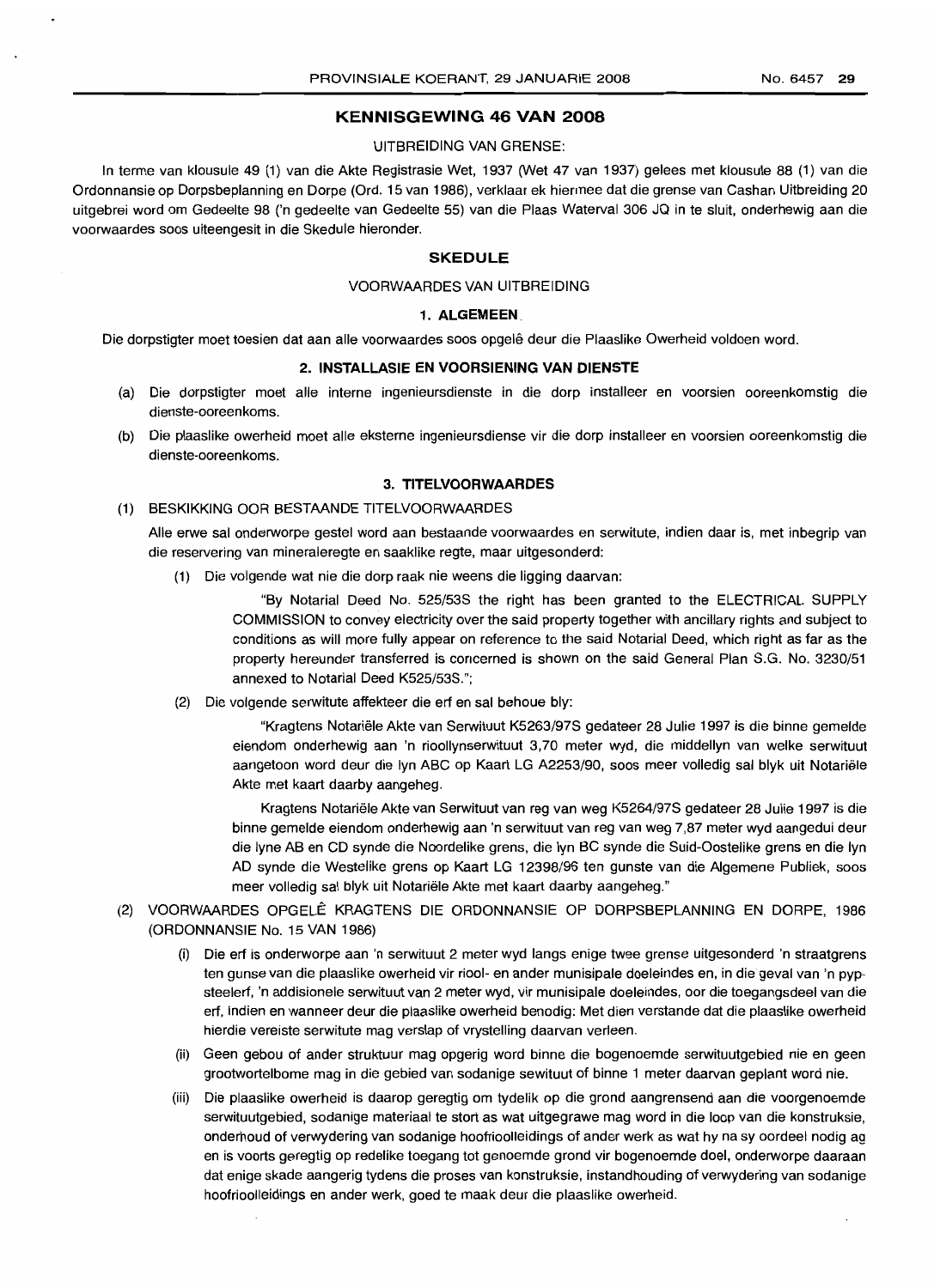## KENNISGEWING 46 VAN 2008

UITBREIDING VAN GRENSE:

In terme van klousule 49 (1) van die Akte Registrasie Wet, 1937 (Wet 47 van 1937) gelees met klousule 88 (1) van die Ordonnansie op Dorpsbeplanning en Dorpe (Ord. 15 van 1986), verklaar ek hiermee dat die grense van Cashan Uitbreiding 20 uitgebrei word om Gedeelte 98 ('n gedeelte van Gedeelte 55) van die Plaas Waterval 306 JQ in te sluit, onderhewig aan die voorwaardes soos uiteengesit in die Skedule hieronder.

### SKEDULE

VOORWAARDES VAN UITBREIDING

#### 1. ALGEMEEN

Die dorpstigter moet toesien dat aan alle voorwaardes soos opgelê deur die Plaaslike Owerheid voldoen word.

#### 2. INSTALLASIE EN VOORSIENING VAN DIENSTE

(a) Die dorpstigter moet alle interne ingenieursdienste in die dorp installeer en voorsien ooreenkomstig die dienste-ooreenkoms.

(b) Die plaaslike owerheid moet alle eksterne ingenieursdiense vir die dorp installeer en voorsien ooreenkomstig die dienste-ooreenkoms.

#### 3. TITELVOORWAARDES

(1) BESKIKKING OOR BESTAANDE TITELVOORWAARDES

Alle erwe sal onderworpe gestel word aan bestaande voorwaardes en serwitute, indien daar is, met inbegrip van die reservering van mineraleregte en saaklike regte, maar uitgesonderd:

(1) Die volgende wat nie die dorp raak nie weens die ligging daarvan:

"By Notarial Deed No. 525/53S the right has been granted to the ELECTRICAL SUPPLY COMMISSION to convey electricity over the said property together with ancillary rights and subject to conditions as will more fully appear on reference to the said Notarial Deed, which right as far as the property hereunder transferred is concerned is shown on the said General Plan S.G. No. 3230/51 annexed to Notarial Deed K525/53S.";

(2) Die volgende serwitute affekteer die erf en sal behoue bly:

"Kragtens Notariële Akte van Serwituut K5263/97S gedateer 28 Julie 1997 is die binne gemelde eiendom onderhewig aan 'n rioollynserwituut 3,70 meter wyd, die middellyn van welke serwituut aangetoon word deur die lyn ABC op Kaart LG A2253/90, soos meer volledig sal blyk uit Notariële Akte met kaart daarby aangeheg.

Kragtens Notariële Akte van Serwituut van reg van weg K5264/97S gedateer 28 Julie 1997 is die binne gemelde eiendom onderhewig aan 'n serwituut van reg van weg 7,87 meter wyd aangedui deur die lyne AB en CD synde die Noordelike grens, die lyn BC synde die Suid-Oostelike grens en die lyn AD synde die Westelike grens op Kaart LG 12398/96 ten gunste van die Algemene Publiek, soos meer volledig sal blyk uit Notariële Akte met kaart daarby aangeheg."

(2) VOORWAARDES OPGELÊ KRAGTENS DIE ORDONNANSIE OP DORPSBEPLANNING EN DORPE, 1986 (ORDONNANSIE No. 15 VAN 1986)

(i) Die erf is onderworpe aan 'n serwituut 2 meter wyd langs enige twee grense uitgesonderd 'n straatgrens ten gunse van die plaaslike owerheid vir riool- en ander munisipale doeleindes en, in die geval van 'n pypsteelerf, 'n addisionele serwituut van 2 meter wyd, vir munisipale doeleindes, oor die toegangsdeel van die erf, indien en wanneer deur die plaaslike owerheid benodig: Met dien verstande dat die plaaslike owerheid hierdie vereiste serwitute mag verslap of vrystelling daarvan verleen.

(ii) Geen gebou of ander struktuur mag opgerig word binne die bogenoemde serwituutgebied nie en geen grootwortelbome mag in die gebied van sodanige sewituut of binne 1 meter daarvan geplant word nie.

(iii) Die plaaslike owerheid is daarop geregtig om tydelik op die grond aangrensend aan die voorgenoemde serwituutgebied, sodanige materiaal te stort as wat uitgegrawe mag word in die loop van die konstruksie, onderhoud of verwydering van sodanige hoofrioolleidings of ander werk as wat hy na sy oordeel nodig ag en is voorts geregtig op redelike toegang tot genoemde grond vir bogenoemde doel, onderworpe daaraan dat enige skade aangerig tydens die proses van konstruksie, instandhouding of verwydering van sodanige hoofrioolleidings en ander werk, goed te maak deur die plaaslike owerheid.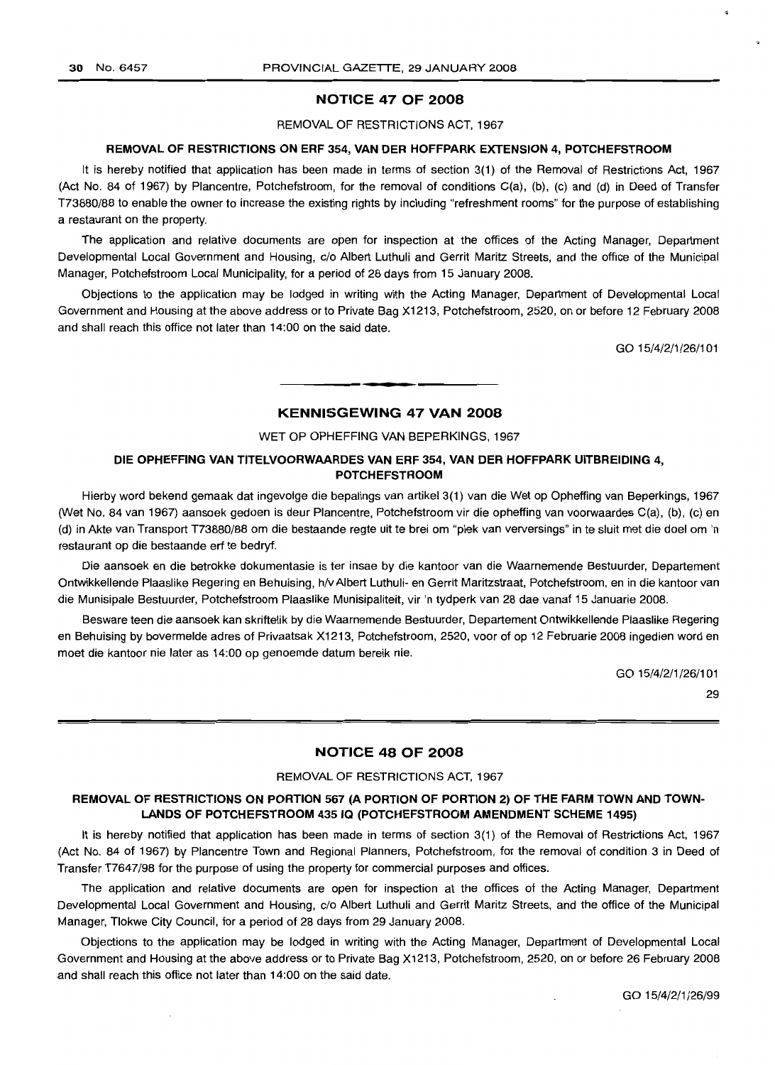## NOTICE 47 OF 2008

REMOVAL OF RESTRICTIONS ACT, 1967

**REMOVAL OF RESTRICTIONS ON ERF 354, VAN DER HOFFPARK EXTENSION 4, POTCHEFSTROOM**

It is hereby notified that application has been made in terms of section 3(1) of the Removal of Restrictions Act, 1967 (Act No. 84 of 1967) by Plancentre, Potchefstroom, for the removal of conditions C(a), (b), (c) and (d) in Deed of Transfer T73880/88 to enable the owner to increase the existing rights by including "refreshment rooms" for the purpose of establishing a restaurant on the property.

The application and relative documents are open for inspection at the offices of the Acting Manager, Department Developmental Local Government and Housing, c/o Albert Luthuli and Gerrit Maritz Streets, and the office of the Municipal Manager, Potchefstroom Local Municipality, for a period of 28 days from 15 January 2008.

Objections to the application may be lodged in writing with the Acting Manager, Department of Developmental Local Government and Housing at the above address or to Private Bag X1213, Potchefstroom, 2520, on or before 12 February 2008 and shall reach this office not later than 14:00 on the said date.

GO 15/4/2/1/26/101

---

## KENNISGEWING 47 VAN 2008

WET OP OPHEFFING VAN BEPERKINGS, 1967

**DIE OPHEFFING VAN TITELVOORWAARDES VAN ERF 354, VAN DER HOFFPARK UITBREIDING 4, POTCHEFSTROOM**

Hierby word bekend gemaak dat ingevolge die bepalings van artikel 3(1) van die Wet op Opheffing van Beperkings, 1967 (Wet No. 84 van 1967) aansoek gedoen is deur Plancentre, Potchefstroom vir die opheffing van voorwaardes C(a), (b), (c) en (d) in Akte van Transport T73880/88 om die bestaande regte uit te brei om "plek van verversings" in te sluit met die doel om 'n restaurant op die bestaande erf te bedryf.

Die aansoek en die betrokke dokumentasie is ter insae by die kantoor van die Waarnemende Bestuurder, Departement Ontwikkellende Plaaslike Regering en Behuising, h/v Albert Luthuli- en Gerrit Maritzstraat, Potchefstroom, en in die kantoor van die Munisipale Bestuurder, Potchefstroom Plaaslike Munisipaliteit, vir 'n tydperk van 28 dae vanaf 15 Januarie 2008.

Besware teen die aansoek kan skriftelik by die Waarnemende Bestuurder, Departement Ontwikkellende Plaaslike Regering en Behuising by bovermelde adres of Privaatsak X1213, Potchefstroom, 2520, voor of op 12 Februarie 2008 ingedien word en moet die kantoor nie later as 14:00 op genoemde datum bereik nie.

GO 15/4/2/1/26/101

29

---

## NOTICE 48 OF 2008

REMOVAL OF RESTRICTIONS ACT, 1967

**REMOVAL OF RESTRICTIONS ON PORTION 567 (A PORTION OF PORTION 2) OF THE FARM TOWN AND TOWN-LANDS OF POTCHEFSTROOM 435 IQ (POTCHEFSTROOM AMENDMENT SCHEME 1495)**

It is hereby notified that application has been made in terms of section 3(1) of the Removal of Restrictions Act, 1967 (Act No. 84 of 1967) by Plancentre Town and Regional Planners, Potchefstroom, for the removal of condition 3 in Deed of Transfer T7647/98 for the purpose of using the property for commercial purposes and offices.

The application and relative documents are open for inspection at the offices of the Acting Manager, Department Developmental Local Government and Housing, c/o Albert Luthuli and Gerrit Maritz Streets, and the office of the Municipal Manager, Tlokwe City Council, for a period of 28 days from 29 January 2008.

Objections to the application may be lodged in writing with the Acting Manager, Department of Developmental Local Government and Housing at the above address or to Private Bag X1213, Potchefstroom, 2520, on or before 26 February 2008 and shall reach this office not later than 14:00 on the said date.

GO 15/4/2/1/26/99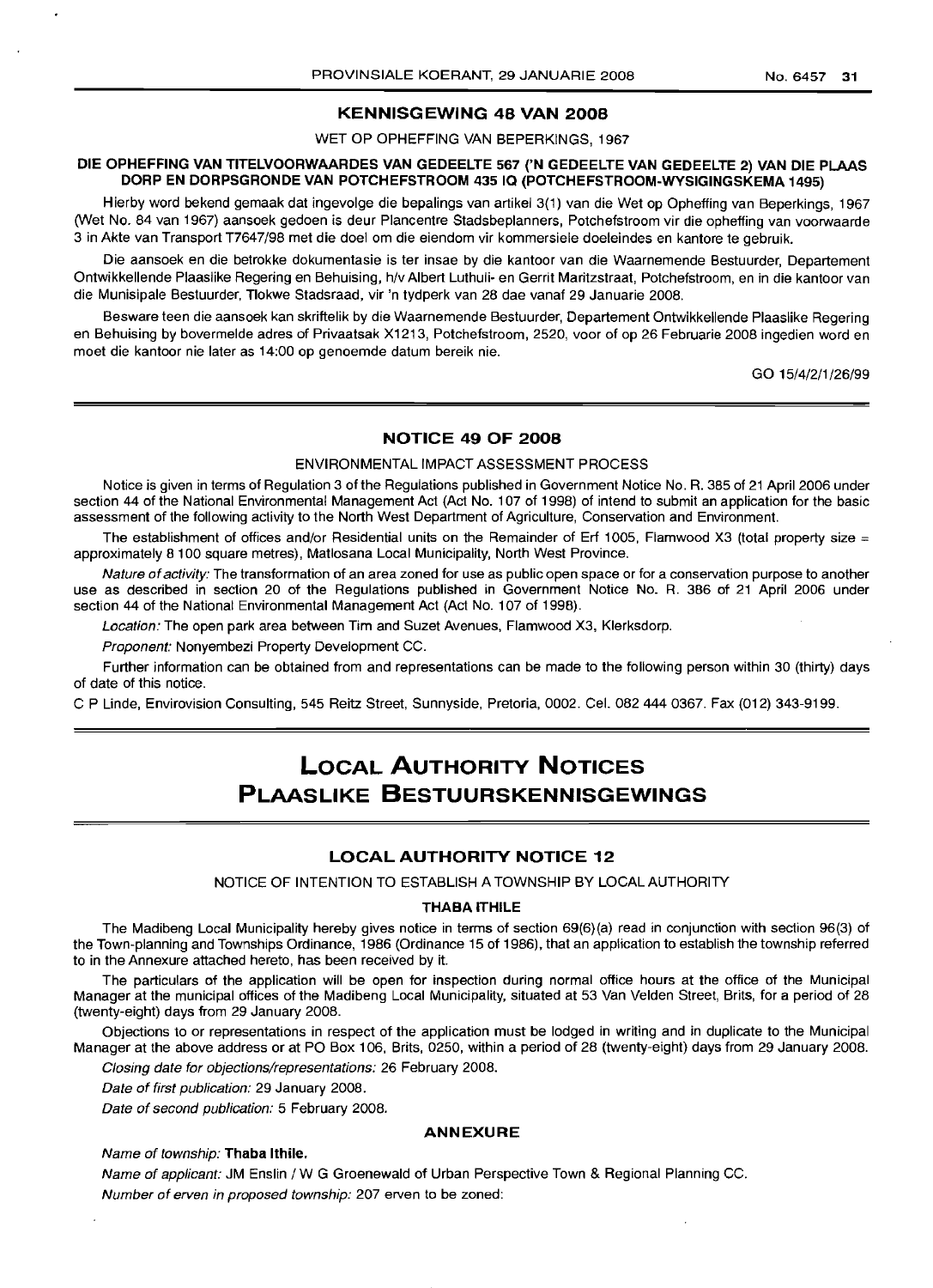## KENNISGEWING 48 VAN 2008

WET OP OPHEFFING VAN BEPERKINGS, 1967

**DIE OPHEFFING VAN TITELVOORWAARDES VAN GEDEELTE 567 ('N GEDEELTE VAN GEDEELTE 2) VAN DIE PLAAS DORP EN DORPSGRONDE VAN POTCHEFSTROOM 435 IQ (POTCHEFSTROOM-WYSIGINGSKEMA 1495)**

Hierby word bekend gemaak dat ingevolge die bepalings van artikel 3(1) van die Wet op Opheffing van Beperkings, 1967 (Wet No. 84 van 1967) aansoek gedoen is deur Plancentre Stadsbeplanners, Potchefstroom vir die opheffing van voorwaarde 3 in Akte van Transport T7647/98 met die doel om die eiendom vir kommersiele doeleindes en kantore te gebruik.

Die aansoek en die betrokke dokumentasie is ter insae by die kantoor van die Waarnemende Bestuurder, Departement Ontwikkellende Plaaslike Regering en Behuising, h/v Albert Luthuli- en Gerrit Maritzstraat, Potchefstroom, en in die kantoor van die Munisipale Bestuurder, Tlokwe Stadsraad, vir 'n tydperk van 28 dae vanaf 29 Januarie 2008.

Besware teen die aansoek kan skriftelik by die Waarnemende Bestuurder, Departement Ontwikkellende Plaaslike Regering en Behuising by bovermelde adres of Privaatsak X1213, Potchefstroom, 2520, voor of op 26 Februarie 2008 ingedien word en moet die kantoor nie later as 14:00 op genoemde datum bereik nie.

GO 15/4/2/1/26/99

## NOTICE 49 OF 2008

ENVIRONMENTAL IMPACT ASSESSMENT PROCESS

Notice is given in terms of Regulation 3 of the Regulations published in Government Notice No. R. 385 of 21 April 2006 under section 44 of the National Environmental Management Act (Act No. 107 of 1998) of intend to submit an application for the basic assessment of the following activity to the North West Department of Agriculture, Conservation and Environment.

The establishment of offices and/or Residential units on the Remainder of Erf 1005, Flamwood X3 (total property size = approximately 8 100 square metres), Matlosana Local Municipality, North West Province.

*Nature of activity:* The transformation of an area zoned for use as public open space or for a conservation purpose to another use as described in section 20 of the Regulations published in Government Notice No. R. 386 of 21 April 2006 under section 44 of the National Environmental Management Act (Act No. 107 of 1998).

*Location:* The open park area between Tim and Suzet Avenues, Flamwood X3, Klerksdorp.

*Proponent:* Nonyembezi Property Development CC.

Further information can be obtained from and representations can be made to the following person within 30 (thirty) days of date of this notice.

C P Linde, Envirovision Consulting, 545 Reitz Street, Sunnyside, Pretoria, 0002. Cel. 082 444 0367. Fax (012) 343-9199.

# LOCAL AUTHORITY NOTICES
# PLAASLIKE BESTUURSKENNISGEWINGS

## LOCAL AUTHORITY NOTICE 12

NOTICE OF INTENTION TO ESTABLISH A TOWNSHIP BY LOCAL AUTHORITY

**THABA ITHILE**

The Madibeng Local Municipality hereby gives notice in terms of section 69(6)(a) read in conjunction with section 96(3) of the Town-planning and Townships Ordinance, 1986 (Ordinance 15 of 1986), that an application to establish the township referred to in the Annexure attached hereto, has been received by it.

The particulars of the application will be open for inspection during normal office hours at the office of the Municipal Manager at the municipal offices of the Madibeng Local Municipality, situated at 53 Van Velden Street, Brits, for a period of 28 (twenty-eight) days from 29 January 2008.

Objections to or representations in respect of the application must be lodged in writing and in duplicate to the Municipal Manager at the above address or at PO Box 106, Brits, 0250, within a period of 28 (twenty-eight) days from 29 January 2008.

*Closing date for objections/representations:* 26 February 2008.

*Date of first publication:* 29 January 2008.

*Date of second publication:* 5 February 2008.

**ANNEXURE**

*Name of township:* **Thaba Ithile.**

*Name of applicant:* JM Enslin / W G Groenewald of Urban Perspective Town & Regional Planning CC.

*Number of erven in proposed township:* 207 erven to be zoned: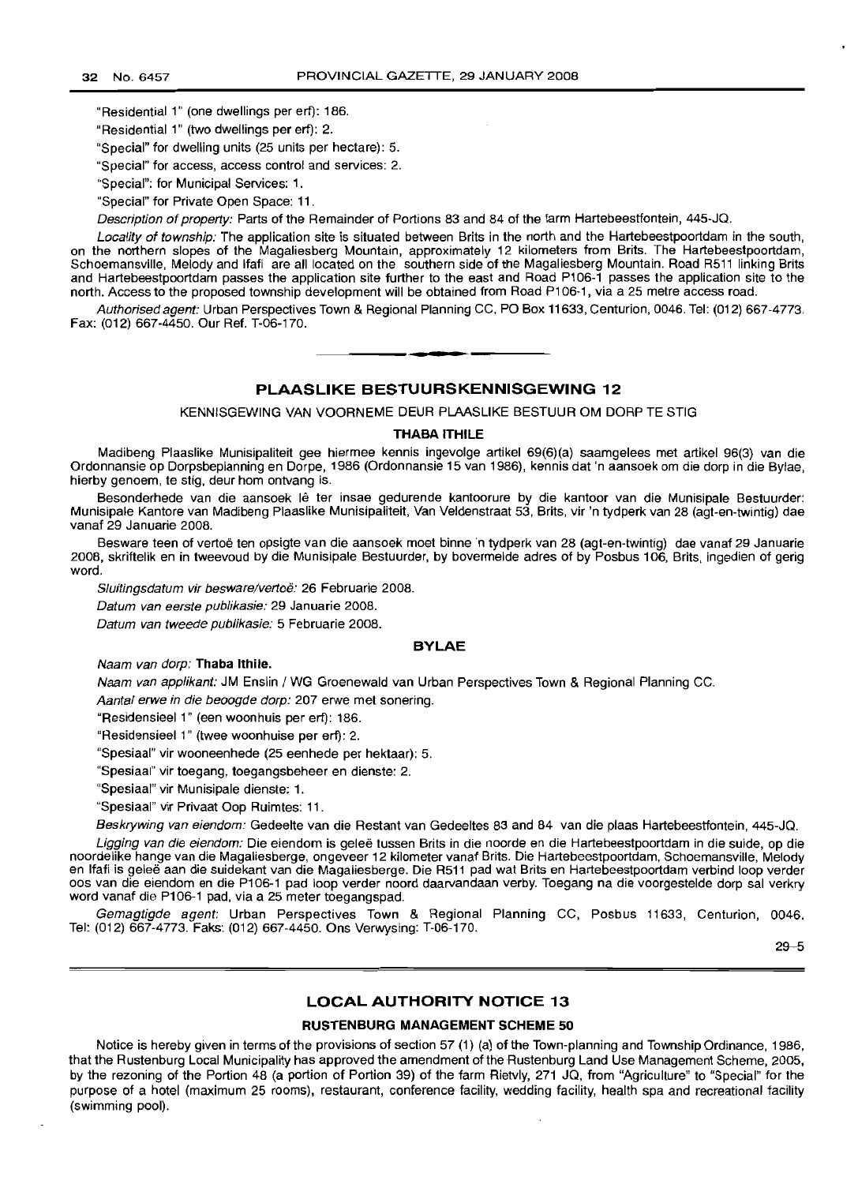"Residential 1" (one dwellings per erf): 186.

"Residential 1" (two dwellings per erf): 2.

"Special" for dwelling units (25 units per hectare): 5.

"Special" for access, access control and services: 2.

"Special": for Municipal Services: 1.

"Special" for Private Open Space: 11.

*Description of property:* Parts of the Remainder of Portions 83 and 84 of the farm Hartebeestfontein, 445-JQ.

*Locality of township:* The application site is situated between Brits in the north and the Hartebeestpoortdam in the south, on the northern slopes of the Magaliesberg Mountain, approximately 12 kilometers from Brits. The Hartebeestpoortdam, Schoemansville, Melody and Ifafi are all located on the southern side of the Magaliesberg Mountain. Road R511 linking Brits and Hartebeestpoortdam passes the application site further to the east and Road P106-1 passes the application site to the north. Access to the proposed township development will be obtained from Road P106-1, via a 25 metre access road.

*Authorised agent:* Urban Perspectives Town & Regional Planning CC, PO Box 11633, Centurion, 0046. Tel: (012) 667-4773. Fax: (012) 667-4450. Our Ref. T-06-170.

---

## PLAASLIKE BESTUURSKENNISGEWING 12

KENNISGEWING VAN VOORNEME DEUR PLAASLIKE BESTUUR OM DORP TE STIG

**THABA ITHILE**

Madibeng Plaaslike Munisipaliteit gee hiermee kennis ingevolge artikel 69(6)(a) saamgelees met artikel 96(3) van die Ordonnansie op Dorpsbeplanning en Dorpe, 1986 (Ordonnansie 15 van 1986), kennis dat 'n aansoek om die dorp in die Bylae, hierby genoem, te stig, deur hom ontvang is.

Besonderhede van die aansoek lê ter insae gedurende kantoorure by die kantoor van die Munisipale Bestuurder: Munisipale Kantore van Madibeng Plaaslike Munisipaliteit, Van Veldenstraat 53, Brits, vir 'n tydperk van 28 (agt-en-twintig) dae vanaf 29 Januarie 2008.

Besware teen of vertoë ten opsigte van die aansoek moet binne 'n tydperk van 28 (agt-en-twintig) dae vanaf 29 Januarie 2008, skriftelik en in tweevoud by die Munisipale Bestuurder, by bovermelde adres of by Posbus 106, Brits, ingedien of gerig word.

*Sluitingsdatum vir besware/vertoë:* 26 Februarie 2008.

*Datum van eerste publikasie:* 29 Januarie 2008.

*Datum van tweede publikasie:* 5 Februarie 2008.

**BYLAE**

*Naam van dorp:* **Thaba Ithile.**

*Naam van applikant:* JM Enslin / WG Groenewald van Urban Perspectives Town & Regional Planning CC.

*Aantal erwe in die beoogde dorp:* 207 erwe met sonering.

"Residensieel 1" (een woonhuis per erf): 186.

"Residensieel 1" (twee woonhuise per erf): 2.

"Spesiaal" vir wooneenhede (25 eenhede per hektaar): 5.

"Spesiaal" vir toegang, toegangsbeheer en dienste: 2.

"Spesiaal" vir Munisipale dienste: 1.

"Spesiaal" vir Privaat Oop Ruimtes: 11.

*Beskrywing van eiendom:* Gedeelte van die Restant van Gedeeltes 83 and 84 van die plaas Hartebeestfontein, 445-JQ.

*Ligging van die eiendom:* Die eiendom is geleë tussen Brits in die noorde en die Hartebeestpoortdam in die suide, op die noordelike hange van die Magaliesberge, ongeveer 12 kilometer vanaf Brits. Die Hartebeestpoortdam, Schoemansville, Melody en Ifafi is geleë aan die suidekant van die Magaliesberge. Die R511 pad wat Brits en Hartebeestpoortdam verbind loop verder oos van die eiendom en die P106-1 pad loop verder noord daarvandaan verby. Toegang na die voorgestelde dorp sal verkry word vanaf die P106-1 pad, via a 25 meter toegangspad.

*Gemagtigde agent:* Urban Perspectives Town & Regional Planning CC, Posbus 11633, Centurion, 0046. Tel: (012) 667-4773. Faks: (012) 667-4450. Ons Verwysing: T-06-170.

29–5

---

## LOCAL AUTHORITY NOTICE 13

**RUSTENBURG MANAGEMENT SCHEME 50**

Notice is hereby given in terms of the provisions of section 57 (1) (a) of the Town-planning and Township Ordinance, 1986, that the Rustenburg Local Municipality has approved the amendment of the Rustenburg Land Use Management Scheme, 2005, by the rezoning of the Portion 48 (a portion of Portion 39) of the farm Rietvly, 271 JQ, from "Agriculture" to "Special" for the purpose of a hotel (maximum 25 rooms), restaurant, conference facility, wedding facility, health spa and recreational facility (swimming pool).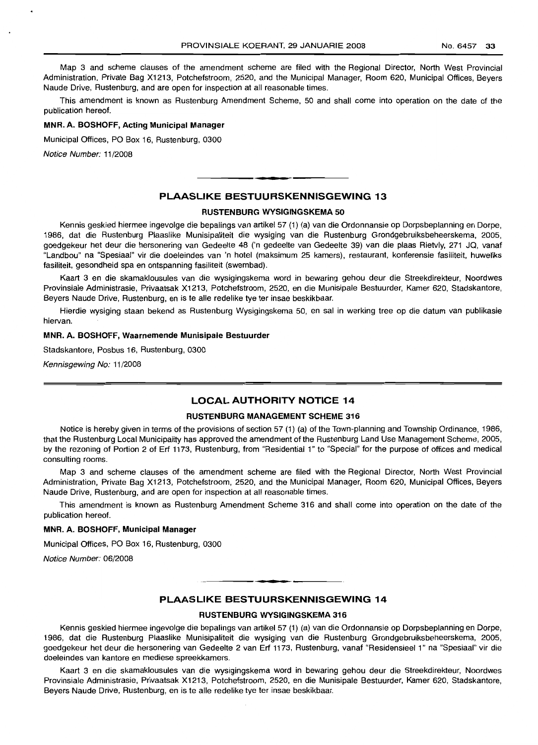Map 3 and scheme clauses of the amendment scheme are filed with the Regional Director, North West Provincial Administration, Private Bag X1213, Potchefstroom, 2520, and the Municipal Manager, Room 620, Municipal Offices, Beyers Naude Drive, Rustenburg, and are open for inspection at all reasonable times.

This amendment is known as Rustenburg Amendment Scheme, 50 and shall come into operation on the date of the publication hereof.

**MNR. A. BOSHOFF, Acting Municipal Manager**

Municipal Offices, PO Box 16, Rustenburg, 0300

*Notice Number:* 11/2008

## PLAASLIKE BESTUURSKENNISGEWING 13

### RUSTENBURG WYSIGINGSKEMA 50

Kennis geskied hiermee ingevolge die bepalings van artikel 57 (1) (a) van die Ordonnansie op Dorpsbeplanning en Dorpe, 1986, dat die Rustenburg Plaaslike Munisipaliteit die wysiging van die Rustenburg Grondgebruiksbeheerskema, 2005, goedgekeur het deur die hersonering van Gedeelte 48 ('n gedeelte van Gedeelte 39) van die plaas Rietvly, 271 JQ, vanaf "Landbou" na "Spesiaal" vir die doeleindes van 'n hotel (maksimum 25 kamers), restaurant, konferensie fasiliteit, huweliks fasiliteit, gesondheid spa en ontspanning fasiliteit (swembad).

Kaart 3 en die skamaklousules van die wysigingskema word in bewaring gehou deur die Streekdirekteur, Noordwes Provinsiale Administrasie, Privaatsak X1213, Potchefstroom, 2520, en die Munisipale Bestuurder, Kamer 620, Stadskantore, Beyers Naude Drive, Rustenburg, en is te alle redelike tye ter insae beskikbaar.

Hierdie wysiging staan bekend as Rustenburg Wysigingskema 50, en sal in werking tree op die datum van publikasie hiervan.

**MNR. A. BOSHOFF, Waarnemende Munisipale Bestuurder**

Stadskantore, Posbus 16, Rustenburg, 0300

*Kennisgewing No:* 11/2008

## LOCAL AUTHORITY NOTICE 14

### RUSTENBURG MANAGEMENT SCHEME 316

Notice is hereby given in terms of the provisions of section 57 (1) (a) of the Town-planning and Township Ordinance, 1986, that the Rustenburg Local Municipality has approved the amendment of the Rustenburg Land Use Management Scheme, 2005, by the rezoning of Portion 2 of Erf 1173, Rustenburg, from "Residential 1" to "Special" for the purpose of offices and medical consulting rooms.

Map 3 and scheme clauses of the amendment scheme are filed with the Regional Director, North West Provincial Administration, Private Bag X1213, Potchefstroom, 2520, and the Municipal Manager, Room 620, Municipal Offices, Beyers Naude Drive, Rustenburg, and are open for inspection at all reasonable times.

This amendment is known as Rustenburg Amendment Scheme 316 and shall come into operation on the date of the publication hereof.

**MNR. A. BOSHOFF, Municipal Manager**

Municipal Offices, PO Box 16, Rustenburg, 0300

*Notice Number:* 06/2008

## PLAASLIKE BESTUURSKENNISGEWING 14

### RUSTENBURG WYSIGINGSKEMA 316

Kennis geskied hiermee ingevolge die bepalings van artikel 57 (1) (a) van die Ordonnansie op Dorpsbeplanning en Dorpe, 1986, dat die Rustenburg Plaaslike Munisipaliteit die wysiging van die Rustenburg Grondgebruiksbeheerskema, 2005, goedgekeur het deur die hersonering van Gedeelte 2 van Erf 1173, Rustenburg, vanaf "Residensieel 1" na "Spesiaal" vir die doeleindes van kantore en mediese spreekkamers.

Kaart 3 en die skamaklousules van die wysigingskema word in bewaring gehou deur die Streekdirekteur, Noordwes Provinsiale Administrasie, Privaatsak X1213, Potchefstroom, 2520, en die Munisipale Bestuurder, Kamer 620, Stadskantore, Beyers Naude Drive, Rustenburg, en is te alle redelike tye ter insae beskikbaar.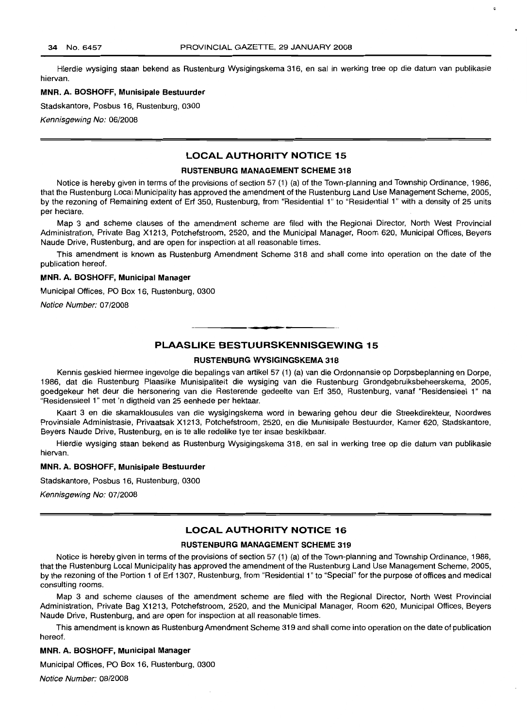Hierdie wysiging staan bekend as Rustenburg Wysigingskema 316, en sal in werking tree op die datum van publikasie hiervan.

**MNR. A. BOSHOFF, Munisipale Bestuurder**

Stadskantore, Posbus 16, Rustenburg, 0300

*Kennisgewing No:* 06/2008

## LOCAL AUTHORITY NOTICE 15

### RUSTENBURG MANAGEMENT SCHEME 318

Notice is hereby given in terms of the provisions of section 57 (1) (a) of the Town-planning and Township Ordinance, 1986, that the Rustenburg Local Municipality has approved the amendment of the Rustenburg Land Use Management Scheme, 2005, by the rezoning of Remaining extent of Erf 350, Rustenburg, from "Residential 1" to "Residential 1" with a density of 25 units per hectare.

Map 3 and scheme clauses of the amendment scheme are filed with the Regional Director, North West Provincial Administration, Private Bag X1213, Potchefstroom, 2520, and the Municipal Manager, Room 620, Municipal Offices, Beyers Naude Drive, Rustenburg, and are open for inspection at all reasonable times.

This amendment is known as Rustenburg Amendment Scheme 318 and shall come into operation on the date of the publication hereof.

**MNR. A. BOSHOFF, Municipal Manager**

Municipal Offices, PO Box 16, Rustenburg, 0300

*Notice Number:* 07/2008

## PLAASLIKE BESTUURSKENNISGEWING 15

### RUSTENBURG WYSIGINGSKEMA 318

Kennis geskied hiermee ingevolge die bepalings van artikel 57 (1) (a) van die Ordonnansie op Dorpsbeplanning en Dorpe, 1986, dat die Rustenburg Plaaslike Munisipaliteit die wysiging van die Rustenburg Grondgebruiksbeheerskema, 2005, goedgekeur het deur die hersonering van die Resterende gedeelte van Erf 350, Rustenburg, vanaf "Residensieel 1" na "Residensieel 1" met 'n digtheid van 25 eenhede per hektaar.

Kaart 3 en die skamaklousules van die wysigingskema word in bewaring gehou deur die Streekdirekteur, Noordwes Provinsiale Administrasie, Privaatsak X1213, Potchefstroom, 2520, en die Munisipale Bestuurder, Kamer 620, Stadskantore, Beyers Naude Drive, Rustenburg, en is te alle redelike tye ter insae beskikbaar.

Hierdie wysiging staan bekend as Rustenburg Wysigingskema 318, en sal in werking tree op die datum van publikasie hiervan.

**MNR. A. BOSHOFF, Munisipale Bestuurder**

Stadskantore, Posbus 16, Rustenburg, 0300

*Kennisgewing No:* 07/2008

## LOCAL AUTHORITY NOTICE 16

### RUSTENBURG MANAGEMENT SCHEME 319

Notice is hereby given in terms of the provisions of section 57 (1) (a) of the Town-planning and Township Ordinance, 1986, that the Rustenburg Local Municipality has approved the amendment of the Rustenburg Land Use Management Scheme, 2005, by the rezoning of the Portion 1 of Erf 1307, Rustenburg, from "Residential 1" to "Special" for the purpose of offices and medical consulting rooms.

Map 3 and scheme clauses of the amendment scheme are filed with the Regional Director, North West Provincial Administration, Private Bag X1213, Potchefstroom, 2520, and the Municipal Manager, Room 620, Municipal Offices, Beyers Naude Drive, Rustenburg, and are open for inspection at all reasonable times.

This amendment is known as Rustenburg Amendment Scheme 319 and shall come into operation on the date of publication hereof.

**MNR. A. BOSHOFF, Municipal Manager**

Municipal Offices, PO Box 16, Rustenburg, 0300

*Notice Number:* 08/2008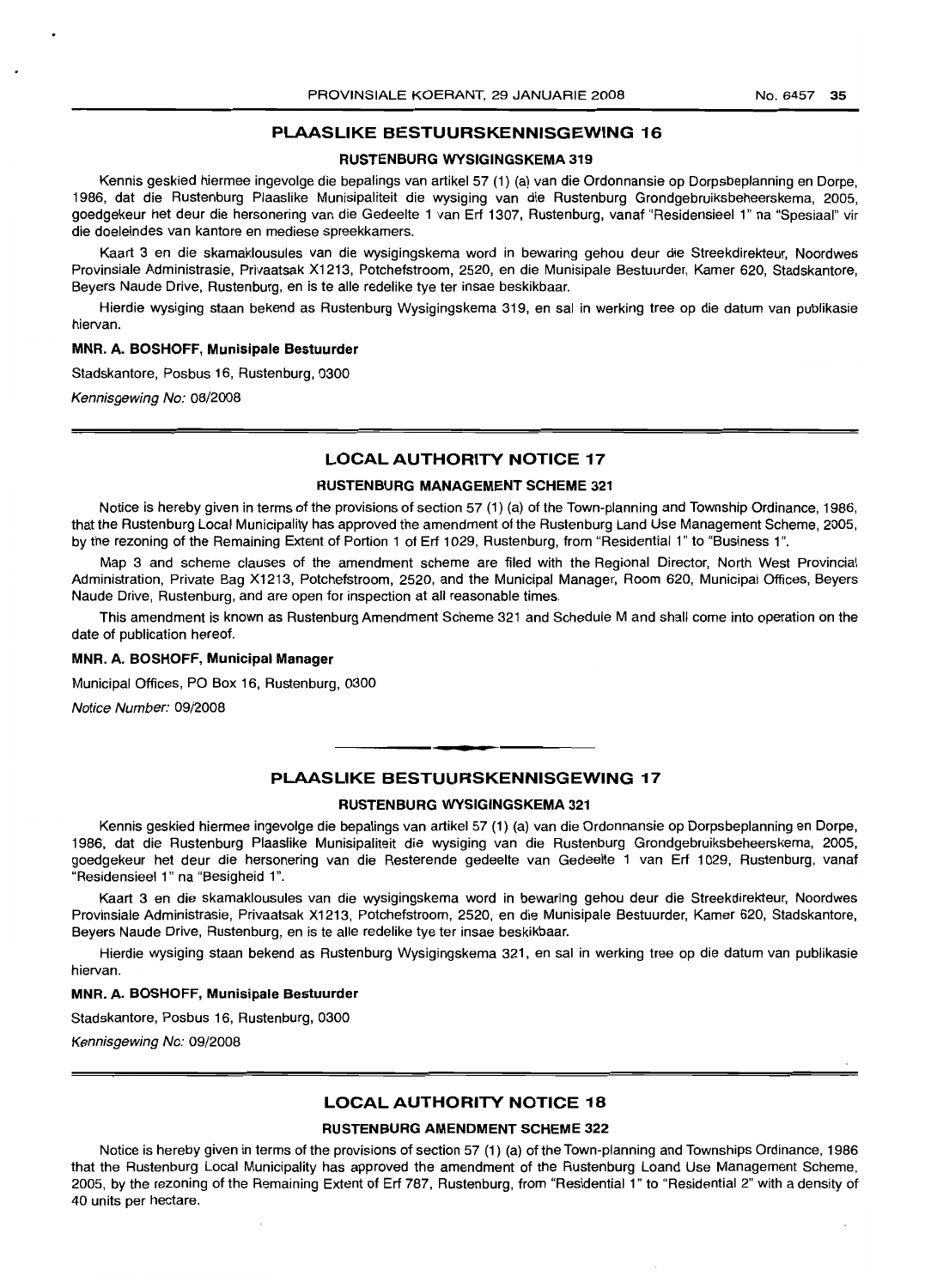## PLAASLIKE BESTUURSKENNISGEWING 16

### RUSTENBURG WYSIGINGSKEMA 319

Kennis geskied hiermee ingevolge die bepalings van artikel 57 (1) (a) van die Ordonnansie op Dorpsbeplanning en Dorpe, 1986, dat die Rustenburg Plaaslike Munisipaliteit die wysiging van die Rustenburg Grondgebruiksbeheerskema, 2005, goedgekeur het deur die hersonering van die Gedeelte 1 van Erf 1307, Rustenburg, vanaf "Residensieel 1" na "Spesiaal" vir die doeleindes van kantore en mediese spreekkamers.

Kaart 3 en die skemaklousules van die wysigingskema word in bewaring gehou deur die Streekdirekteur, Noordwes Provinsiale Administrasie, Privaatsak X1213, Potchefstroom, 2520, en die Munisipale Bestuurder, Kamer 620, Stadskantore, Beyers Naude Drive, Rustenburg, en is te alle redelike tye ter insae beskikbaar.

Hierdie wysiging staan bekend as Rustenburg Wysigingskema 319, en sal in werking tree op die datum van publikasie hiervan.

**MNR. A. BOSHOFF, Munisipale Bestuurder**

Stadskantore, Posbus 16, Rustenburg, 0300

*Kennisgewing No: 08/2008*

---

## LOCAL AUTHORITY NOTICE 17

### RUSTENBURG MANAGEMENT SCHEME 321

Notice is hereby given in terms of the provisions of section 57 (1) (a) of the Town-planning and Township Ordinance, 1986, that the Rustenburg Local Municipality has approved the amendment of the Rustenburg Land Use Management Scheme, 2005, by the rezoning of the Remaining Extent of Portion 1 of Erf 1029, Rustenburg, from "Residential 1" to "Business 1".

Map 3 and scheme clauses of the amendment scheme are filed with the Regional Director, North West Provincial Administration, Private Bag X1213, Potchefstroom, 2520, and the Municipal Manager, Room 620, Municipal Offices, Beyers Naude Drive, Rustenburg, and are open for inspection at all reasonable times.

This amendment is known as Rustenburg Amendment Scheme 321 and Schedule M and shall come into operation on the date of publication hereof.

**MNR. A. BOSHOFF, Municipal Manager**

Municipal Offices, PO Box 16, Rustenburg, 0300

*Notice Number: 09/2008*

---

## PLAASLIKE BESTUURSKENNISGEWING 17

### RUSTENBURG WYSIGINGSKEMA 321

Kennis geskied hiermee ingevolge die bepalings van artikel 57 (1) (a) van die Ordonnansie op Dorpsbeplanning en Dorpe, 1986, dat die Rustenburg Plaaslike Munisipaliteit die wysiging van die Rustenburg Grondgebruiksbeheerskema, 2005, goedgekeur het deur die hersonering van die Resterende gedeelte van Gedeelte 1 van Erf 1029, Rustenburg, vanaf "Residensieel 1" na "Besigheid 1".

Kaart 3 en die skamaklousules van die wysigingskema word in bewaring gehou deur die Streekdirekteur, Noordwes Provinsiale Administrasie, Privaatsak X1213, Potchefstroom, 2520, en die Munisipale Bestuurder, Kamer 620, Stadskantore, Beyers Naude Drive, Rustenburg, en is te alle redelike tye ter insae beskikbaar.

Hierdie wysiging staan bekend as Rustenburg Wysigingskema 321, en sal in werking tree op die datum van publikasie hiervan.

**MNR. A. BOSHOFF, Munisipale Bestuurder**

Stadskantore, Posbus 16, Rustenburg, 0300

*Kennisgewing No: 09/2008*

---

## LOCAL AUTHORITY NOTICE 18

### RUSTENBURG AMENDMENT SCHEME 322

Notice is hereby given in terms of the provisions of section 57 (1) (a) of the Town-planning and Townships Ordinance, 1986 that the Rustenburg Local Municipality has approved the amendment of the Rustenburg Loand Use Management Scheme, 2005, by the rezoning of the Remaining Extent of Erf 787, Rustenburg, from "Residential 1" to "Residential 2" with a density of 40 units per hectare.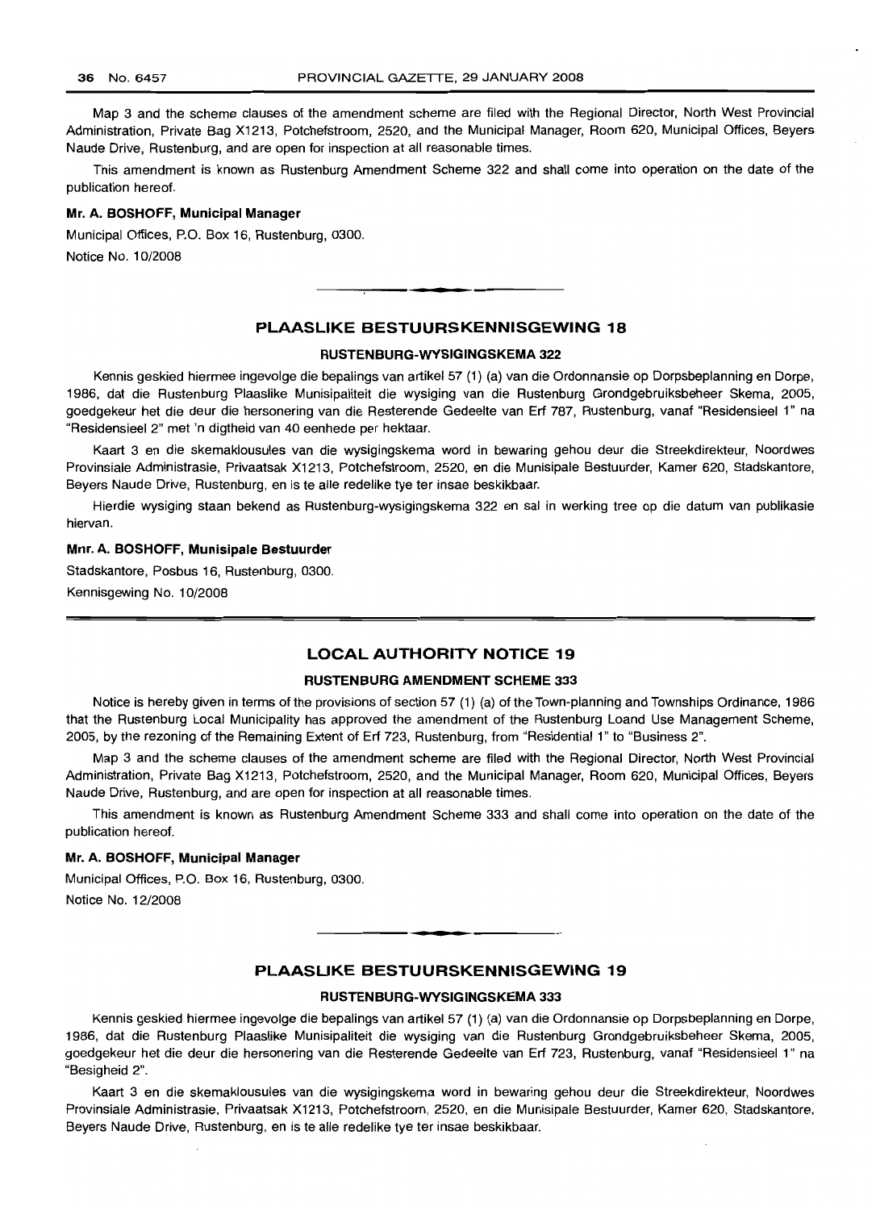Map 3 and the scheme clauses of the amendment scheme are filed with the Regional Director, North West Provincial Administration, Private Bag X1213, Potchefstroom, 2520, and the Municipal Manager, Room 620, Municipal Offices, Beyers Naude Drive, Rustenburg, and are open for inspection at all reasonable times.

This amendment is known as Rustenburg Amendment Scheme 322 and shall come into operation on the date of the publication hereof.

**Mr. A. BOSHOFF, Municipal Manager**

Municipal Offices, P.O. Box 16, Rustenburg, 0300.

Notice No. 10/2008

## PLAASLIKE BESTUURSKENNISGEWING 18

### RUSTENBURG-WYSIGINGSKEMA 322

Kennis geskied hiermee ingevolge die bepalings van artikel 57 (1) (a) van die Ordonnansie op Dorpsbeplanning en Dorpe, 1986, dat die Rustenburg Plaaslike Munisipaliteit die wysiging van die Rustenburg Grondgebruiksbeheer Skema, 2005, goedgekeur het die deur die hersonering van die Resterende Gedeelte van Erf 787, Rustenburg, vanaf "Residensieel 1" na "Residensieel 2" met 'n digtheid van 40 eenhede per hektaar.

Kaart 3 en die skemaklousules van die wysigingskema word in bewaring gehou deur die Streekdirekteur, Noordwes Provinsiale Administrasie, Privaatsak X1213, Potchefstroom, 2520, en die Munisipale Bestuurder, Kamer 620, Stadskantore, Beyers Naude Drive, Rustenburg, en is te alle redelike tye ter insae beskikbaar.

Hierdie wysiging staan bekend as Rustenburg-wysigingskema 322 en sal in werking tree op die datum van publikasie hiervan.

**Mnr. A. BOSHOFF, Munisipale Bestuurder**

Stadskantore, Posbus 16, Rustenburg, 0300.

Kennisgewing No. 10/2008

## LOCAL AUTHORITY NOTICE 19

### RUSTENBURG AMENDMENT SCHEME 333

Notice is hereby given in terms of the provisions of section 57 (1) (a) of the Town-planning and Townships Ordinance, 1986 that the Rustenburg Local Municipality has approved the amendment of the Rustenburg Loand Use Management Scheme, 2005, by the rezoning of the Remaining Extent of Erf 723, Rustenburg, from "Residential 1" to "Business 2".

Map 3 and the scheme clauses of the amendment scheme are filed with the Regional Director, North West Provincial Administration, Private Bag X1213, Potchefstroom, 2520, and the Municipal Manager, Room 620, Municipal Offices, Beyers Naude Drive, Rustenburg, and are open for inspection at all reasonable times.

This amendment is known as Rustenburg Amendment Scheme 333 and shall come into operation on the date of the publication hereof.

**Mr. A. BOSHOFF, Municipal Manager**

Municipal Offices, P.O. Box 16, Rustenburg, 0300.

Notice No. 12/2008

## PLAASLIKE BESTUURSKENNISGEWING 19

### RUSTENBURG-WYSIGINGSKEMA 333

Kennis geskied hiermee ingevolge die bepalings van artikel 57 (1) (a) van die Ordonnansie op Dorpsbeplanning en Dorpe, 1986, dat die Rustenburg Plaaslike Munisipaliteit die wysiging van die Rustenburg Grondgebruiksbeheer Skema, 2005, goedgekeur het die deur die hersonering van die Resterende Gedeelte van Erf 723, Rustenburg, vanaf "Residensieel 1" na "Besigheid 2".

Kaart 3 en die skemaklousules van die wysigingskema word in bewaring gehou deur die Streekdirekteur, Noordwes Provinsiale Administrasie, Privaatsak X1213, Potchefstroom, 2520, en die Munisipale Bestuurder, Kamer 620, Stadskantore, Beyers Naude Drive, Rustenburg, en is te alle redelike tye ter insae beskikbaar.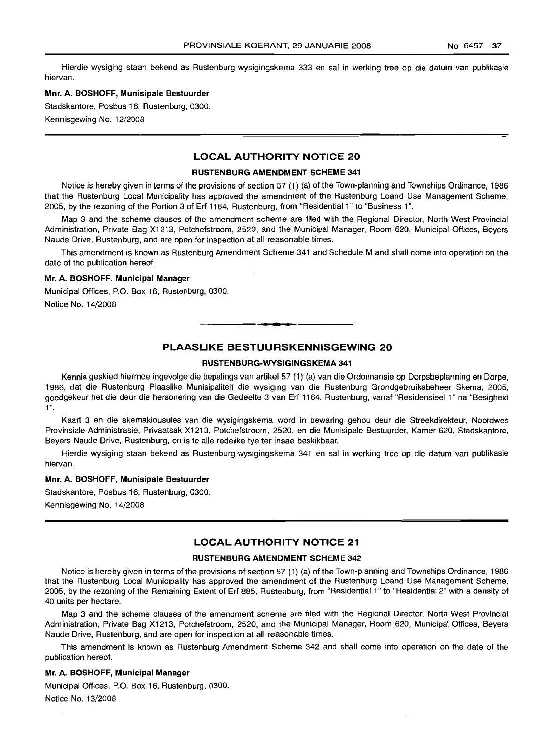Hierdie wysiging staan bekend as Rustenburg-wysigingskema 333 en sal in werking tree op die datum van publikasie hiervan.

**Mnr. A. BOSHOFF, Munisipale Bestuurder**

Stadskantore, Posbus 16, Rustenburg, 0300.

Kennisgewing No. 12/2008

## LOCAL AUTHORITY NOTICE 20

### RUSTENBURG AMENDMENT SCHEME 341

Notice is hereby given in terms of the provisions of section 57 (1) (a) of the Town-planning and Townships Ordinance, 1986 that the Rustenburg Local Municipality has approved the amendment of the Rustenburg Loand Use Management Scheme, 2005, by the rezoning of the Portion 3 of Erf 1164, Rustenburg, from "Residential 1" to "Business 1".

Map 3 and the scheme clauses of the amendment scheme are filed with the Regional Director, North West Provincial Administration, Private Bag X1213, Potchefstroom, 2520, and the Municipal Manager, Room 620, Municipal Offices, Beyers Naude Drive, Rustenburg, and are open for inspection at all reasonable times.

This amendment is known as Rustenburg Amendment Scheme 341 and Schedule M and shall come into operation on the date of the publication hereof.

**Mr. A. BOSHOFF, Municipal Manager**

Municipal Offices, P.O. Box 16, Rustenburg, 0300.

Notice No. 14/2008

## PLAASLIKE BESTUURSKENNISGEWING 20

### RUSTENBURG-WYSIGINGSKEMA 341

Kennis geskied hiermee ingevolge die bepalings van artikel 57 (1) (a) van die Ordonnansie op Dorpsbeplanning en Dorpe, 1986, dat die Rustenburg Plaaslike Munisipaliteit die wysiging van die Rustenburg Grondgebruiksbeheer Skema, 2005, goedgekeur het die deur die hersonering van die Gedeelte 3 van Erf 1164, Rustenburg, vanaf "Residensieel 1" na "Besigheid 1".

Kaart 3 en die skemaklousules van die wysigingskema word in bewaring gehou deur die Streekdirekteur, Noordwes Provinsiale Administrasie, Privaatsak X1213, Potchefstroom, 2520, en die Munisipale Bestuurder, Kamer 620, Stadskantore, Beyers Naude Drive, Rustenburg, en is te alle redelike tye ter insae beskikbaar.

Hierdie wysiging staan bekend as Rustenburg-wysigingskema 341 en sal in werking tree op die datum van publikasie hiervan.

**Mnr. A. BOSHOFF, Munisipale Bestuurder**

Stadskantore, Posbus 16, Rustenburg, 0300.

Kennisgewing No. 14/2008

## LOCAL AUTHORITY NOTICE 21

### RUSTENBURG AMENDMENT SCHEME 342

Notice is hereby given in terms of the provisions of section 57 (1) (a) of the Town-planning and Townships Ordinance, 1986 that the Rustenburg Local Municipality has approved the amendment of the Rustenburg Loand Use Management Scheme, 2005, by the rezoning of the Remaining Extent of Erf 885, Rustenburg, from "Residential 1" to "Residential 2" with a density of 40 units per hectare.

Map 3 and the scheme clauses of the amendment scheme are filed with the Regional Director, North West Provincial Administration, Private Bag X1213, Potchefstroom, 2520, and the Municipal Manager, Room 620, Municipal Offices, Beyers Naude Drive, Rustenburg, and are open for inspection at all reasonable times.

This amendment is known as Rustenburg Amendment Scheme 342 and shall come into operation on the date of the publication hereof.

**Mr. A. BOSHOFF, Municipal Manager**

Municipal Offices, P.O. Box 16, Rustenburg, 0300.

Notice No. 13/2008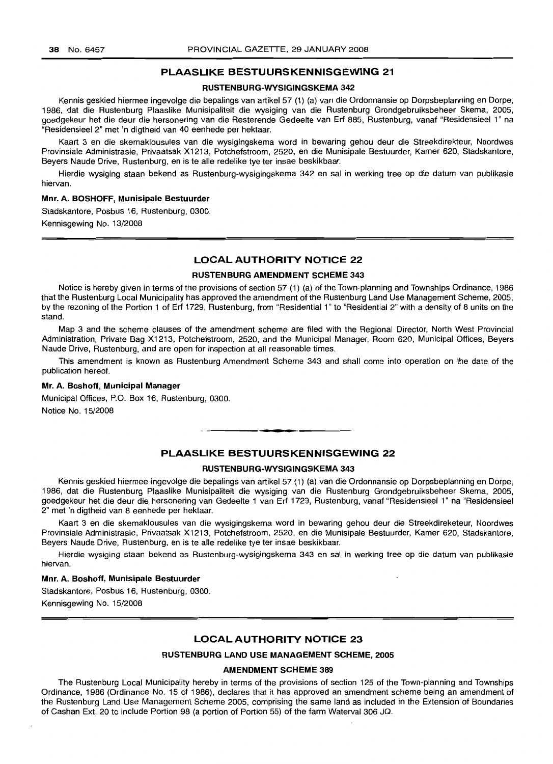## PLAASLIKE BESTUURSKENNISGEWING 21

### RUSTENBURG-WYSIGINGSKEMA 342

Kennis geskied hiermee ingevolge die bepalings van artikel 57 (1) (a) van die Ordonnansie op Dorpsbeplanning en Dorpe, 1986, dat die Rustenburg Plaaslike Munisipaliteit die wysiging van die Rustenburg Grondgebruiksbeheer Skema, 2005, goedgekeur het die deur die hersonering van die Resterende Gedeelte van Erf 885, Rustenburg, vanaf "Residensieel 1" na "Residensieel 2" met 'n digtheid van 40 eenhede per hektaar.

Kaart 3 en die skemaklousules van die wysigingskema word in bewaring gehou deur die Streekdirekteur, Noordwes Provinsiale Administrasie, Privaatsak X1213, Potchefstroom, 2520, en die Munisipale Bestuurder, Kamer 620, Stadskantore, Beyers Naude Drive, Rustenburg, en is te alle redelike tye ter insae beskikbaar.

Hierdie wysiging staan bekend as Rustenburg-wysigingskema 342 en sal in werking tree op die datum van publikasie hiervan.

**Mnr. A. BOSHOFF, Munisipale Bestuurder**

Stadskantore, Posbus 16, Rustenburg, 0300.

Kennisgewing No. 13/2008

---

## LOCAL AUTHORITY NOTICE 22

### RUSTENBURG AMENDMENT SCHEME 343

Notice is hereby given in terms of the provisions of section 57 (1) (a) of the Town-planning and Townships Ordinance, 1986 that the Rustenburg Local Municipality has approved the amendment of the Rustenburg Land Use Management Scheme, 2005, by the rezoning of the Portion 1 of Erf 1729, Rustenburg, from "Residential 1" to "Residential 2" with a density of 8 units on the stand.

Map 3 and the scheme clauses of the amendment scheme are filed with the Regional Director, North West Provincial Administration, Private Bag X1213, Potchefstroom, 2520, and the Municipal Manager, Room 620, Municipal Offices, Beyers Naude Drive, Rustenburg, and are open for inspection at all reasonable times.

This amendment is known as Rustenburg Amendment Scheme 343 and shall come into operation on the date of the publication hereof.

**Mr. A. Boshoff, Municipal Manager**

Municipal Offices, P.O. Box 16, Rustenburg, 0300.

Notice No. 15/2008

---

## PLAASLIKE BESTUURSKENNISGEWING 22

### RUSTENBURG-WYSIGINGSKEMA 343

Kennis geskied hiermee ingevolge die bepalings van artikel 57 (1) (a) van die Ordonnansie op Dorpsbeplanning en Dorpe, 1986, dat die Rustenburg Plaaslike Munisipaliteit die wysiging van die Rustenburg Grondgebruiksbeheer Skema, 2005, goedgekeur het die deur die hersonering van Gedeelte 1 van Erf 1729, Rustenburg, vanaf "Residensieel 1" na "Residensieel 2" met 'n digtheid van 8 eenhede per hektaar.

Kaart 3 en die skemaklousules van die wysigingskema word in bewaring gehou deur die Streekdireketeur, Noordwes Provinsiale Administrasie, Privaatsak X1213, Potchefstroom, 2520, en die Munisipale Bestuurder, Kamer 620, Stadskantore, Beyers Naude Drive, Rustenburg, en is te alle redelike tye ter insae beskikbaar.

Hierdie wysiging staan bekend as Rustenburg-wysigingskema 343 en sal in werking tree op die datum van publikasie hiervan.

**Mnr. A. Boshoff, Munisipale Bestuurder**

Stadskantore, Posbus 16, Rustenburg, 0300.

Kennisgewing No. 15/2008

---

## LOCAL AUTHORITY NOTICE 23

### RUSTENBURG LAND USE MANAGEMENT SCHEME, 2005

### AMENDMENT SCHEME 389

The Rustenburg Local Municipality hereby in terms of the provisions of section 125 of the Town-planning and Townships Ordinance, 1986 (Ordinance No. 15 of 1986), declares that it has approved an amendment scheme being an amendment of the Rustenburg Land Use Management Scheme 2005, comprising the same land as included in the Extension of Boundaries of Cashan Ext. 20 to include Portion 98 (a portion of Portion 55) of the farm Waterval 306 JQ.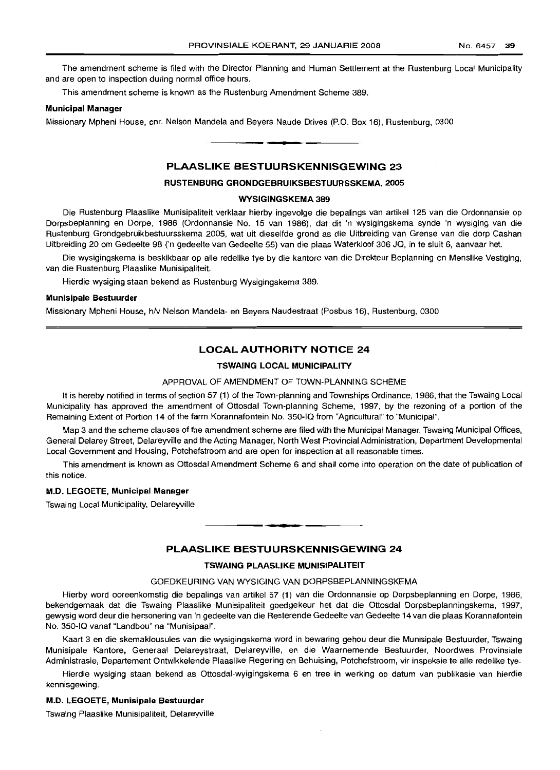The amendment scheme is filed with the Director Planning and Human Settlement at the Rustenburg Local Municipality and are open to inspection during normal office hours.

This amendment scheme is known as the Rustenburg Amendment Scheme 389.

**Municipal Manager**

Missionary Mpheni House, cnr. Nelson Mandela and Beyers Naude Drives (P.O. Box 16), Rustenburg, 0300

## PLAASLIKE BESTUURSKENNISGEWING 23

### RUSTENBURG GRONDGEBRUIKSBESTUURSSKEMA, 2005

### WYSIGINGSKEMA 389

Die Rustenburg Plaaslike Munisipaliteit verklaar hierby ingevolge die bepalings van artikel 125 van die Ordonnansie op Dorpsbeplanning en Dorpe, 1986 (Ordonnansie No. 15 van 1986), dat dit 'n wysigingskema synde 'n wysiging van die Rustenburg Grondgebruikbestuursskema 2005, wat uit dieselfde grond as die Uitbreiding van Grense van die dorp Cashan Uitbreiding 20 om Gedeelte 98 ('n gedeelte van Gedeelte 55) van die plaas Waterkloof 306 JQ, in te sluit 6, aanvaar het.

Die wysigingskema is beskikbaar op alle redelike tye by die kantore van die Direkteur Beplanning en Menslike Vestiging, van die Rustenburg Plaaslike Munisipaliteit.

Hierdie wysiging staan bekend as Rustenburg Wysigingskema 389.

**Munisipale Bestuurder**

Missionary Mpheni House, h/v Nelson Mandela- en Beyers Naudestraat (Posbus 16), Rustenburg, 0300

## LOCAL AUTHORITY NOTICE 24

### TSWAING LOCAL MUNICIPALITY

APPROVAL OF AMENDMENT OF TOWN-PLANNING SCHEME

It is hereby notified in terms of section 57 (1) of the Town-planning and Townships Ordinance, 1986, that the Tswaing Local Municipality has approved the amendment of Ottosdal Town-planning Scheme, 1997, by the rezoning of a portion of the Remaining Extent of Portion 14 of the farm Korannafontein No. 350-IQ from "Agricultural" to "Municipal".

Map 3 and the scheme clauses of the amendment scheme are filed with the Municipal Manager, Tswaing Municipal Offices, General Delarey Street, Delareyville and the Acting Manager, North West Provincial Administration, Department Developmental Local Government and Housing, Potchefstroom and are open for inspection at all reasonable times.

This amendment is known as Ottosdal Amendment Scheme 6 and shall come into operation on the date of publication of this notice.

**M.D. LEGOETE, Municipal Manager**

Tswaing Local Municipality, Delareyville

## PLAASLIKE BESTUURSKENNISGEWING 24

### TSWAING PLAASLIKE MUNISIPALITEIT

GOEDKEURING VAN WYSIGING VAN DORPSBEPLANNINGSKEMA

Hierby word ooreenkomstig die bepalings van artikel 57 (1) van die Ordonnansie op Dorpsbeplanning en Dorpe, 1986, bekendgemaak dat die Tswaing Plaaslike Munisipaliteit goedgekeur het dat die Ottosdal Dorpsbeplanningskema, 1997, gewysig word deur die hersonering van 'n gedeelte van die Resterende Gedeelte van Gedeelte 14 van die plaas Korannafontein No. 350-IQ vanaf "Landbou" na "Munisipaal".

Kaart 3 en die skemaklousules van die wysigingskema word in bewaring gehou deur die Munisipale Bestuurder, Tswaing Munisipale Kantore, Generaal Delareystraat, Delareyville, en die Waarnemende Bestuurder, Noordwes Provinsiale Administrasie, Departement Ontwikkelende Plaaslike Regering en Behuising, Potchefstroom, vir inspeksie te alle redelike tye.

Hierdie wysiging staan bekend as Ottosdal-wyigingskema 6 en tree in werking op datum van publikasie van hierdie kennisgewing.

**M.D. LEGOETE, Munisipale Bestuurder**

Tswaing Plaaslike Munisipaliteit, Delareyville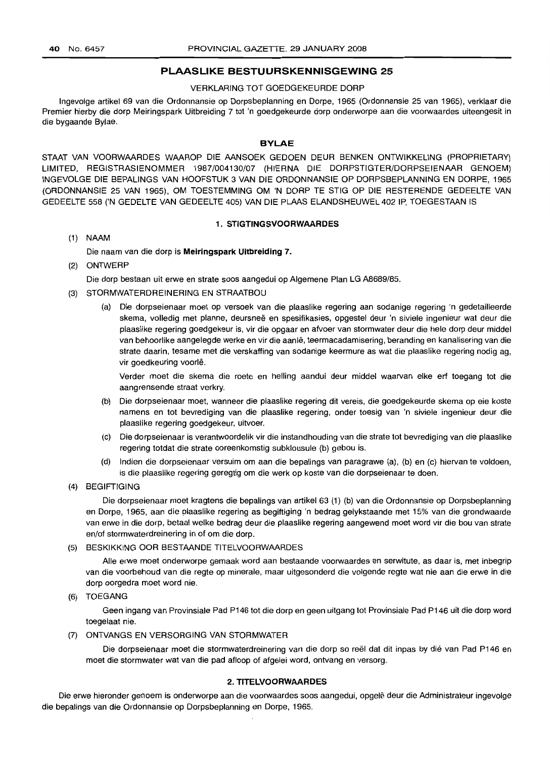## PLAASLIKE BESTUURSKENNISGEWING 25

VERKLARING TOT GOEDGEKEURDE DORP

Ingevolge artikel 69 van die Ordonnansie op Dorpsbeplanning en Dorpe, 1965 (Ordonnansie 25 van 1965), verklaar die Premier hierby die dorp Meiringspark Uitbreiding 7 tot 'n goedgekeurde dorp onderworpe aan die voorwaardes uiteengesit in die bygaande Bylae.

### BYLAE

STAAT VAN VOORWAARDES WAAROP DIE AANSOEK GEDOEN DEUR BENKEN ONTWIKKELING (PROPRIETARY) LIMITED, REGISTRASIENOMMER 1987/004130/07 (HIERNA DIE DORPSTIGTER/DORPSEIENAAR GENOEM) INGEVOLGE DIE BEPALINGS VAN HOOFSTUK 3 VAN DIE ORDONNANSIE OP DORPSBEPLANNING EN DORPE, 1965 (ORDONNANSIE 25 VAN 1965), OM TOESTEMMING OM 'N DORP TE STIG OP DIE RESTERENDE GEDEELTE VAN GEDEELTE 558 ('N GEDELTE VAN GEDEELTE 405) VAN DIE PLAAS ELANDSHEUWEL 402 IP, TOEGESTAAN IS

### 1. STIGTINGSVOORWAARDES

(1) NAAM

Die naam van die dorp is **Meiringspark Uitbreiding 7.**

(2) ONTWERP

Die dorp bestaan uit erwe en strate soos aangedui op Algemene Plan LG A8689/85.

(3) STORMWATERDREINERING EN STRAATBOU

(a) Die dorpseienaar moet op versoek van die plaaslike regering aan sodanige regering 'n gedetailleerde skema, volledig met planne, deursneë en spesifikasies, opgestel deur 'n siviele ingenieur wat deur die plaaslike regering goedgekeur is, vir die opgaar en afvoer van stormwater deur die hele dorp deur middel van behoorlike aangelegde werke en vir die aanlê, teermacadamisering, beranding en kanalisering van die strate daarin, tesame met die verskaffing van sodanige keermure as wat die plaaslike regering nodig ag, vir goedkeuring voorlê.

Verder moet die skema die roete en helling aandui deur middel waarvan elke erf toegang tot die aangrensende straat verkry.

(b) Die dorpseienaar moet, wanneer die plaaslike regering dit vereis, die goedgekeurde skema op eie koste namens en tot bevrediging van die plaaslike regering, onder toesig van 'n siviele ingenieur deur die plaaslike regering goedgekeur, uitvoer.

(c) Die dorpseienaar is verantwoordelik vir die instandhouding van die strate tot bevrediging van die plaaslike regering totdat die strate ooreenkomstig subklousule (b) gebou is.

(d) Indien die dorpseienaar versuim om aan die bepalings van paragrawe (a), (b) en (c) hiervan te voldoen, is die plaaslike regering geregtig om die werk op koste van die dorpseienaar te doen.

(4) BEGIFTIGING

Die dorpseienaar moet kragtens die bepalings van artikel 63 (1) (b) van die Ordonnansie op Dorpsbeplanning en Dorpe, 1965, aan die plaaslike regering as begiftiging 'n bedrag gelykstaande met 15% van die grondwaarde van erwe in die dorp, betaal welke bedrag deur die plaaslike regering aangewend moet word vir die bou van strate en/of stormwaterdreinering in of om die dorp.

(5) BESKIKKING OOR BESTAANDE TITELVOORWAARDES

Alle erwe moet onderworpe gemaak word aan bestaande voorwaardes en serwitute, as daar is, met inbegrip van die voorbehoud van die regte op minerale, maar uitgesonderd die volgende regte wat nie aan die erwe in die dorp oorgedra moet word nie.

(6) TOEGANG

Geen ingang van Provinsiale Pad P146 tot die dorp en geen uitgang tot Provinsiale Pad P146 uit die dorp word toegelaat nie.

(7) ONTVANGS EN VERSORGING VAN STORMWATER

Die dorpseienaar moet die stormwaterdreinering van die dorp so reël dat dit inpas by dié van Pad P146 en moet die stormwater wat van die pad afloop of afgelei word, ontvang en versorg.

### 2. TITELVOORWAARDES

Die erwe hieronder genoem is onderworpe aan die voorwaardes soos aangedui, opgelê deur die Administrateur ingevolge die bepalings van die Ordonnansie op Dorpsbeplanning en Dorpe, 1965.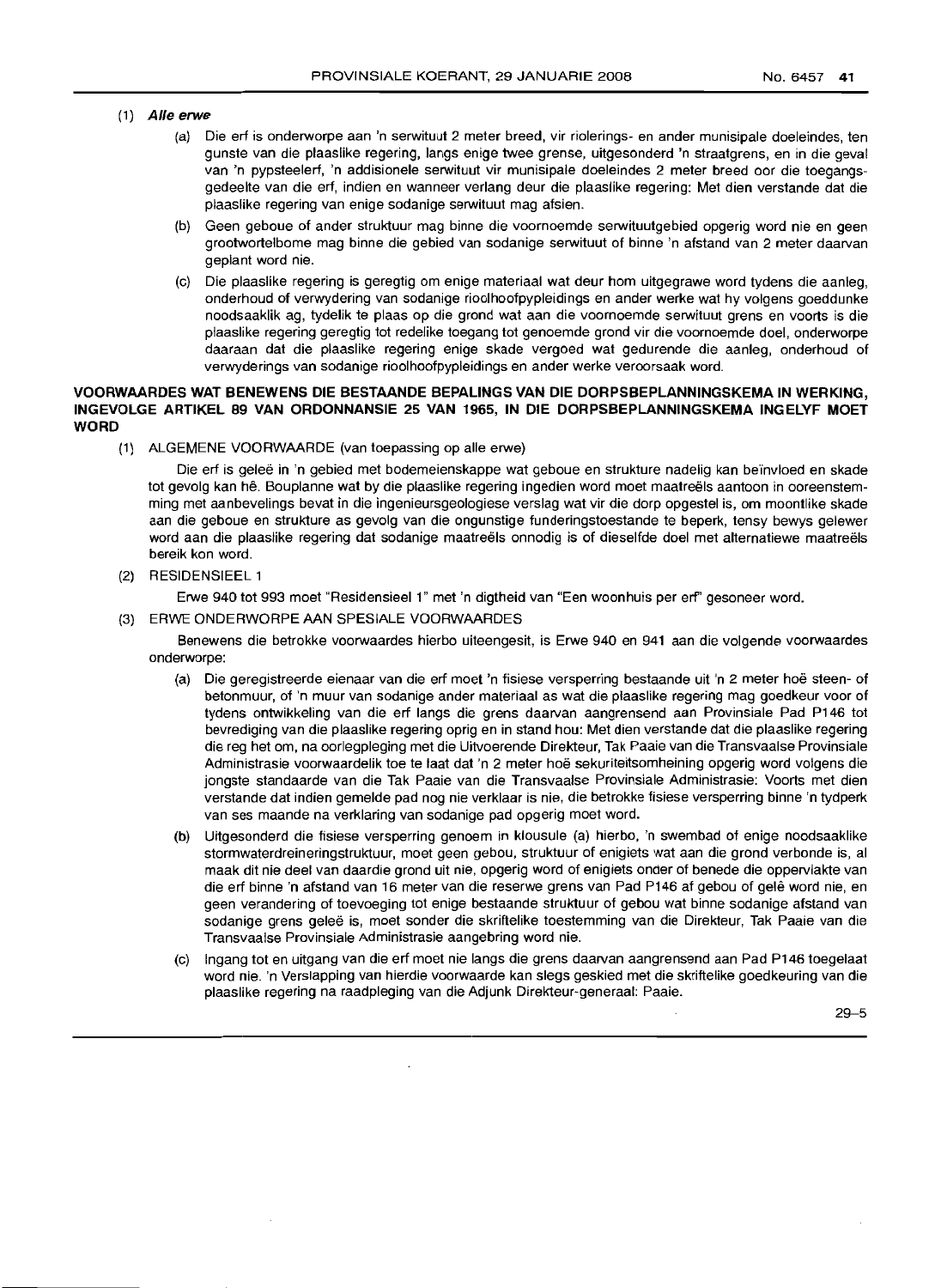(1) ***Alle erwe***

(a) Die erf is onderworpe aan 'n serwituut 2 meter breed, vir riolerings- en ander munisipale doeleindes, ten gunste van die plaaslike regering, langs enige twee grense, uitgesonderd 'n straatgrens, en in die geval van 'n pypsteelerf, 'n addisionele serwituut vir munisipale doeleindes 2 meter breed oor die toegangsgedeelte van die erf, indien en wanneer verlang deur die plaaslike regering: Met dien verstande dat die plaaslike regering van enige sodanige serwituut mag afsien.

(b) Geen geboue of ander struktuur mag binne die voornoemde serwituutgebied opgerig word nie en geen grootwortelbome mag binne die gebied van sodanige serwituut of binne 'n afstand van 2 meter daarvan geplant word nie.

(c) Die plaaslike regering is geregtig om enige materiaal wat deur hom uitgegrawe word tydens die aanleg, onderhoud of verwydering van sodanige rioolhoofpypleidings en ander werke wat hy volgens goeddunke noodsaaklik ag, tydelik te plaas op die grond wat aan die voornoemde serwituut grens en voorts is die plaaslike regering geregtig tot redelike toegang tot genoemde grond vir die voornoemde doel, onderworpe daaraan dat die plaaslike regering enige skade vergoed wat gedurende die aanleg, onderhoud of verwyderings van sodanige rioolhoofpypleidings en ander werke veroorsaak word.

**VOORWAARDES WAT BENEWENS DIE BESTAANDE BEPALINGS VAN DIE DORPSBEPLANNINGSKEMA IN WERKING, INGEVOLGE ARTIKEL 89 VAN ORDONNANSIE 25 VAN 1965, IN DIE DORPSBEPLANNINGSKEMA INGELYF MOET WORD**

(1) ALGEMENE VOORWAARDE (van toepassing op alle erwe)

Die erf is geleë in 'n gebied met bodemeienskappe wat geboue en strukture nadelig kan beïnvloed en skade tot gevolg kan hê. Bouplanne wat by die plaaslike regering ingedien word moet maatreëls aantoon in ooreenstemming met aanbevelings bevat in die ingenieursgeologiese verslag wat vir die dorp opgestel is, om moontlike skade aan die geboue en strukture as gevolg van die ongunstige funderingstoestande te beperk, tensy bewys gelewer word aan die plaaslike regering dat sodanige maatreëls onnodig is of dieselfde doel met alternatiewe maatreëls bereik kon word.

(2) RESIDENSIEEL 1

Erwe 940 tot 993 moet "Residensieel 1" met 'n digtheid van "Een woonhuis per erf" gesoneer word.

(3) ERWE ONDERWORPE AAN SPESIALE VOORWAARDES

Benewens die betrokke voorwaardes hierbo uiteengesit, is Erwe 940 en 941 aan die volgende voorwaardes onderworpe:

(a) Die geregistreerde eienaar van die erf moet 'n fisiese versperring bestaande uit 'n 2 meter hoë steen- of betonmuur, of 'n muur van sodanige ander materiaal as wat die plaaslike regering mag goedkeur voor of tydens ontwikkeling van die erf langs die grens daarvan aangrensend aan Provinsiale Pad P146 tot bevrediging van die plaaslike regering oprig en in stand hou: Met dien verstande dat die plaaslike regering die reg het om, na oorlegpleging met die Uitvoerende Direkteur, Tak Paaie van die Transvaalse Provinsiale Administrasie voorwaardelik toe te laat dat 'n 2 meter hoë sekuriteitsomheining opgerig word volgens die jongste standaarde van die Tak Paaie van die Transvaalse Provinsiale Administrasie: Voorts met dien verstande dat indien gemelde pad nog nie verklaar is nie, die betrokke fisiese versperring binne 'n tydperk van ses maande na verklaring van sodanige pad opgerig moet word.

(b) Uitgesonderd die fisiese versperring genoem in klousule (a) hierbo, 'n swembad of enige noodsaaklike stormwaterdreineringstruktuur, moet geen gebou, struktuur of enigiets wat aan die grond verbonde is, al maak dit nie deel van daardie grond uit nie, opgerig word of enigiets onder of benede die oppervlakte van die erf binne 'n afstand van 16 meter van die reserwe grens van Pad P146 af gebou of gelê word nie, en geen verandering of toevoeging tot enige bestaande struktuur of gebou wat binne sodanige afstand van sodanige grens geleë is, moet sonder die skriftelike toestemming van die Direkteur, Tak Paaie van die Transvaalse Provinsiale Administrasie aangebring word nie.

(c) Ingang tot en uitgang van die erf moet nie langs die grens daarvan aangrensend aan Pad P146 toegelaat word nie. 'n Verslapping van hierdie voorwaarde kan slegs geskied met die skriftelike goedkeuring van die plaaslike regering na raadpleging van die Adjunk Direkteur-generaal: Paaie.

29–5